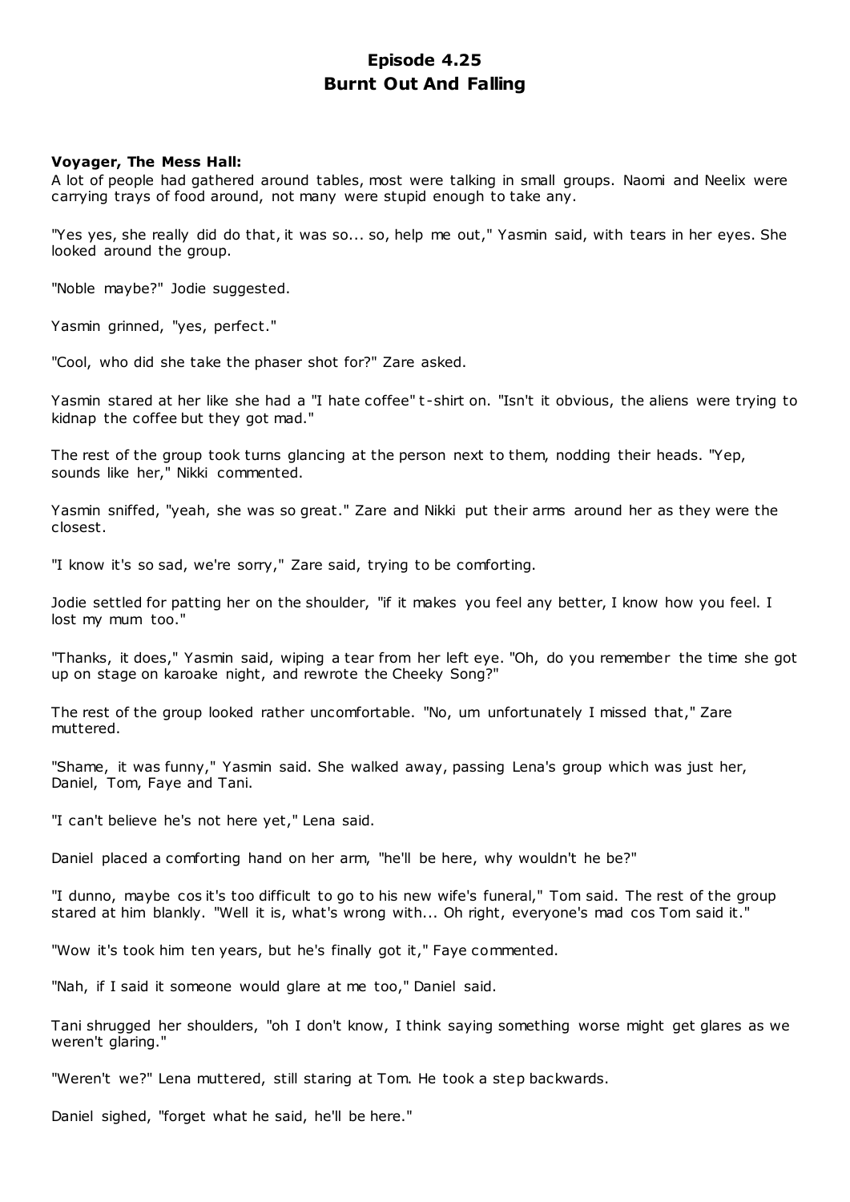# Episode 4.25
# Burnt Out And Falling

**Voyager, The Mess Hall:**
A lot of people had gathered around tables, most were talking in small groups. Naomi and Neelix were carrying trays of food around, not many were stupid enough to take any.

"Yes yes, she really did do that, it was so... so, help me out," Yasmin said, with tears in her eyes. She looked around the group.

"Noble maybe?" Jodie suggested.

Yasmin grinned, "yes, perfect."

"Cool, who did she take the phaser shot for?" Zare asked.

Yasmin stared at her like she had a "I hate coffee" t-shirt on. "Isn't it obvious, the aliens were trying to kidnap the coffee but they got mad."

The rest of the group took turns glancing at the person next to them, nodding their heads. "Yep, sounds like her," Nikki commented.

Yasmin sniffed, "yeah, she was so great." Zare and Nikki put their arms around her as they were the closest.

"I know it's so sad, we're sorry," Zare said, trying to be comforting.

Jodie settled for patting her on the shoulder, "if it makes you feel any better, I know how you feel. I lost my mum too."

"Thanks, it does," Yasmin said, wiping a tear from her left eye. "Oh, do you remember the time she got up on stage on karoake night, and rewrote the Cheeky Song?"

The rest of the group looked rather uncomfortable. "No, um unfortunately I missed that," Zare muttered.

"Shame, it was funny," Yasmin said. She walked away, passing Lena's group which was just her, Daniel, Tom, Faye and Tani.

"I can't believe he's not here yet," Lena said.

Daniel placed a comforting hand on her arm, "he'll be here, why wouldn't he be?"

"I dunno, maybe cos it's too difficult to go to his new wife's funeral," Tom said. The rest of the group stared at him blankly. "Well it is, what's wrong with... Oh right, everyone's mad cos Tom said it."

"Wow it's took him ten years, but he's finally got it," Faye commented.

"Nah, if I said it someone would glare at me too," Daniel said.

Tani shrugged her shoulders, "oh I don't know, I think saying something worse might get glares as we weren't glaring."

"Weren't we?" Lena muttered, still staring at Tom. He took a step backwards.

Daniel sighed, "forget what he said, he'll be here."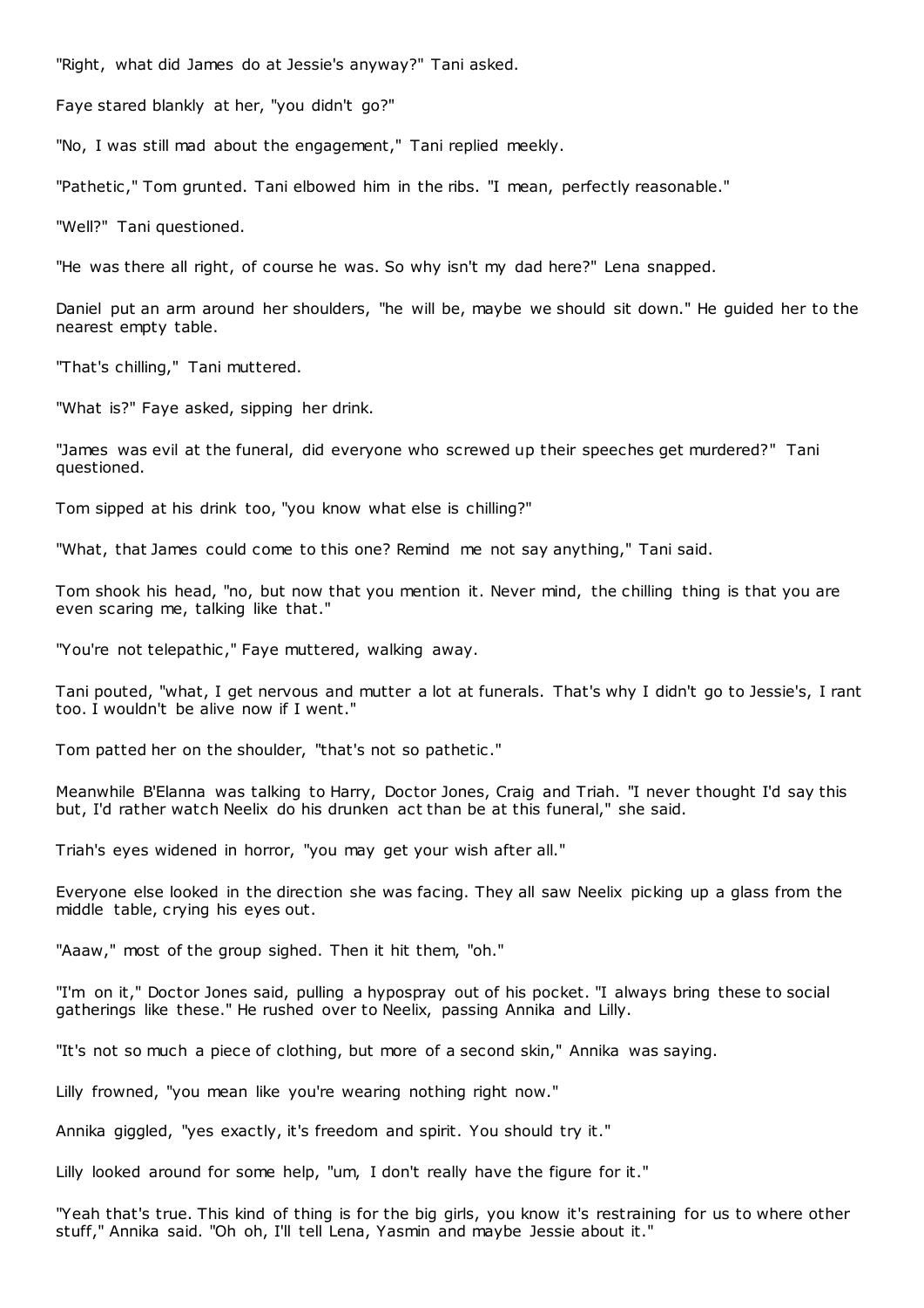"Right, what did James do at Jessie's anyway?" Tani asked.

Faye stared blankly at her, "you didn't go?"

"No, I was still mad about the engagement," Tani replied meekly.

"Pathetic," Tom grunted. Tani elbowed him in the ribs. "I mean, perfectly reasonable."

"Well?" Tani questioned.

"He was there all right, of course he was. So why isn't my dad here?" Lena snapped.

Daniel put an arm around her shoulders, "he will be, maybe we should sit down." He guided her to the nearest empty table.

"That's chilling," Tani muttered.

"What is?" Faye asked, sipping her drink.

"James was evil at the funeral, did everyone who screwed up their speeches get murdered?" Tani questioned.

Tom sipped at his drink too, "you know what else is chilling?"

"What, that James could come to this one? Remind me not say anything," Tani said.

Tom shook his head, "no, but now that you mention it. Never mind, the chilling thing is that you are even scaring me, talking like that."

"You're not telepathic," Faye muttered, walking away.

Tani pouted, "what, I get nervous and mutter a lot at funerals. That's why I didn't go to Jessie's, I rant too. I wouldn't be alive now if I went."

Tom patted her on the shoulder, "that's not so pathetic."

Meanwhile B'Elanna was talking to Harry, Doctor Jones, Craig and Triah. "I never thought I'd say this but, I'd rather watch Neelix do his drunken act than be at this funeral," she said.

Triah's eyes widened in horror, "you may get your wish after all."

Everyone else looked in the direction she was facing. They all saw Neelix picking up a glass from the middle table, crying his eyes out.

"Aaaw," most of the group sighed. Then it hit them, "oh."

"I'm on it," Doctor Jones said, pulling a hypospray out of his pocket. "I always bring these to social gatherings like these." He rushed over to Neelix, passing Annika and Lilly.

"It's not so much a piece of clothing, but more of a second skin," Annika was saying.

Lilly frowned, "you mean like you're wearing nothing right now."

Annika giggled, "yes exactly, it's freedom and spirit. You should try it."

Lilly looked around for some help, "um, I don't really have the figure for it."

"Yeah that's true. This kind of thing is for the big girls, you know it's restraining for us to where other stuff," Annika said. "Oh oh, I'll tell Lena, Yasmin and maybe Jessie about it."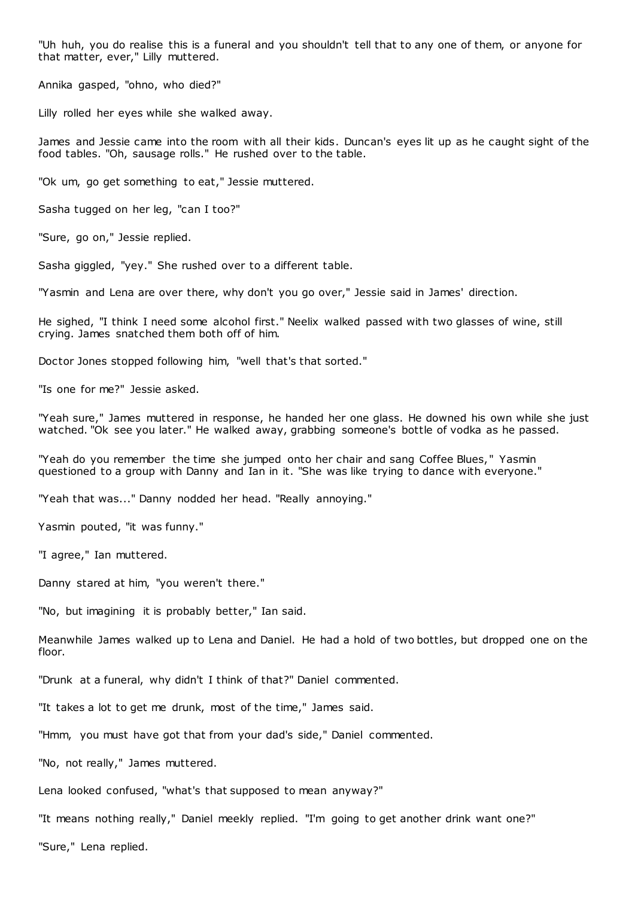"Uh huh, you do realise this is a funeral and you shouldn't tell that to any one of them, or anyone for that matter, ever," Lilly muttered.

Annika gasped, "ohno, who died?"

Lilly rolled her eyes while she walked away.

James and Jessie came into the room with all their kids. Duncan's eyes lit up as he caught sight of the food tables. "Oh, sausage rolls." He rushed over to the table.

"Ok um, go get something to eat," Jessie muttered.

Sasha tugged on her leg, "can I too?"

"Sure, go on," Jessie replied.

Sasha giggled, "yey." She rushed over to a different table.

"Yasmin and Lena are over there, why don't you go over," Jessie said in James' direction.

He sighed, "I think I need some alcohol first." Neelix walked passed with two glasses of wine, still crying. James snatched them both off of him.

Doctor Jones stopped following him, "well that's that sorted."

"Is one for me?" Jessie asked.

"Yeah sure," James muttered in response, he handed her one glass. He downed his own while she just watched. "Ok see you later." He walked away, grabbing someone's bottle of vodka as he passed.

"Yeah do you remember the time she jumped onto her chair and sang Coffee Blues," Yasmin questioned to a group with Danny and Ian in it. "She was like trying to dance with everyone."

"Yeah that was..." Danny nodded her head. "Really annoying."

Yasmin pouted, "it was funny."

"I agree," Ian muttered.

Danny stared at him, "you weren't there."

"No, but imagining it is probably better," Ian said.

Meanwhile James walked up to Lena and Daniel. He had a hold of two bottles, but dropped one on the floor.

"Drunk at a funeral, why didn't I think of that?" Daniel commented.

"It takes a lot to get me drunk, most of the time," James said.

"Hmm, you must have got that from your dad's side," Daniel commented.

"No, not really," James muttered.

Lena looked confused, "what's that supposed to mean anyway?"

"It means nothing really," Daniel meekly replied. "I'm going to get another drink want one?"

"Sure," Lena replied.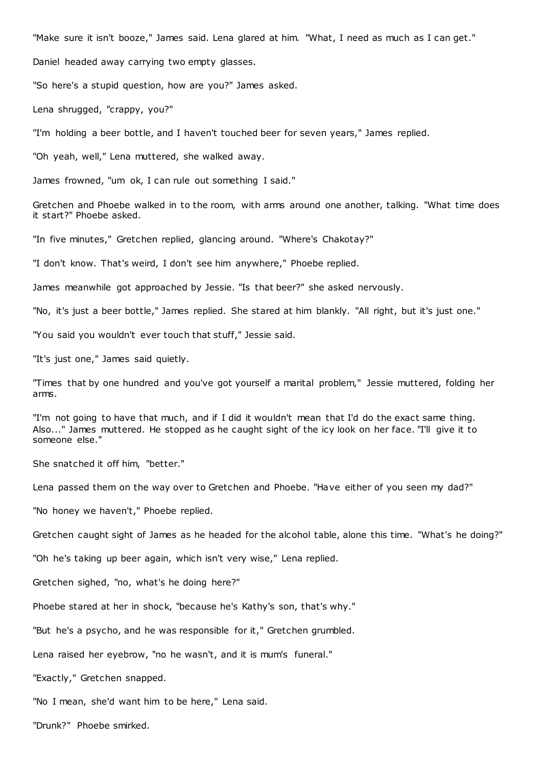"Make sure it isn't booze," James said. Lena glared at him. "What, I need as much as I can get."

Daniel headed away carrying two empty glasses.

"So here's a stupid question, how are you?" James asked.

Lena shrugged, "crappy, you?"

"I'm holding a beer bottle, and I haven't touched beer for seven years," James replied.

"Oh yeah, well," Lena muttered, she walked away.

James frowned, "um ok, I can rule out something I said."

Gretchen and Phoebe walked in to the room, with arms around one another, talking. "What time does it start?" Phoebe asked.

"In five minutes," Gretchen replied, glancing around. "Where's Chakotay?"

"I don't know. That's weird, I don't see him anywhere," Phoebe replied.

James meanwhile got approached by Jessie. "Is that beer?" she asked nervously.

"No, it's just a beer bottle," James replied. She stared at him blankly. "All right, but it's just one."

"You said you wouldn't ever touch that stuff," Jessie said.

"It's just one," James said quietly.

"Times that by one hundred and you've got yourself a marital problem," Jessie muttered, folding her arms.

"I'm not going to have that much, and if I did it wouldn't mean that I'd do the exact same thing. Also..." James muttered. He stopped as he caught sight of the icy look on her face. "I'll give it to someone else."

She snatched it off him, "better."

Lena passed them on the way over to Gretchen and Phoebe. "Have either of you seen my dad?"

"No honey we haven't," Phoebe replied.

Gretchen caught sight of James as he headed for the alcohol table, alone this time. "What's he doing?"

"Oh he's taking up beer again, which isn't very wise," Lena replied.

Gretchen sighed, "no, what's he doing here?"

Phoebe stared at her in shock, "because he's Kathy's son, that's why."

"But he's a psycho, and he was responsible for it," Gretchen grumbled.

Lena raised her eyebrow, "no he wasn't, and it is mum's funeral."

"Exactly," Gretchen snapped.

"No I mean, she'd want him to be here," Lena said.

"Drunk?" Phoebe smirked.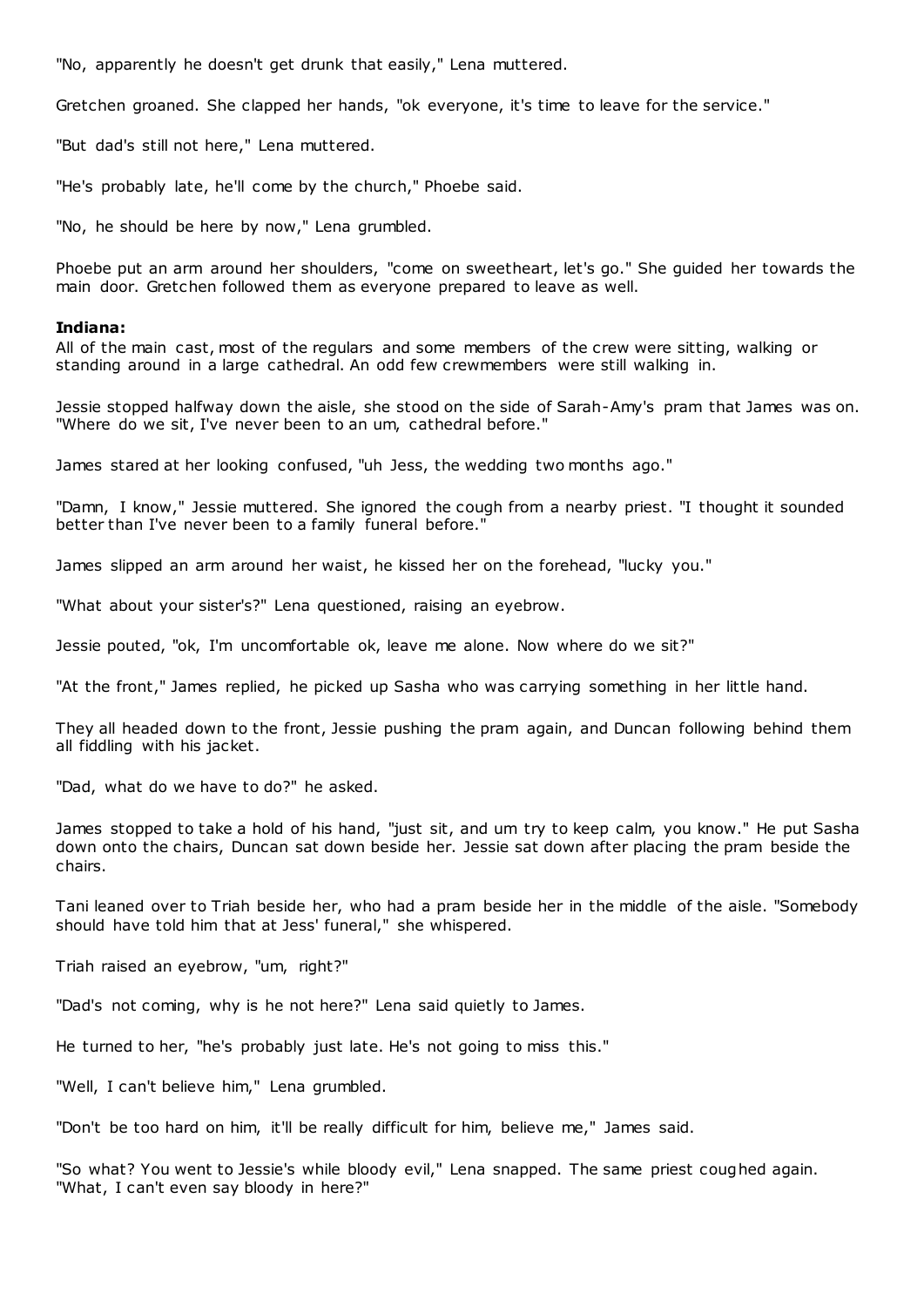"No, apparently he doesn't get drunk that easily," Lena muttered.

Gretchen groaned. She clapped her hands, "ok everyone, it's time to leave for the service."

"But dad's still not here," Lena muttered.

"He's probably late, he'll come by the church," Phoebe said.

"No, he should be here by now," Lena grumbled.

Phoebe put an arm around her shoulders, "come on sweetheart, let's go." She guided her towards the main door. Gretchen followed them as everyone prepared to leave as well.

**Indiana:**
All of the main cast, most of the regulars and some members of the crew were sitting, walking or standing around in a large cathedral. An odd few crewmembers were still walking in.

Jessie stopped halfway down the aisle, she stood on the side of Sarah-Amy's pram that James was on. "Where do we sit, I've never been to an um, cathedral before."

James stared at her looking confused, "uh Jess, the wedding two months ago."

"Damn, I know," Jessie muttered. She ignored the cough from a nearby priest. "I thought it sounded better than I've never been to a family funeral before."

James slipped an arm around her waist, he kissed her on the forehead, "lucky you."

"What about your sister's?" Lena questioned, raising an eyebrow.

Jessie pouted, "ok, I'm uncomfortable ok, leave me alone. Now where do we sit?"

"At the front," James replied, he picked up Sasha who was carrying something in her little hand.

They all headed down to the front, Jessie pushing the pram again, and Duncan following behind them all fiddling with his jacket.

"Dad, what do we have to do?" he asked.

James stopped to take a hold of his hand, "just sit, and um try to keep calm, you know." He put Sasha down onto the chairs, Duncan sat down beside her. Jessie sat down after placing the pram beside the chairs.

Tani leaned over to Triah beside her, who had a pram beside her in the middle of the aisle. "Somebody should have told him that at Jess' funeral," she whispered.

Triah raised an eyebrow, "um, right?"

"Dad's not coming, why is he not here?" Lena said quietly to James.

He turned to her, "he's probably just late. He's not going to miss this."

"Well, I can't believe him," Lena grumbled.

"Don't be too hard on him, it'll be really difficult for him, believe me," James said.

"So what? You went to Jessie's while bloody evil," Lena snapped. The same priest coughed again. "What, I can't even say bloody in here?"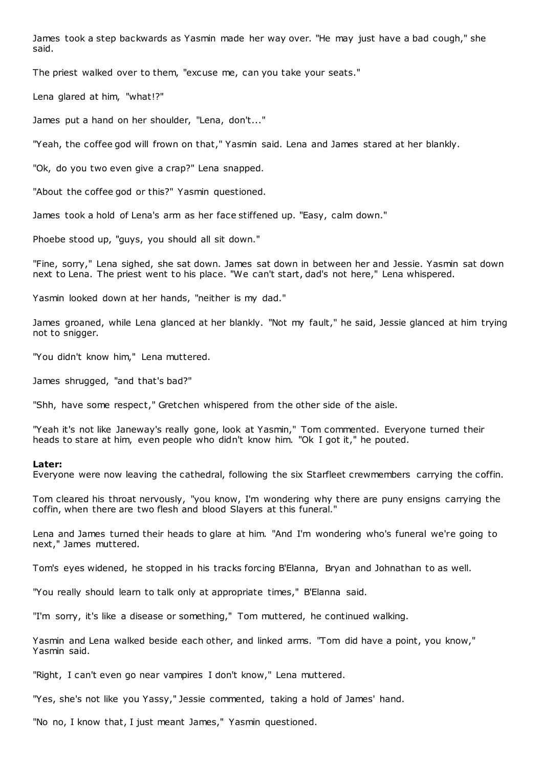James took a step backwards as Yasmin made her way over. "He may just have a bad cough," she said.

The priest walked over to them, "excuse me, can you take your seats."

Lena glared at him, "what!?"

James put a hand on her shoulder, "Lena, don't..."

"Yeah, the coffee god will frown on that," Yasmin said. Lena and James stared at her blankly.

"Ok, do you two even give a crap?" Lena snapped.

"About the coffee god or this?" Yasmin questioned.

James took a hold of Lena's arm as her face stiffened up. "Easy, calm down."

Phoebe stood up, "guys, you should all sit down."

"Fine, sorry," Lena sighed, she sat down. James sat down in between her and Jessie. Yasmin sat down next to Lena. The priest went to his place. "We can't start, dad's not here," Lena whispered.

Yasmin looked down at her hands, "neither is my dad."

James groaned, while Lena glanced at her blankly. "Not my fault," he said, Jessie glanced at him trying not to snigger.

"You didn't know him," Lena muttered.

James shrugged, "and that's bad?"

"Shh, have some respect," Gretchen whispered from the other side of the aisle.

"Yeah it's not like Janeway's really gone, look at Yasmin," Tom commented. Everyone turned their heads to stare at him, even people who didn't know him. "Ok I got it," he pouted.

**Later:**
Everyone were now leaving the cathedral, following the six Starfleet crewmembers carrying the coffin.

Tom cleared his throat nervously, "you know, I'm wondering why there are puny ensigns carrying the coffin, when there are two flesh and blood Slayers at this funeral."

Lena and James turned their heads to glare at him. "And I'm wondering who's funeral we're going to next," James muttered.

Tom's eyes widened, he stopped in his tracks forcing B'Elanna, Bryan and Johnathan to as well.

"You really should learn to talk only at appropriate times," B'Elanna said.

"I'm sorry, it's like a disease or something," Tom muttered, he continued walking.

Yasmin and Lena walked beside each other, and linked arms. "Tom did have a point, you know," Yasmin said.

"Right, I can't even go near vampires I don't know," Lena muttered.

"Yes, she's not like you Yassy," Jessie commented, taking a hold of James' hand.

"No no, I know that, I just meant James," Yasmin questioned.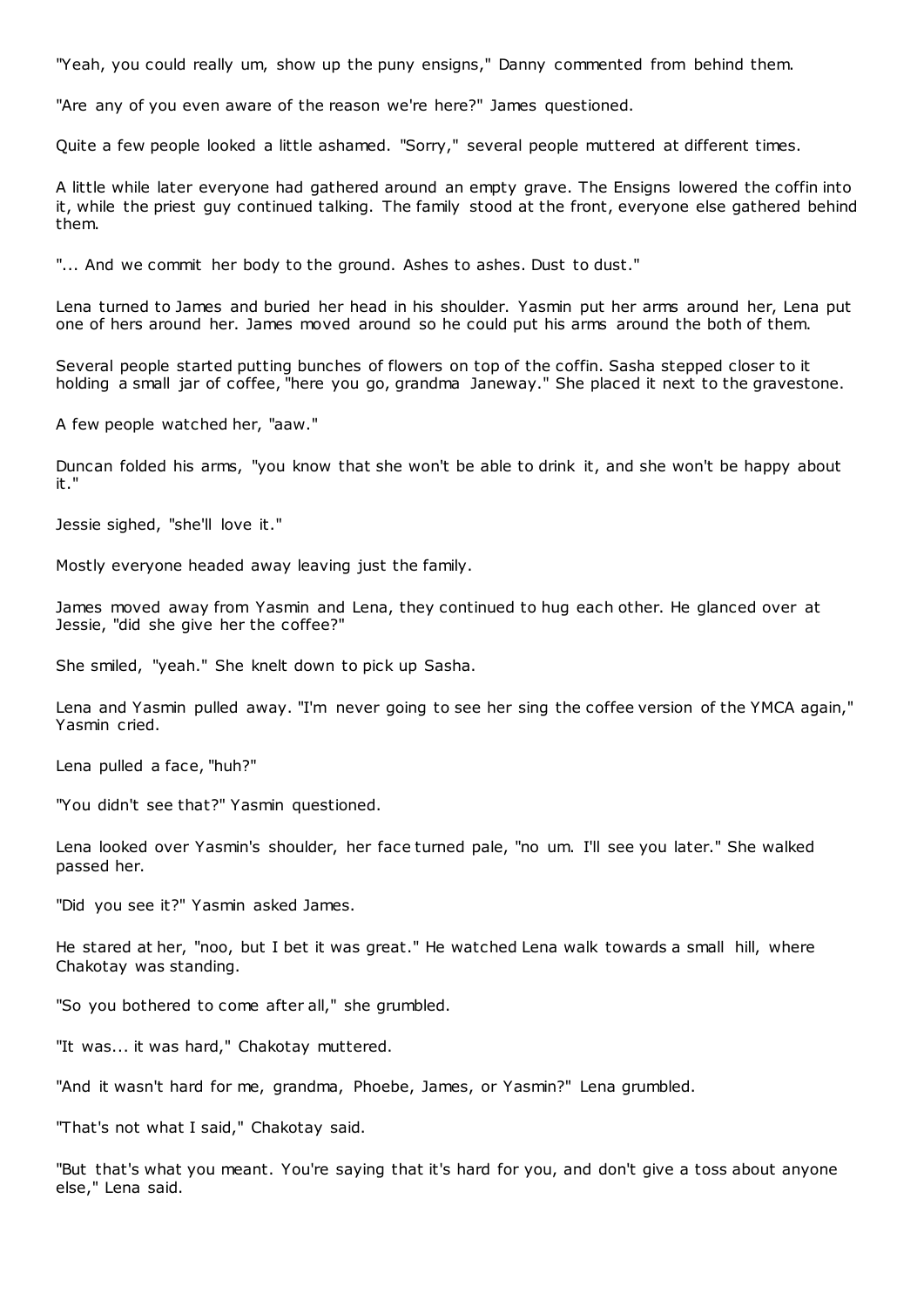"Yeah, you could really um, show up the puny ensigns," Danny commented from behind them.

"Are any of you even aware of the reason we're here?" James questioned.

Quite a few people looked a little ashamed. "Sorry," several people muttered at different times.

A little while later everyone had gathered around an empty grave. The Ensigns lowered the coffin into it, while the priest guy continued talking. The family stood at the front, everyone else gathered behind them.

"... And we commit her body to the ground. Ashes to ashes. Dust to dust."

Lena turned to James and buried her head in his shoulder. Yasmin put her arms around her, Lena put one of hers around her. James moved around so he could put his arms around the both of them.

Several people started putting bunches of flowers on top of the coffin. Sasha stepped closer to it holding a small jar of coffee, "here you go, grandma Janeway." She placed it next to the gravestone.

A few people watched her, "aaw."

Duncan folded his arms, "you know that she won't be able to drink it, and she won't be happy about it."

Jessie sighed, "she'll love it."

Mostly everyone headed away leaving just the family.

James moved away from Yasmin and Lena, they continued to hug each other. He glanced over at Jessie, "did she give her the coffee?"

She smiled, "yeah." She knelt down to pick up Sasha.

Lena and Yasmin pulled away. "I'm never going to see her sing the coffee version of the YMCA again," Yasmin cried.

Lena pulled a face, "huh?"

"You didn't see that?" Yasmin questioned.

Lena looked over Yasmin's shoulder, her face turned pale, "no um. I'll see you later." She walked passed her.

"Did you see it?" Yasmin asked James.

He stared at her, "noo, but I bet it was great." He watched Lena walk towards a small hill, where Chakotay was standing.

"So you bothered to come after all," she grumbled.

"It was... it was hard," Chakotay muttered.

"And it wasn't hard for me, grandma, Phoebe, James, or Yasmin?" Lena grumbled.

"That's not what I said," Chakotay said.

"But that's what you meant. You're saying that it's hard for you, and don't give a toss about anyone else," Lena said.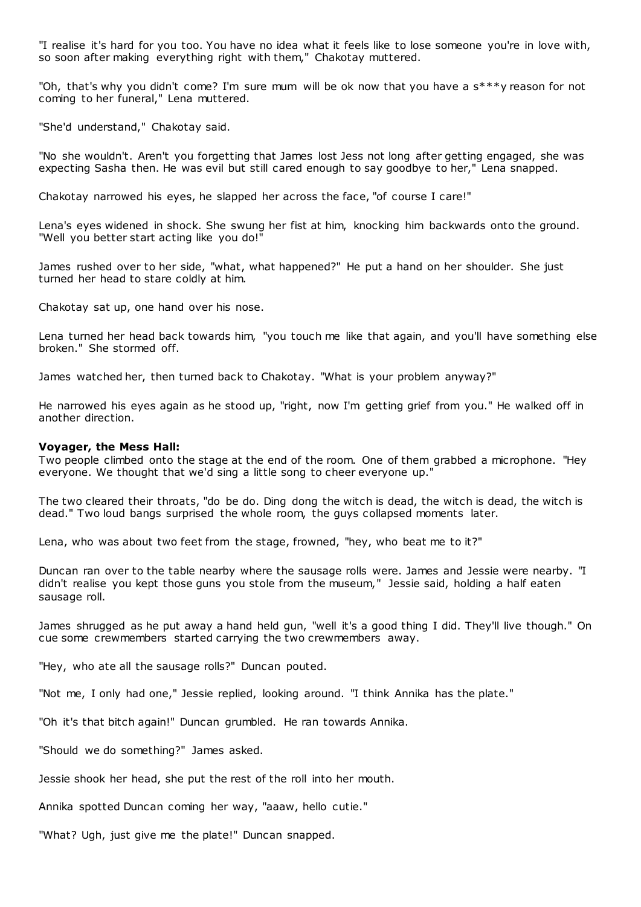"I realise it's hard for you too. You have no idea what it feels like to lose someone you're in love with, so soon after making everything right with them," Chakotay muttered.

"Oh, that's why you didn't come? I'm sure mum will be ok now that you have a s***y reason for not coming to her funeral," Lena muttered.

"She'd understand," Chakotay said.

"No she wouldn't. Aren't you forgetting that James lost Jess not long after getting engaged, she was expecting Sasha then. He was evil but still cared enough to say goodbye to her," Lena snapped.

Chakotay narrowed his eyes, he slapped her across the face, "of course I care!"

Lena's eyes widened in shock. She swung her fist at him, knocking him backwards onto the ground. "Well you better start acting like you do!"

James rushed over to her side, "what, what happened?" He put a hand on her shoulder. She just turned her head to stare coldly at him.

Chakotay sat up, one hand over his nose.

Lena turned her head back towards him, "you touch me like that again, and you'll have something else broken." She stormed off.

James watched her, then turned back to Chakotay. "What is your problem anyway?"

He narrowed his eyes again as he stood up, "right, now I'm getting grief from you." He walked off in another direction.

**Voyager, the Mess Hall:**
Two people climbed onto the stage at the end of the room. One of them grabbed a microphone. "Hey everyone. We thought that we'd sing a little song to cheer everyone up."

The two cleared their throats, "do be do. Ding dong the witch is dead, the witch is dead, the witch is dead." Two loud bangs surprised the whole room, the guys collapsed moments later.

Lena, who was about two feet from the stage, frowned, "hey, who beat me to it?"

Duncan ran over to the table nearby where the sausage rolls were. James and Jessie were nearby. "I didn't realise you kept those guns you stole from the museum," Jessie said, holding a half eaten sausage roll.

James shrugged as he put away a hand held gun, "well it's a good thing I did. They'll live though." On cue some crewmembers started carrying the two crewmembers away.

"Hey, who ate all the sausage rolls?" Duncan pouted.

"Not me, I only had one," Jessie replied, looking around. "I think Annika has the plate."

"Oh it's that bitch again!" Duncan grumbled. He ran towards Annika.

"Should we do something?" James asked.

Jessie shook her head, she put the rest of the roll into her mouth.

Annika spotted Duncan coming her way, "aaaw, hello cutie."

"What? Ugh, just give me the plate!" Duncan snapped.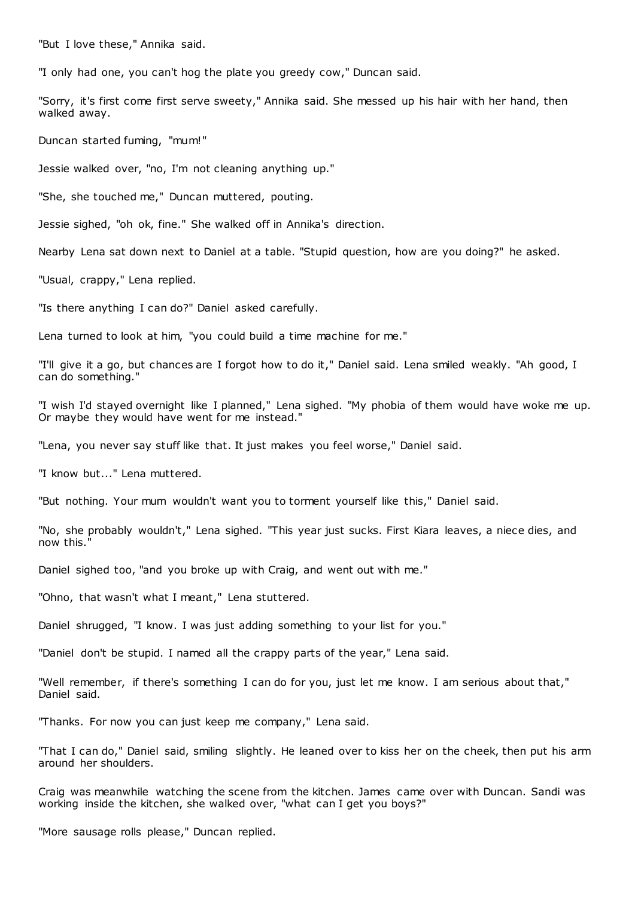"But I love these," Annika said.

"I only had one, you can't hog the plate you greedy cow," Duncan said.

"Sorry, it's first come first serve sweety," Annika said. She messed up his hair with her hand, then walked away.

Duncan started fuming, "mum!"

Jessie walked over, "no, I'm not cleaning anything up."

"She, she touched me," Duncan muttered, pouting.

Jessie sighed, "oh ok, fine." She walked off in Annika's direction.

Nearby Lena sat down next to Daniel at a table. "Stupid question, how are you doing?" he asked.

"Usual, crappy," Lena replied.

"Is there anything I can do?" Daniel asked carefully.

Lena turned to look at him, "you could build a time machine for me."

"I'll give it a go, but chances are I forgot how to do it," Daniel said. Lena smiled weakly. "Ah good, I can do something."

"I wish I'd stayed overnight like I planned," Lena sighed. "My phobia of them would have woke me up. Or maybe they would have went for me instead."

"Lena, you never say stuff like that. It just makes you feel worse," Daniel said.

"I know but..." Lena muttered.

"But nothing. Your mum wouldn't want you to torment yourself like this," Daniel said.

"No, she probably wouldn't," Lena sighed. "This year just sucks. First Kiara leaves, a niece dies, and now this."

Daniel sighed too, "and you broke up with Craig, and went out with me."

"Ohno, that wasn't what I meant," Lena stuttered.

Daniel shrugged, "I know. I was just adding something to your list for you."

"Daniel don't be stupid. I named all the crappy parts of the year," Lena said.

"Well remember, if there's something I can do for you, just let me know. I am serious about that," Daniel said.

"Thanks. For now you can just keep me company," Lena said.

"That I can do," Daniel said, smiling slightly. He leaned over to kiss her on the cheek, then put his arm around her shoulders.

Craig was meanwhile watching the scene from the kitchen. James came over with Duncan. Sandi was working inside the kitchen, she walked over, "what can I get you boys?"

"More sausage rolls please," Duncan replied.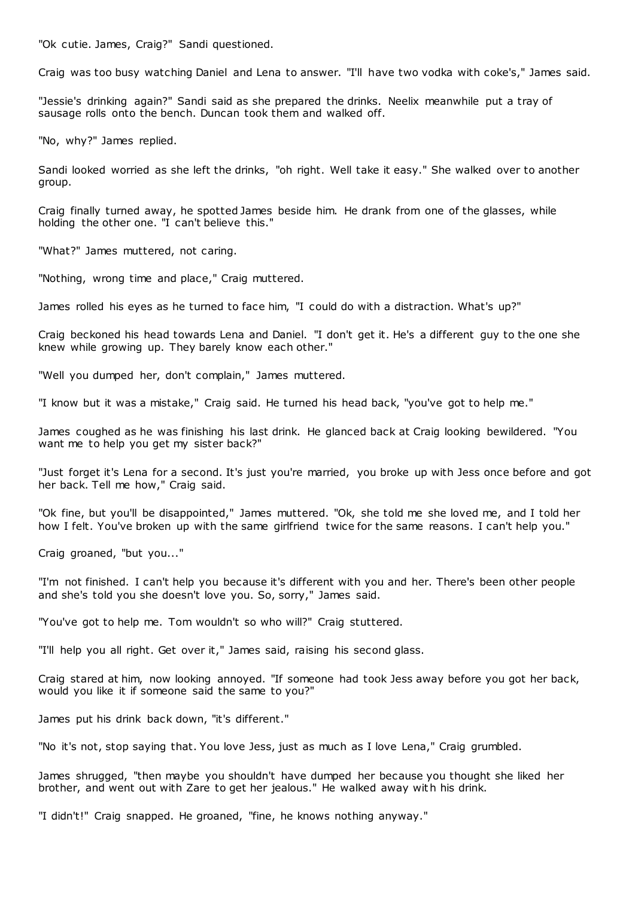"Ok cutie. James, Craig?" Sandi questioned.

Craig was too busy watching Daniel and Lena to answer. "I'll have two vodka with coke's," James said.

"Jessie's drinking again?" Sandi said as she prepared the drinks. Neelix meanwhile put a tray of sausage rolls onto the bench. Duncan took them and walked off.

"No, why?" James replied.

Sandi looked worried as she left the drinks, "oh right. Well take it easy." She walked over to another group.

Craig finally turned away, he spotted James beside him. He drank from one of the glasses, while holding the other one. "I can't believe this."

"What?" James muttered, not caring.

"Nothing, wrong time and place," Craig muttered.

James rolled his eyes as he turned to face him, "I could do with a distraction. What's up?"

Craig beckoned his head towards Lena and Daniel. "I don't get it. He's a different guy to the one she knew while growing up. They barely know each other."

"Well you dumped her, don't complain," James muttered.

"I know but it was a mistake," Craig said. He turned his head back, "you've got to help me."

James coughed as he was finishing his last drink. He glanced back at Craig looking bewildered. "You want me to help you get my sister back?"

"Just forget it's Lena for a second. It's just you're married, you broke up with Jess once before and got her back. Tell me how," Craig said.

"Ok fine, but you'll be disappointed," James muttered. "Ok, she told me she loved me, and I told her how I felt. You've broken up with the same girlfriend twice for the same reasons. I can't help you."

Craig groaned, "but you..."

"I'm not finished. I can't help you because it's different with you and her. There's been other people and she's told you she doesn't love you. So, sorry," James said.

"You've got to help me. Tom wouldn't so who will?" Craig stuttered.

"I'll help you all right. Get over it," James said, raising his second glass.

Craig stared at him, now looking annoyed. "If someone had took Jess away before you got her back, would you like it if someone said the same to you?"

James put his drink back down, "it's different."

"No it's not, stop saying that. You love Jess, just as much as I love Lena," Craig grumbled.

James shrugged, "then maybe you shouldn't have dumped her because you thought she liked her brother, and went out with Zare to get her jealous." He walked away with his drink.

"I didn't!" Craig snapped. He groaned, "fine, he knows nothing anyway."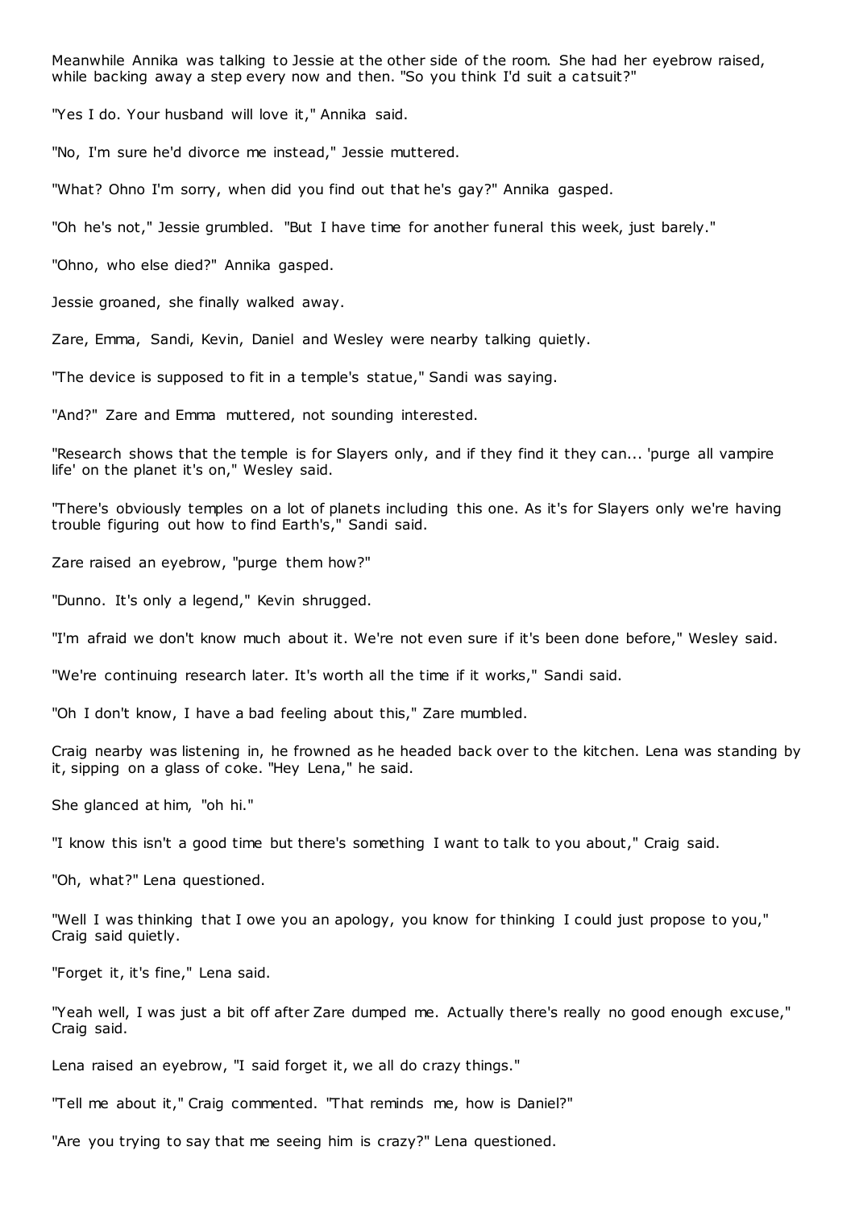Meanwhile Annika was talking to Jessie at the other side of the room. She had her eyebrow raised, while backing away a step every now and then. "So you think I'd suit a catsuit?"

"Yes I do. Your husband will love it," Annika said.

"No, I'm sure he'd divorce me instead," Jessie muttered.

"What? Ohno I'm sorry, when did you find out that he's gay?" Annika gasped.

"Oh he's not," Jessie grumbled. "But I have time for another funeral this week, just barely."

"Ohno, who else died?" Annika gasped.

Jessie groaned, she finally walked away.

Zare, Emma, Sandi, Kevin, Daniel and Wesley were nearby talking quietly.

"The device is supposed to fit in a temple's statue," Sandi was saying.

"And?" Zare and Emma muttered, not sounding interested.

"Research shows that the temple is for Slayers only, and if they find it they can... 'purge all vampire life' on the planet it's on," Wesley said.

"There's obviously temples on a lot of planets including this one. As it's for Slayers only we're having trouble figuring out how to find Earth's," Sandi said.

Zare raised an eyebrow, "purge them how?"

"Dunno. It's only a legend," Kevin shrugged.

"I'm afraid we don't know much about it. We're not even sure if it's been done before," Wesley said.

"We're continuing research later. It's worth all the time if it works," Sandi said.

"Oh I don't know, I have a bad feeling about this," Zare mumbled.

Craig nearby was listening in, he frowned as he headed back over to the kitchen. Lena was standing by it, sipping on a glass of coke. "Hey Lena," he said.

She glanced at him, "oh hi."

"I know this isn't a good time but there's something I want to talk to you about," Craig said.

"Oh, what?" Lena questioned.

"Well I was thinking that I owe you an apology, you know for thinking I could just propose to you," Craig said quietly.

"Forget it, it's fine," Lena said.

"Yeah well, I was just a bit off after Zare dumped me. Actually there's really no good enough excuse," Craig said.

Lena raised an eyebrow, "I said forget it, we all do crazy things."

"Tell me about it," Craig commented. "That reminds me, how is Daniel?"

"Are you trying to say that me seeing him is crazy?" Lena questioned.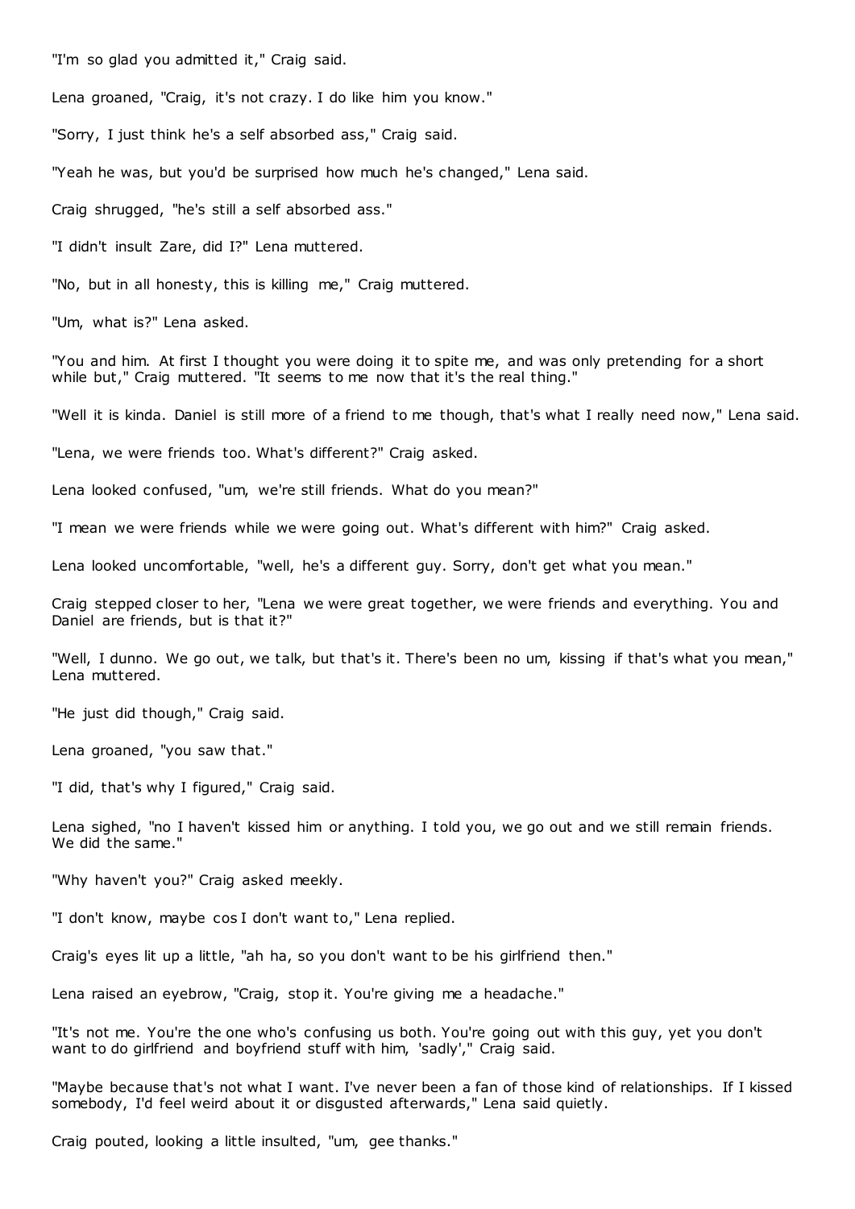"I'm so glad you admitted it," Craig said.

Lena groaned, "Craig, it's not crazy. I do like him you know."

"Sorry, I just think he's a self absorbed ass," Craig said.

"Yeah he was, but you'd be surprised how much he's changed," Lena said.

Craig shrugged, "he's still a self absorbed ass."

"I didn't insult Zare, did I?" Lena muttered.

"No, but in all honesty, this is killing me," Craig muttered.

"Um, what is?" Lena asked.

"You and him. At first I thought you were doing it to spite me, and was only pretending for a short while but," Craig muttered. "It seems to me now that it's the real thing."

"Well it is kinda. Daniel is still more of a friend to me though, that's what I really need now," Lena said.

"Lena, we were friends too. What's different?" Craig asked.

Lena looked confused, "um, we're still friends. What do you mean?"

"I mean we were friends while we were going out. What's different with him?" Craig asked.

Lena looked uncomfortable, "well, he's a different guy. Sorry, don't get what you mean."

Craig stepped closer to her, "Lena we were great together, we were friends and everything. You and Daniel are friends, but is that it?"

"Well, I dunno. We go out, we talk, but that's it. There's been no um, kissing if that's what you mean," Lena muttered.

"He just did though," Craig said.

Lena groaned, "you saw that."

"I did, that's why I figured," Craig said.

Lena sighed, "no I haven't kissed him or anything. I told you, we go out and we still remain friends. We did the same."

"Why haven't you?" Craig asked meekly.

"I don't know, maybe cos I don't want to," Lena replied.

Craig's eyes lit up a little, "ah ha, so you don't want to be his girlfriend then."

Lena raised an eyebrow, "Craig, stop it. You're giving me a headache."

"It's not me. You're the one who's confusing us both. You're going out with this guy, yet you don't want to do girlfriend and boyfriend stuff with him, 'sadly'," Craig said.

"Maybe because that's not what I want. I've never been a fan of those kind of relationships. If I kissed somebody, I'd feel weird about it or disgusted afterwards," Lena said quietly.

Craig pouted, looking a little insulted, "um, gee thanks."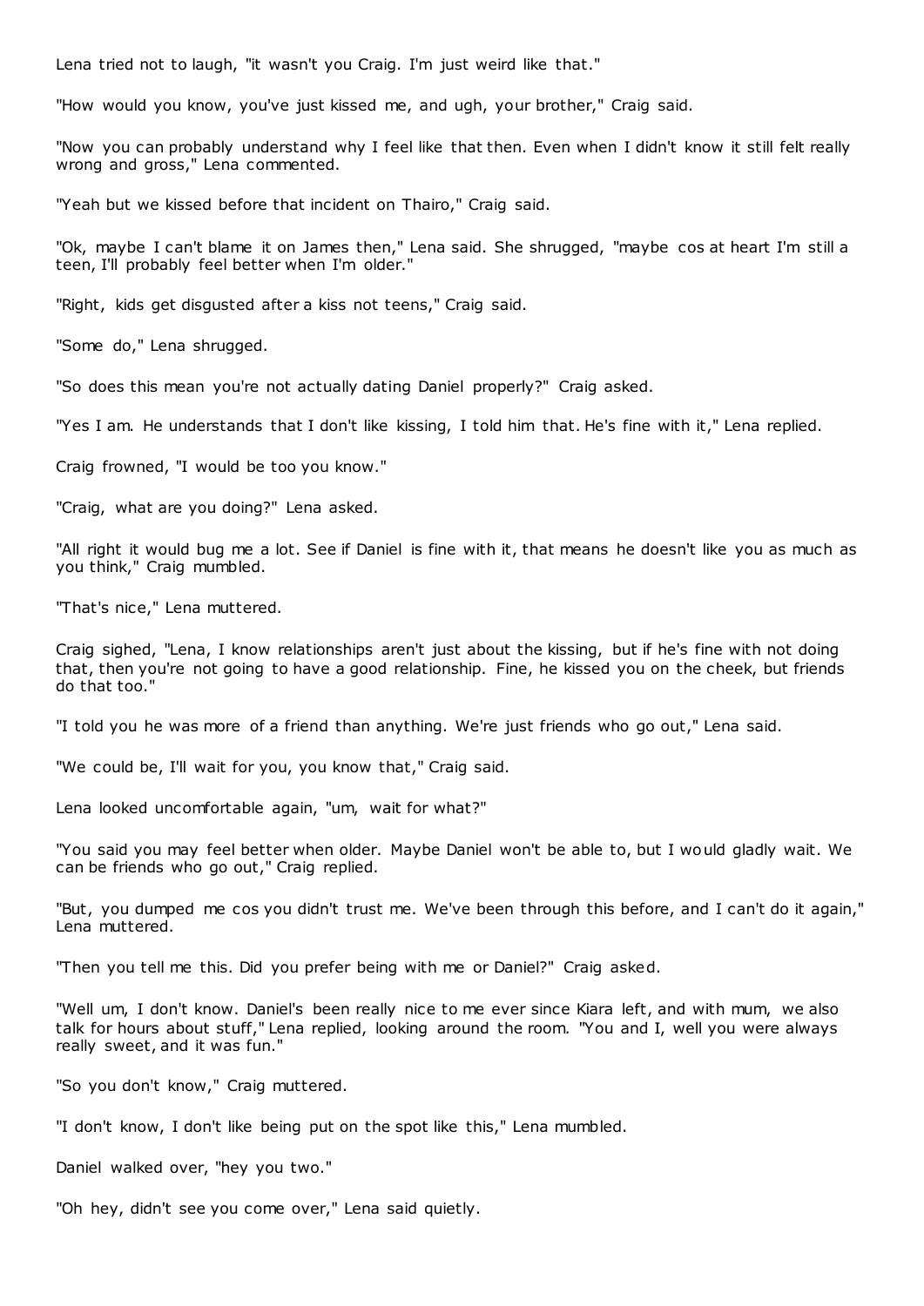Lena tried not to laugh, "it wasn't you Craig. I'm just weird like that."

"How would you know, you've just kissed me, and ugh, your brother," Craig said.

"Now you can probably understand why I feel like that then. Even when I didn't know it still felt really wrong and gross," Lena commented.

"Yeah but we kissed before that incident on Thairo," Craig said.

"Ok, maybe I can't blame it on James then," Lena said. She shrugged, "maybe cos at heart I'm still a teen, I'll probably feel better when I'm older."

"Right, kids get disgusted after a kiss not teens," Craig said.

"Some do," Lena shrugged.

"So does this mean you're not actually dating Daniel properly?" Craig asked.

"Yes I am. He understands that I don't like kissing, I told him that. He's fine with it," Lena replied.

Craig frowned, "I would be too you know."

"Craig, what are you doing?" Lena asked.

"All right it would bug me a lot. See if Daniel is fine with it, that means he doesn't like you as much as you think," Craig mumbled.

"That's nice," Lena muttered.

Craig sighed, "Lena, I know relationships aren't just about the kissing, but if he's fine with not doing that, then you're not going to have a good relationship. Fine, he kissed you on the cheek, but friends do that too."

"I told you he was more of a friend than anything. We're just friends who go out," Lena said.

"We could be, I'll wait for you, you know that," Craig said.

Lena looked uncomfortable again, "um, wait for what?"

"You said you may feel better when older. Maybe Daniel won't be able to, but I would gladly wait. We can be friends who go out," Craig replied.

"But, you dumped me cos you didn't trust me. We've been through this before, and I can't do it again," Lena muttered.

"Then you tell me this. Did you prefer being with me or Daniel?" Craig asked.

"Well um, I don't know. Daniel's been really nice to me ever since Kiara left, and with mum, we also talk for hours about stuff," Lena replied, looking around the room. "You and I, well you were always really sweet, and it was fun."

"So you don't know," Craig muttered.

"I don't know, I don't like being put on the spot like this," Lena mumbled.

Daniel walked over, "hey you two."

"Oh hey, didn't see you come over," Lena said quietly.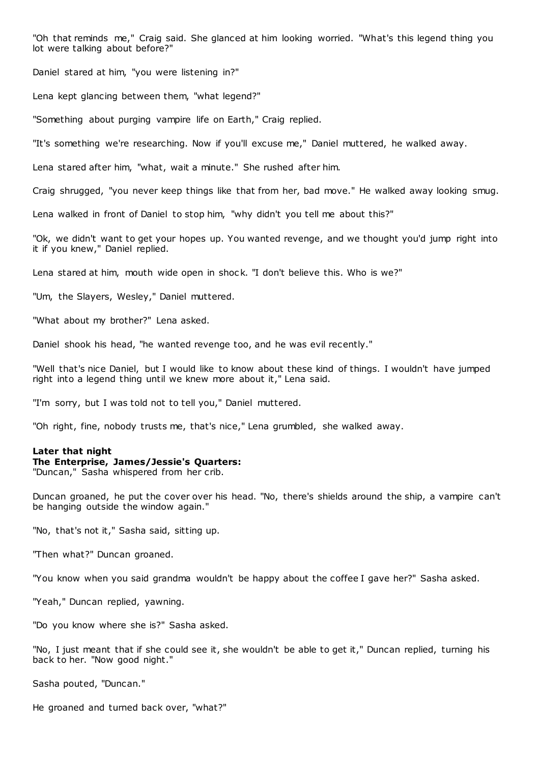"Oh that reminds me," Craig said. She glanced at him looking worried. "What's this legend thing you lot were talking about before?"

Daniel stared at him, "you were listening in?"

Lena kept glancing between them, "what legend?"

"Something about purging vampire life on Earth," Craig replied.

"It's something we're researching. Now if you'll excuse me," Daniel muttered, he walked away.

Lena stared after him, "what, wait a minute." She rushed after him.

Craig shrugged, "you never keep things like that from her, bad move." He walked away looking smug.

Lena walked in front of Daniel to stop him, "why didn't you tell me about this?"

"Ok, we didn't want to get your hopes up. You wanted revenge, and we thought you'd jump right into it if you knew," Daniel replied.

Lena stared at him, mouth wide open in shock. "I don't believe this. Who is we?"

"Um, the Slayers, Wesley," Daniel muttered.

"What about my brother?" Lena asked.

Daniel shook his head, "he wanted revenge too, and he was evil recently."

"Well that's nice Daniel, but I would like to know about these kind of things. I wouldn't have jumped right into a legend thing until we knew more about it," Lena said.

"I'm sorry, but I was told not to tell you," Daniel muttered.

"Oh right, fine, nobody trusts me, that's nice," Lena grumbled, she walked away.

**Later that night**
**The Enterprise, James/Jessie's Quarters:**
"Duncan," Sasha whispered from her crib.

Duncan groaned, he put the cover over his head. "No, there's shields around the ship, a vampire can't be hanging outside the window again."

"No, that's not it," Sasha said, sitting up.

"Then what?" Duncan groaned.

"You know when you said grandma wouldn't be happy about the coffee I gave her?" Sasha asked.

"Yeah," Duncan replied, yawning.

"Do you know where she is?" Sasha asked.

"No, I just meant that if she could see it, she wouldn't be able to get it," Duncan replied, turning his back to her. "Now good night."

Sasha pouted, "Duncan."

He groaned and turned back over, "what?"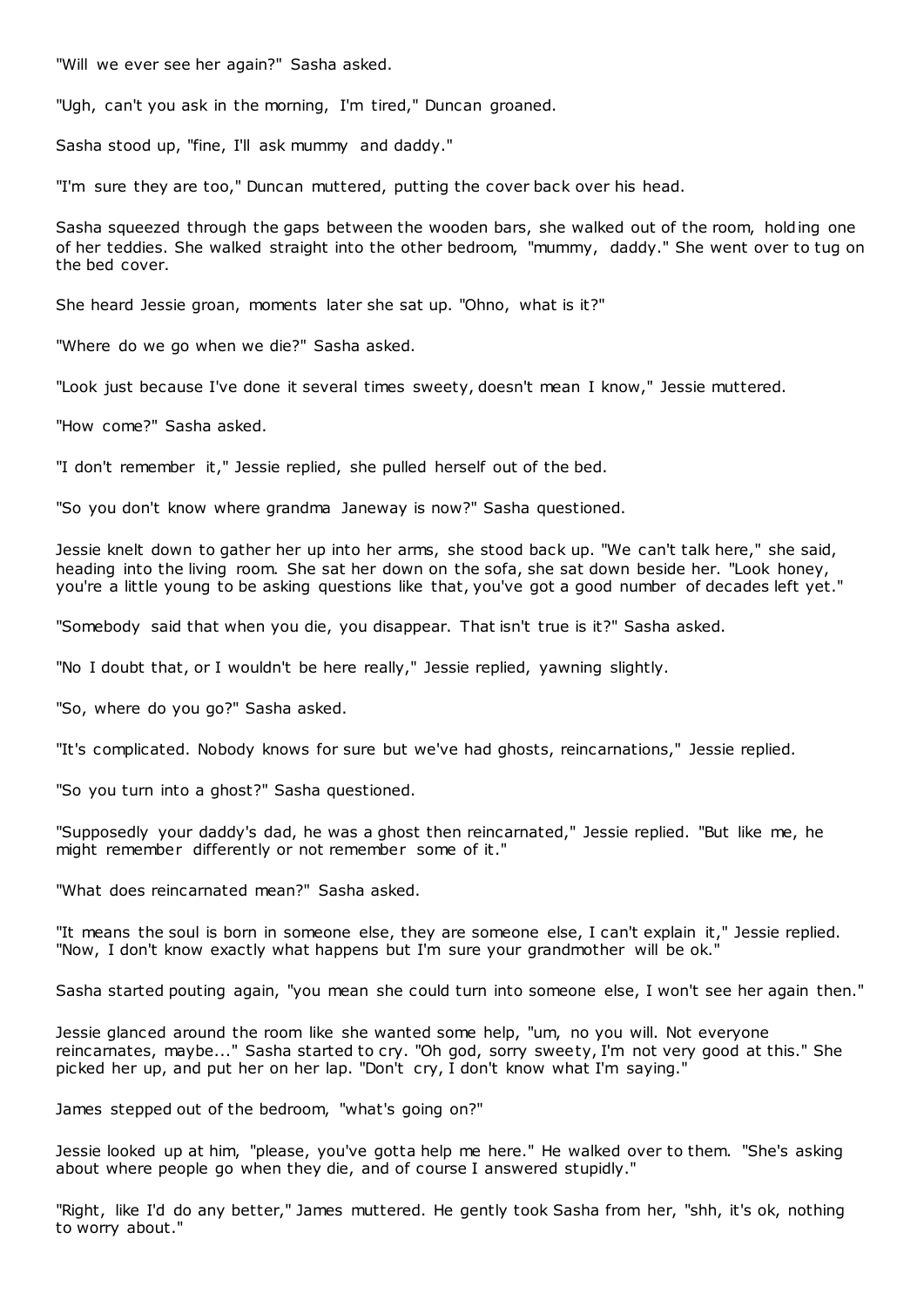"Will we ever see her again?" Sasha asked.

"Ugh, can't you ask in the morning, I'm tired," Duncan groaned.

Sasha stood up, "fine, I'll ask mummy and daddy."

"I'm sure they are too," Duncan muttered, putting the cover back over his head.

Sasha squeezed through the gaps between the wooden bars, she walked out of the room, holding one of her teddies. She walked straight into the other bedroom, "mummy, daddy." She went over to tug on the bed cover.

She heard Jessie groan, moments later she sat up. "Ohno, what is it?"

"Where do we go when we die?" Sasha asked.

"Look just because I've done it several times sweety, doesn't mean I know," Jessie muttered.

"How come?" Sasha asked.

"I don't remember it," Jessie replied, she pulled herself out of the bed.

"So you don't know where grandma Janeway is now?" Sasha questioned.

Jessie knelt down to gather her up into her arms, she stood back up. "We can't talk here," she said, heading into the living room. She sat her down on the sofa, she sat down beside her. "Look honey, you're a little young to be asking questions like that, you've got a good number of decades left yet."

"Somebody said that when you die, you disappear. That isn't true is it?" Sasha asked.

"No I doubt that, or I wouldn't be here really," Jessie replied, yawning slightly.

"So, where do you go?" Sasha asked.

"It's complicated. Nobody knows for sure but we've had ghosts, reincarnations," Jessie replied.

"So you turn into a ghost?" Sasha questioned.

"Supposedly your daddy's dad, he was a ghost then reincarnated," Jessie replied. "But like me, he might remember differently or not remember some of it."

"What does reincarnated mean?" Sasha asked.

"It means the soul is born in someone else, they are someone else, I can't explain it," Jessie replied. "Now, I don't know exactly what happens but I'm sure your grandmother will be ok."

Sasha started pouting again, "you mean she could turn into someone else, I won't see her again then."

Jessie glanced around the room like she wanted some help, "um, no you will. Not everyone reincarnates, maybe..." Sasha started to cry. "Oh god, sorry sweety, I'm not very good at this." She picked her up, and put her on her lap. "Don't cry, I don't know what I'm saying."

James stepped out of the bedroom, "what's going on?"

Jessie looked up at him, "please, you've gotta help me here." He walked over to them. "She's asking about where people go when they die, and of course I answered stupidly."

"Right, like I'd do any better," James muttered. He gently took Sasha from her, "shh, it's ok, nothing to worry about."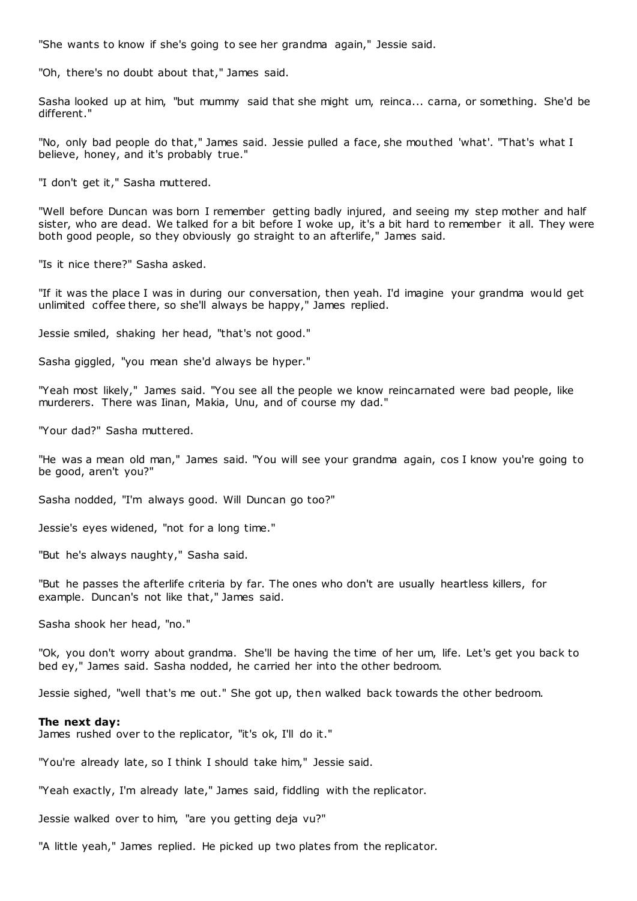"She wants to know if she's going to see her grandma again," Jessie said.

"Oh, there's no doubt about that," James said.

Sasha looked up at him, "but mummy said that she might um, reinca... carna, or something. She'd be different."

"No, only bad people do that," James said. Jessie pulled a face, she mouthed 'what'. "That's what I believe, honey, and it's probably true."

"I don't get it," Sasha muttered.

"Well before Duncan was born I remember getting badly injured, and seeing my step mother and half sister, who are dead. We talked for a bit before I woke up, it's a bit hard to remember it all. They were both good people, so they obviously go straight to an afterlife," James said.

"Is it nice there?" Sasha asked.

"If it was the place I was in during our conversation, then yeah. I'd imagine your grandma would get unlimited coffee there, so she'll always be happy," James replied.

Jessie smiled, shaking her head, "that's not good."

Sasha giggled, "you mean she'd always be hyper."

"Yeah most likely," James said. "You see all the people we know reincarnated were bad people, like murderers. There was Iinan, Makia, Unu, and of course my dad."

"Your dad?" Sasha muttered.

"He was a mean old man," James said. "You will see your grandma again, cos I know you're going to be good, aren't you?"

Sasha nodded, "I'm always good. Will Duncan go too?"

Jessie's eyes widened, "not for a long time."

"But he's always naughty," Sasha said.

"But he passes the afterlife criteria by far. The ones who don't are usually heartless killers, for example. Duncan's not like that," James said.

Sasha shook her head, "no."

"Ok, you don't worry about grandma. She'll be having the time of her um, life. Let's get you back to bed ey," James said. Sasha nodded, he carried her into the other bedroom.

Jessie sighed, "well that's me out." She got up, then walked back towards the other bedroom.

**The next day:**

James rushed over to the replicator, "it's ok, I'll do it."

"You're already late, so I think I should take him," Jessie said.

"Yeah exactly, I'm already late," James said, fiddling with the replicator.

Jessie walked over to him, "are you getting deja vu?"

"A little yeah," James replied. He picked up two plates from the replicator.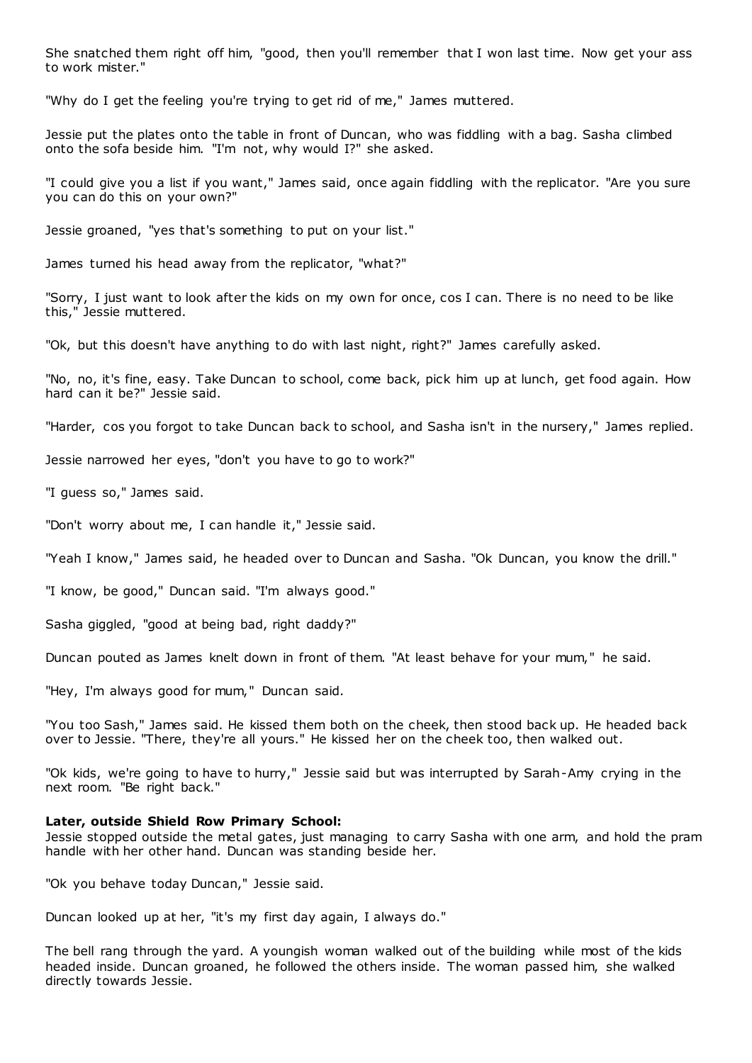She snatched them right off him, "good, then you'll remember that I won last time. Now get your ass to work mister."

"Why do I get the feeling you're trying to get rid of me," James muttered.

Jessie put the plates onto the table in front of Duncan, who was fiddling with a bag. Sasha climbed onto the sofa beside him. "I'm not, why would I?" she asked.

"I could give you a list if you want," James said, once again fiddling with the replicator. "Are you sure you can do this on your own?"

Jessie groaned, "yes that's something to put on your list."

James turned his head away from the replicator, "what?"

"Sorry, I just want to look after the kids on my own for once, cos I can. There is no need to be like this," Jessie muttered.

"Ok, but this doesn't have anything to do with last night, right?" James carefully asked.

"No, no, it's fine, easy. Take Duncan to school, come back, pick him up at lunch, get food again. How hard can it be?" Jessie said.

"Harder, cos you forgot to take Duncan back to school, and Sasha isn't in the nursery," James replied.

Jessie narrowed her eyes, "don't you have to go to work?"

"I guess so," James said.

"Don't worry about me, I can handle it," Jessie said.

"Yeah I know," James said, he headed over to Duncan and Sasha. "Ok Duncan, you know the drill."

"I know, be good," Duncan said. "I'm always good."

Sasha giggled, "good at being bad, right daddy?"

Duncan pouted as James knelt down in front of them. "At least behave for your mum," he said.

"Hey, I'm always good for mum," Duncan said.

"You too Sash," James said. He kissed them both on the cheek, then stood back up. He headed back over to Jessie. "There, they're all yours." He kissed her on the cheek too, then walked out.

"Ok kids, we're going to have to hurry," Jessie said but was interrupted by Sarah-Amy crying in the next room. "Be right back."

**Later, outside Shield Row Primary School:**
Jessie stopped outside the metal gates, just managing to carry Sasha with one arm, and hold the pram handle with her other hand. Duncan was standing beside her.

"Ok you behave today Duncan," Jessie said.

Duncan looked up at her, "it's my first day again, I always do."

The bell rang through the yard. A youngish woman walked out of the building while most of the kids headed inside. Duncan groaned, he followed the others inside. The woman passed him, she walked directly towards Jessie.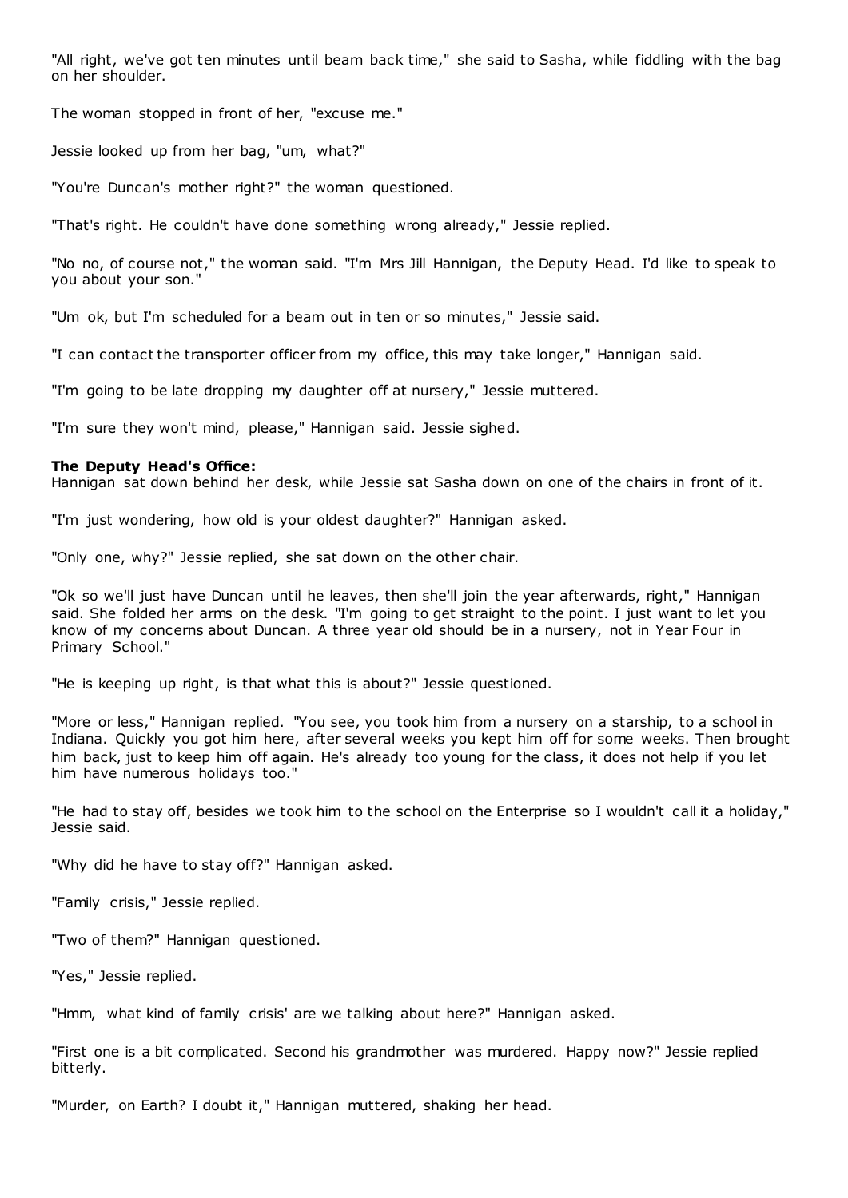"All right, we've got ten minutes until beam back time," she said to Sasha, while fiddling with the bag on her shoulder.

The woman stopped in front of her, "excuse me."

Jessie looked up from her bag, "um, what?"

"You're Duncan's mother right?" the woman questioned.

"That's right. He couldn't have done something wrong already," Jessie replied.

"No no, of course not," the woman said. "I'm Mrs Jill Hannigan, the Deputy Head. I'd like to speak to you about your son."

"Um ok, but I'm scheduled for a beam out in ten or so minutes," Jessie said.

"I can contact the transporter officer from my office, this may take longer," Hannigan said.

"I'm going to be late dropping my daughter off at nursery," Jessie muttered.

"I'm sure they won't mind, please," Hannigan said. Jessie sighed.

**The Deputy Head's Office:**
Hannigan sat down behind her desk, while Jessie sat Sasha down on one of the chairs in front of it.

"I'm just wondering, how old is your oldest daughter?" Hannigan asked.

"Only one, why?" Jessie replied, she sat down on the other chair.

"Ok so we'll just have Duncan until he leaves, then she'll join the year afterwards, right," Hannigan said. She folded her arms on the desk. "I'm going to get straight to the point. I just want to let you know of my concerns about Duncan. A three year old should be in a nursery, not in Year Four in Primary School."

"He is keeping up right, is that what this is about?" Jessie questioned.

"More or less," Hannigan replied. "You see, you took him from a nursery on a starship, to a school in Indiana. Quickly you got him here, after several weeks you kept him off for some weeks. Then brought him back, just to keep him off again. He's already too young for the class, it does not help if you let him have numerous holidays too."

"He had to stay off, besides we took him to the school on the Enterprise so I wouldn't call it a holiday," Jessie said.

"Why did he have to stay off?" Hannigan asked.

"Family crisis," Jessie replied.

"Two of them?" Hannigan questioned.

"Yes," Jessie replied.

"Hmm, what kind of family crisis' are we talking about here?" Hannigan asked.

"First one is a bit complicated. Second his grandmother was murdered. Happy now?" Jessie replied bitterly.

"Murder, on Earth? I doubt it," Hannigan muttered, shaking her head.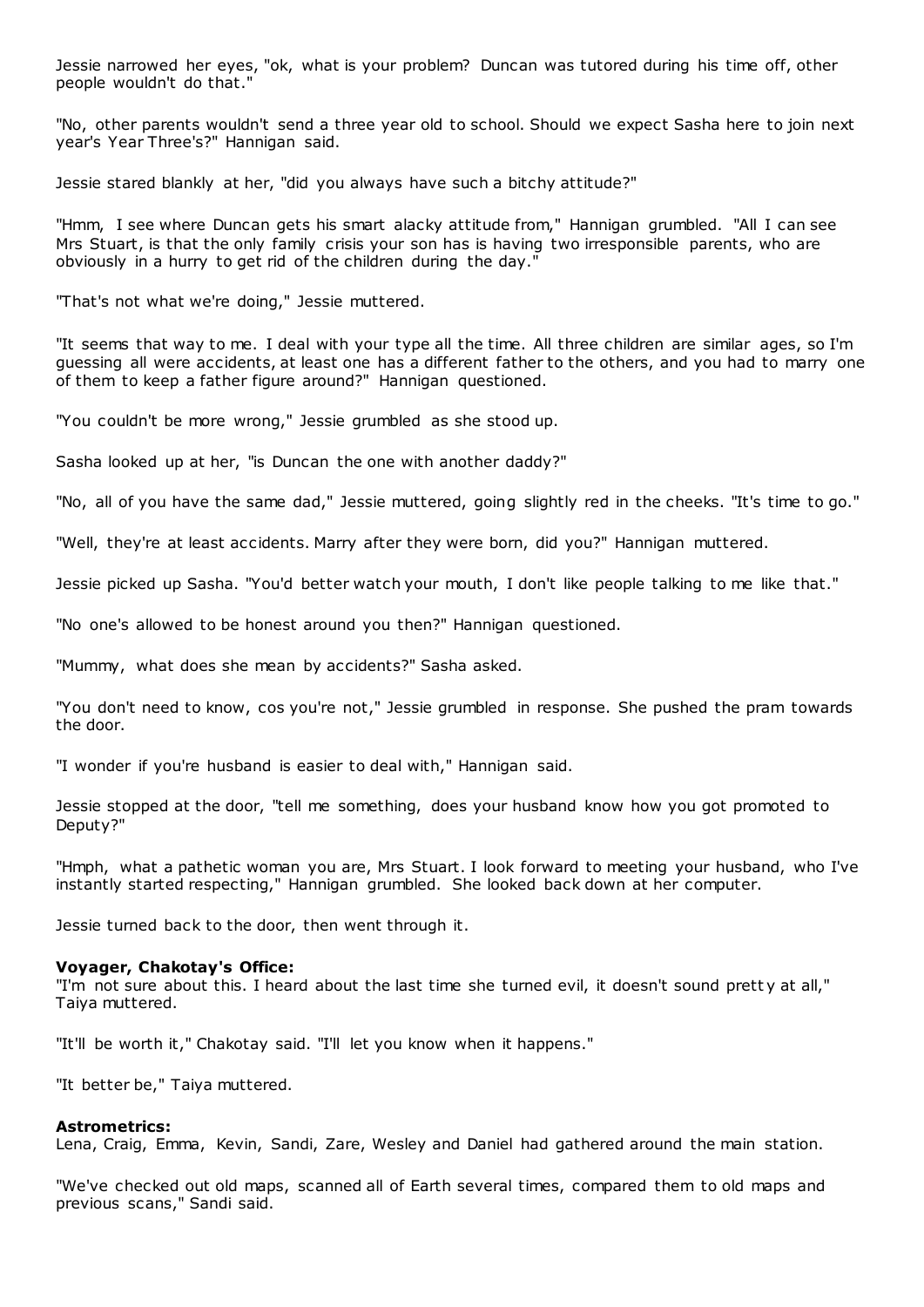Jessie narrowed her eyes, "ok, what is your problem? Duncan was tutored during his time off, other people wouldn't do that."

"No, other parents wouldn't send a three year old to school. Should we expect Sasha here to join next year's Year Three's?" Hannigan said.

Jessie stared blankly at her, "did you always have such a bitchy attitude?"

"Hmm, I see where Duncan gets his smart alacky attitude from," Hannigan grumbled. "All I can see Mrs Stuart, is that the only family crisis your son has is having two irresponsible parents, who are obviously in a hurry to get rid of the children during the day."

"That's not what we're doing," Jessie muttered.

"It seems that way to me. I deal with your type all the time. All three children are similar ages, so I'm guessing all were accidents, at least one has a different father to the others, and you had to marry one of them to keep a father figure around?" Hannigan questioned.

"You couldn't be more wrong," Jessie grumbled as she stood up.

Sasha looked up at her, "is Duncan the one with another daddy?"

"No, all of you have the same dad," Jessie muttered, going slightly red in the cheeks. "It's time to go."

"Well, they're at least accidents. Marry after they were born, did you?" Hannigan muttered.

Jessie picked up Sasha. "You'd better watch your mouth, I don't like people talking to me like that."

"No one's allowed to be honest around you then?" Hannigan questioned.

"Mummy, what does she mean by accidents?" Sasha asked.

"You don't need to know, cos you're not," Jessie grumbled in response. She pushed the pram towards the door.

"I wonder if you're husband is easier to deal with," Hannigan said.

Jessie stopped at the door, "tell me something, does your husband know how you got promoted to Deputy?"

"Hmph, what a pathetic woman you are, Mrs Stuart. I look forward to meeting your husband, who I've instantly started respecting," Hannigan grumbled. She looked back down at her computer.

Jessie turned back to the door, then went through it.

**Voyager, Chakotay's Office:**
"I'm not sure about this. I heard about the last time she turned evil, it doesn't sound pretty at all," Taiya muttered.

"It'll be worth it," Chakotay said. "I'll let you know when it happens."

"It better be," Taiya muttered.

**Astrometrics:**
Lena, Craig, Emma, Kevin, Sandi, Zare, Wesley and Daniel had gathered around the main station.

"We've checked out old maps, scanned all of Earth several times, compared them to old maps and previous scans," Sandi said.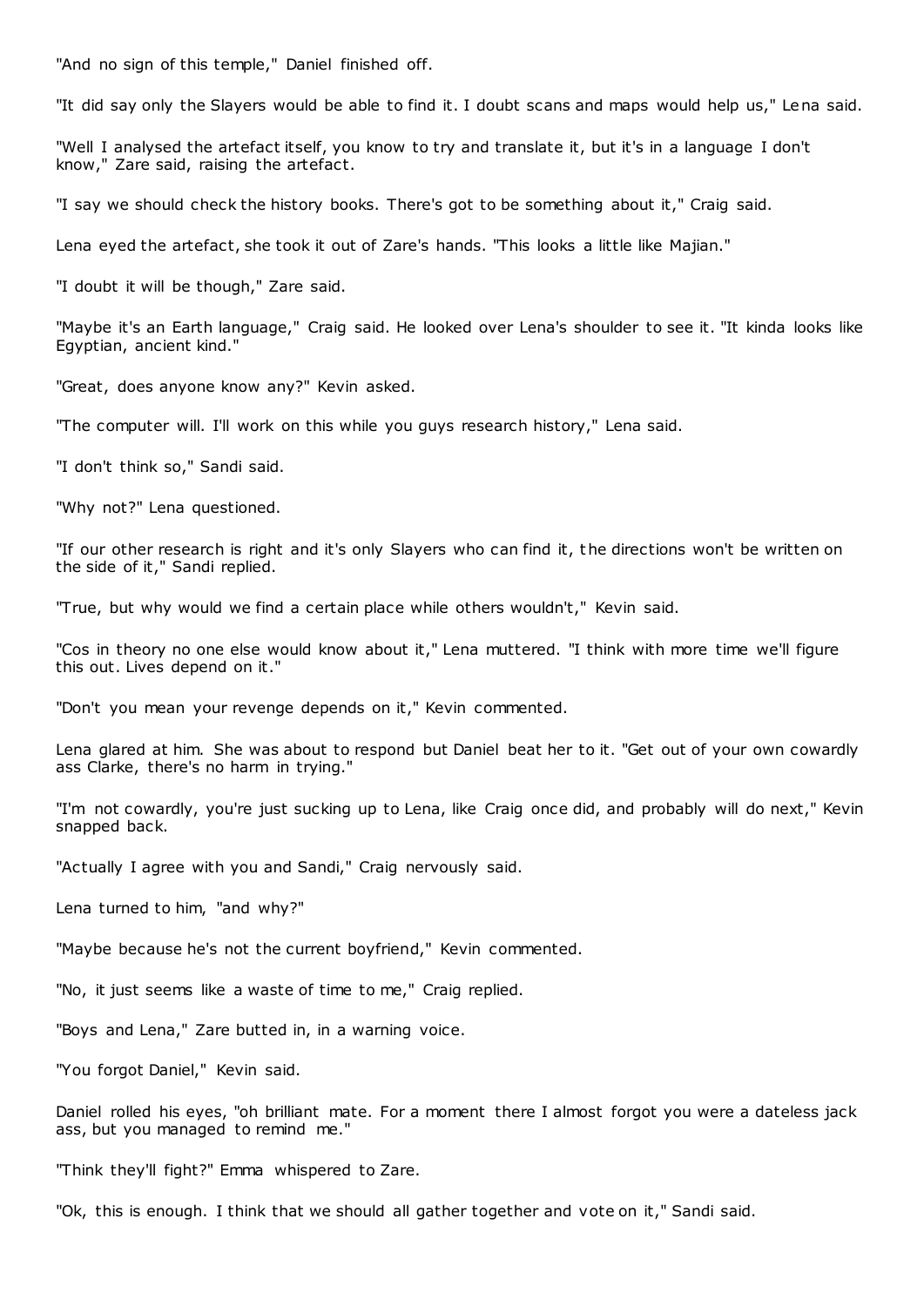"And no sign of this temple," Daniel finished off.

"It did say only the Slayers would be able to find it. I doubt scans and maps would help us," Lena said.

"Well I analysed the artefact itself, you know to try and translate it, but it's in a language I don't know," Zare said, raising the artefact.

"I say we should check the history books. There's got to be something about it," Craig said.

Lena eyed the artefact, she took it out of Zare's hands. "This looks a little like Majian."

"I doubt it will be though," Zare said.

"Maybe it's an Earth language," Craig said. He looked over Lena's shoulder to see it. "It kinda looks like Egyptian, ancient kind."

"Great, does anyone know any?" Kevin asked.

"The computer will. I'll work on this while you guys research history," Lena said.

"I don't think so," Sandi said.

"Why not?" Lena questioned.

"If our other research is right and it's only Slayers who can find it, the directions won't be written on the side of it," Sandi replied.

"True, but why would we find a certain place while others wouldn't," Kevin said.

"Cos in theory no one else would know about it," Lena muttered. "I think with more time we'll figure this out. Lives depend on it."

"Don't you mean your revenge depends on it," Kevin commented.

Lena glared at him. She was about to respond but Daniel beat her to it. "Get out of your own cowardly ass Clarke, there's no harm in trying."

"I'm not cowardly, you're just sucking up to Lena, like Craig once did, and probably will do next," Kevin snapped back.

"Actually I agree with you and Sandi," Craig nervously said.

Lena turned to him, "and why?"

"Maybe because he's not the current boyfriend," Kevin commented.

"No, it just seems like a waste of time to me," Craig replied.

"Boys and Lena," Zare butted in, in a warning voice.

"You forgot Daniel," Kevin said.

Daniel rolled his eyes, "oh brilliant mate. For a moment there I almost forgot you were a dateless jack ass, but you managed to remind me."

"Think they'll fight?" Emma whispered to Zare.

"Ok, this is enough. I think that we should all gather together and vote on it," Sandi said.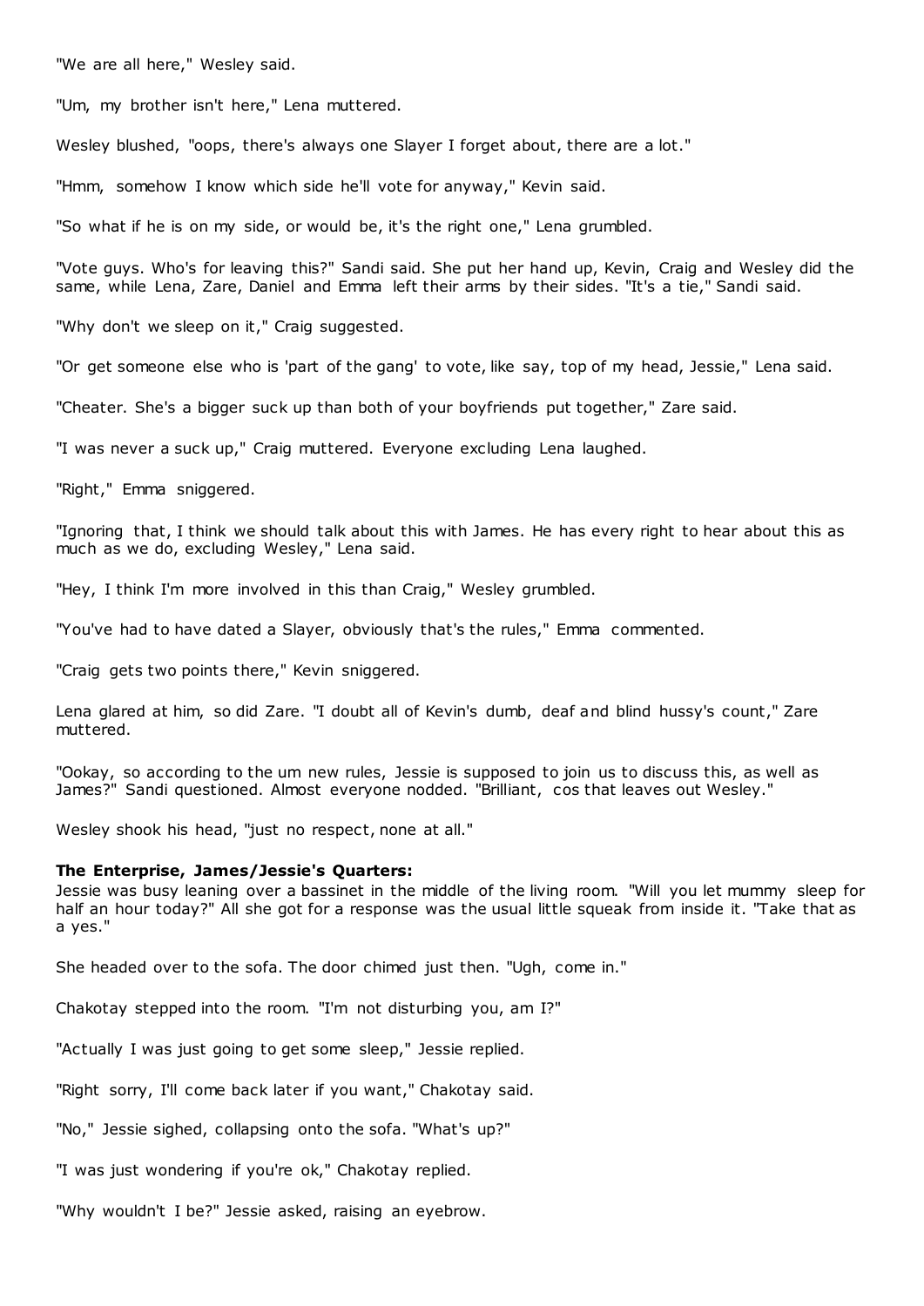"We are all here," Wesley said.

"Um, my brother isn't here," Lena muttered.

Wesley blushed, "oops, there's always one Slayer I forget about, there are a lot."

"Hmm, somehow I know which side he'll vote for anyway," Kevin said.

"So what if he is on my side, or would be, it's the right one," Lena grumbled.

"Vote guys. Who's for leaving this?" Sandi said. She put her hand up, Kevin, Craig and Wesley did the same, while Lena, Zare, Daniel and Emma left their arms by their sides. "It's a tie," Sandi said.

"Why don't we sleep on it," Craig suggested.

"Or get someone else who is 'part of the gang' to vote, like say, top of my head, Jessie," Lena said.

"Cheater. She's a bigger suck up than both of your boyfriends put together," Zare said.

"I was never a suck up," Craig muttered. Everyone excluding Lena laughed.

"Right," Emma sniggered.

"Ignoring that, I think we should talk about this with James. He has every right to hear about this as much as we do, excluding Wesley," Lena said.

"Hey, I think I'm more involved in this than Craig," Wesley grumbled.

"You've had to have dated a Slayer, obviously that's the rules," Emma commented.

"Craig gets two points there," Kevin sniggered.

Lena glared at him, so did Zare. "I doubt all of Kevin's dumb, deaf and blind hussy's count," Zare muttered.

"Ookay, so according to the um new rules, Jessie is supposed to join us to discuss this, as well as James?" Sandi questioned. Almost everyone nodded. "Brilliant, cos that leaves out Wesley."

Wesley shook his head, "just no respect, none at all."

**The Enterprise, James/Jessie's Quarters:**
Jessie was busy leaning over a bassinet in the middle of the living room. "Will you let mummy sleep for half an hour today?" All she got for a response was the usual little squeak from inside it. "Take that as a yes."

She headed over to the sofa. The door chimed just then. "Ugh, come in."

Chakotay stepped into the room. "I'm not disturbing you, am I?"

"Actually I was just going to get some sleep," Jessie replied.

"Right sorry, I'll come back later if you want," Chakotay said.

"No," Jessie sighed, collapsing onto the sofa. "What's up?"

"I was just wondering if you're ok," Chakotay replied.

"Why wouldn't I be?" Jessie asked, raising an eyebrow.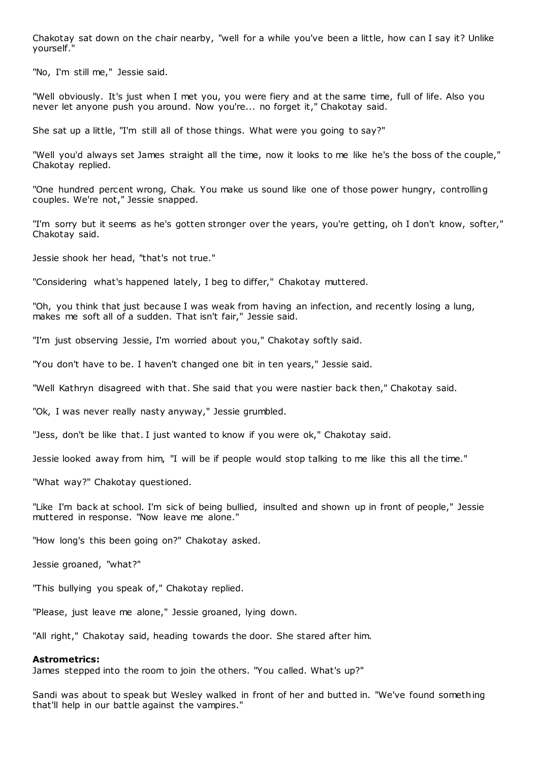Chakotay sat down on the chair nearby, "well for a while you've been a little, how can I say it? Unlike yourself."

"No, I'm still me," Jessie said.

"Well obviously. It's just when I met you, you were fiery and at the same time, full of life. Also you never let anyone push you around. Now you're... no forget it," Chakotay said.

She sat up a little, "I'm still all of those things. What were you going to say?"

"Well you'd always set James straight all the time, now it looks to me like he's the boss of the couple," Chakotay replied.

"One hundred percent wrong, Chak. You make us sound like one of those power hungry, controlling couples. We're not," Jessie snapped.

"I'm sorry but it seems as he's gotten stronger over the years, you're getting, oh I don't know, softer," Chakotay said.

Jessie shook her head, "that's not true."

"Considering what's happened lately, I beg to differ," Chakotay muttered.

"Oh, you think that just because I was weak from having an infection, and recently losing a lung, makes me soft all of a sudden. That isn't fair," Jessie said.

"I'm just observing Jessie, I'm worried about you," Chakotay softly said.

"You don't have to be. I haven't changed one bit in ten years," Jessie said.

"Well Kathryn disagreed with that. She said that you were nastier back then," Chakotay said.

"Ok, I was never really nasty anyway," Jessie grumbled.

"Jess, don't be like that. I just wanted to know if you were ok," Chakotay said.

Jessie looked away from him, "I will be if people would stop talking to me like this all the time."

"What way?" Chakotay questioned.

"Like I'm back at school. I'm sick of being bullied, insulted and shown up in front of people," Jessie muttered in response. "Now leave me alone."

"How long's this been going on?" Chakotay asked.

Jessie groaned, "what?"

"This bullying you speak of," Chakotay replied.

"Please, just leave me alone," Jessie groaned, lying down.

"All right," Chakotay said, heading towards the door. She stared after him.

**Astrometrics:**
James stepped into the room to join the others. "You called. What's up?"

Sandi was about to speak but Wesley walked in front of her and butted in. "We've found something that'll help in our battle against the vampires."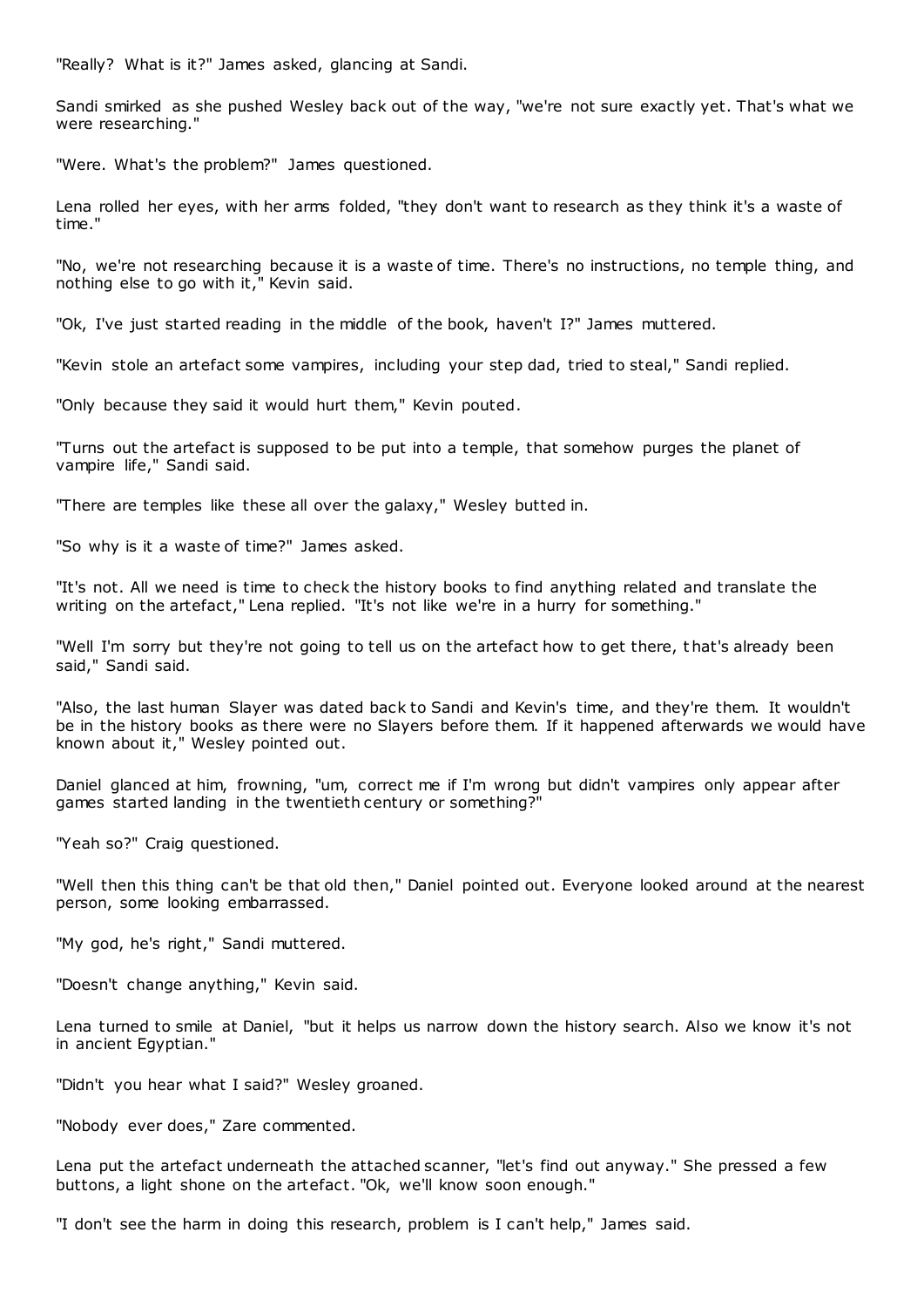"Really? What is it?" James asked, glancing at Sandi.

Sandi smirked as she pushed Wesley back out of the way, "we're not sure exactly yet. That's what we were researching."

"Were. What's the problem?" James questioned.

Lena rolled her eyes, with her arms folded, "they don't want to research as they think it's a waste of time."

"No, we're not researching because it is a waste of time. There's no instructions, no temple thing, and nothing else to go with it," Kevin said.

"Ok, I've just started reading in the middle of the book, haven't I?" James muttered.

"Kevin stole an artefact some vampires, including your step dad, tried to steal," Sandi replied.

"Only because they said it would hurt them," Kevin pouted.

"Turns out the artefact is supposed to be put into a temple, that somehow purges the planet of vampire life," Sandi said.

"There are temples like these all over the galaxy," Wesley butted in.

"So why is it a waste of time?" James asked.

"It's not. All we need is time to check the history books to find anything related and translate the writing on the artefact," Lena replied. "It's not like we're in a hurry for something."

"Well I'm sorry but they're not going to tell us on the artefact how to get there, that's already been said," Sandi said.

"Also, the last human Slayer was dated back to Sandi and Kevin's time, and they're them. It wouldn't be in the history books as there were no Slayers before them. If it happened afterwards we would have known about it," Wesley pointed out.

Daniel glanced at him, frowning, "um, correct me if I'm wrong but didn't vampires only appear after games started landing in the twentieth century or something?"

"Yeah so?" Craig questioned.

"Well then this thing can't be that old then," Daniel pointed out. Everyone looked around at the nearest person, some looking embarrassed.

"My god, he's right," Sandi muttered.

"Doesn't change anything," Kevin said.

Lena turned to smile at Daniel, "but it helps us narrow down the history search. Also we know it's not in ancient Egyptian."

"Didn't you hear what I said?" Wesley groaned.

"Nobody ever does," Zare commented.

Lena put the artefact underneath the attached scanner, "let's find out anyway." She pressed a few buttons, a light shone on the artefact. "Ok, we'll know soon enough."

"I don't see the harm in doing this research, problem is I can't help," James said.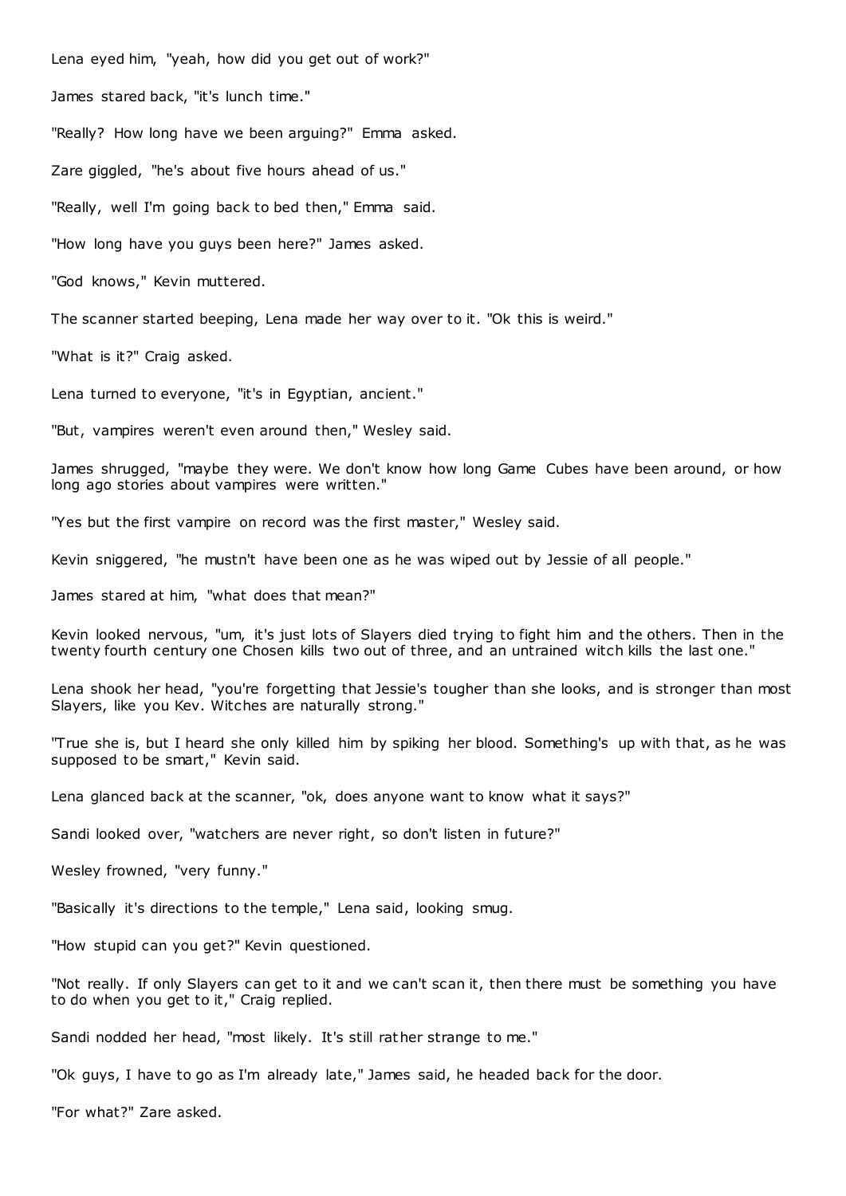Lena eyed him, "yeah, how did you get out of work?"

James stared back, "it's lunch time."

"Really? How long have we been arguing?" Emma asked.

Zare giggled, "he's about five hours ahead of us."

"Really, well I'm going back to bed then," Emma said.

"How long have you guys been here?" James asked.

"God knows," Kevin muttered.

The scanner started beeping, Lena made her way over to it. "Ok this is weird."

"What is it?" Craig asked.

Lena turned to everyone, "it's in Egyptian, ancient."

"But, vampires weren't even around then," Wesley said.

James shrugged, "maybe they were. We don't know how long Game Cubes have been around, or how long ago stories about vampires were written."

"Yes but the first vampire on record was the first master," Wesley said.

Kevin sniggered, "he mustn't have been one as he was wiped out by Jessie of all people."

James stared at him, "what does that mean?"

Kevin looked nervous, "um, it's just lots of Slayers died trying to fight him and the others. Then in the twenty fourth century one Chosen kills two out of three, and an untrained witch kills the last one."

Lena shook her head, "you're forgetting that Jessie's tougher than she looks, and is stronger than most Slayers, like you Kev. Witches are naturally strong."

"True she is, but I heard she only killed him by spiking her blood. Something's up with that, as he was supposed to be smart," Kevin said.

Lena glanced back at the scanner, "ok, does anyone want to know what it says?"

Sandi looked over, "watchers are never right, so don't listen in future?"

Wesley frowned, "very funny."

"Basically it's directions to the temple," Lena said, looking smug.

"How stupid can you get?" Kevin questioned.

"Not really. If only Slayers can get to it and we can't scan it, then there must be something you have to do when you get to it," Craig replied.

Sandi nodded her head, "most likely. It's still rather strange to me."

"Ok guys, I have to go as I'm already late," James said, he headed back for the door.

"For what?" Zare asked.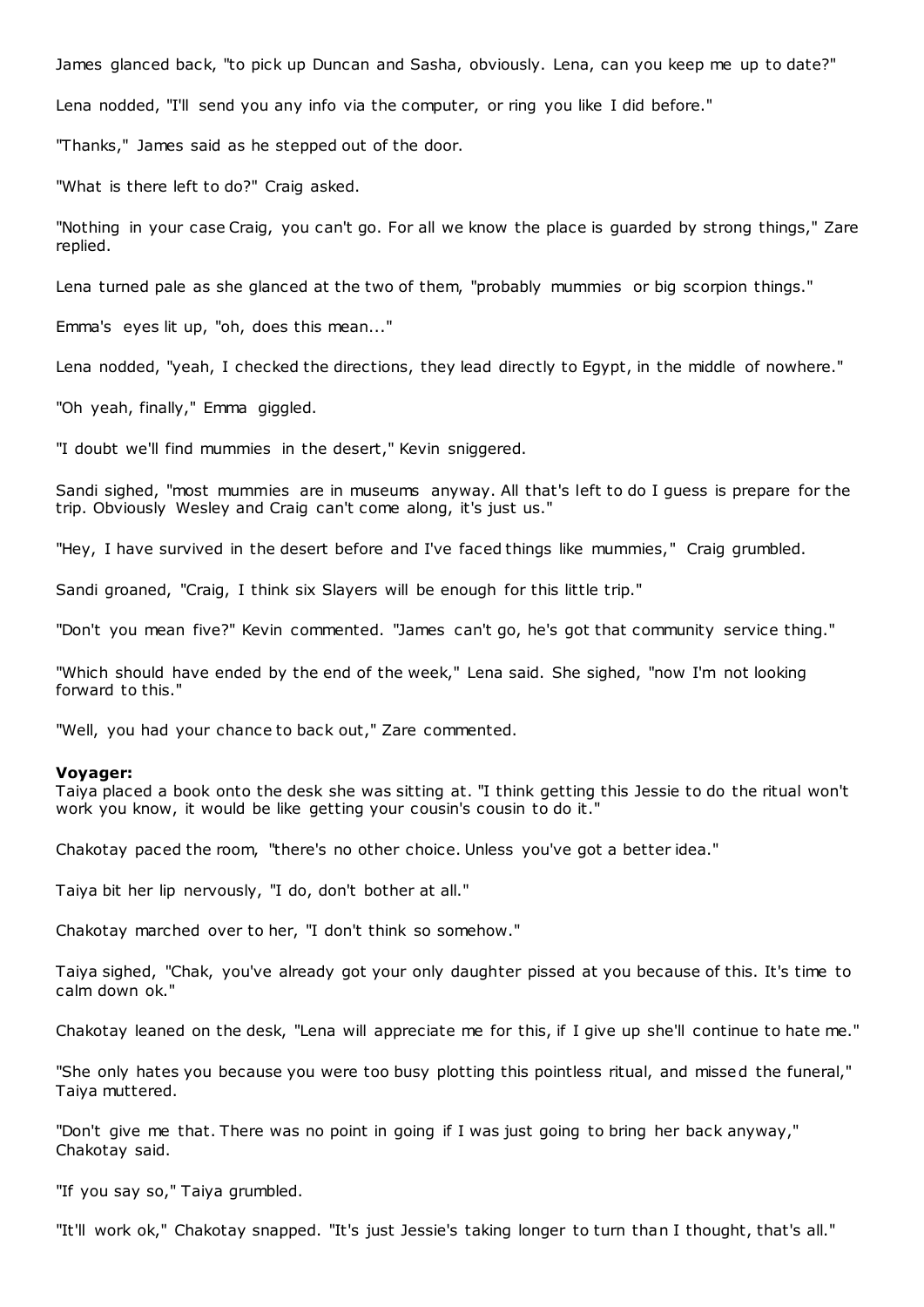James glanced back, "to pick up Duncan and Sasha, obviously. Lena, can you keep me up to date?"

Lena nodded, "I'll send you any info via the computer, or ring you like I did before."

"Thanks," James said as he stepped out of the door.

"What is there left to do?" Craig asked.

"Nothing in your case Craig, you can't go. For all we know the place is guarded by strong things," Zare replied.

Lena turned pale as she glanced at the two of them, "probably mummies or big scorpion things."

Emma's eyes lit up, "oh, does this mean..."

Lena nodded, "yeah, I checked the directions, they lead directly to Egypt, in the middle of nowhere."

"Oh yeah, finally," Emma giggled.

"I doubt we'll find mummies in the desert," Kevin sniggered.

Sandi sighed, "most mummies are in museums anyway. All that's left to do I guess is prepare for the trip. Obviously Wesley and Craig can't come along, it's just us."

"Hey, I have survived in the desert before and I've faced things like mummies," Craig grumbled.

Sandi groaned, "Craig, I think six Slayers will be enough for this little trip."

"Don't you mean five?" Kevin commented. "James can't go, he's got that community service thing."

"Which should have ended by the end of the week," Lena said. She sighed, "now I'm not looking forward to this."

"Well, you had your chance to back out," Zare commented.

**Voyager:**
Taiya placed a book onto the desk she was sitting at. "I think getting this Jessie to do the ritual won't work you know, it would be like getting your cousin's cousin to do it."

Chakotay paced the room, "there's no other choice. Unless you've got a better idea."

Taiya bit her lip nervously, "I do, don't bother at all."

Chakotay marched over to her, "I don't think so somehow."

Taiya sighed, "Chak, you've already got your only daughter pissed at you because of this. It's time to calm down ok."

Chakotay leaned on the desk, "Lena will appreciate me for this, if I give up she'll continue to hate me."

"She only hates you because you were too busy plotting this pointless ritual, and missed the funeral," Taiya muttered.

"Don't give me that. There was no point in going if I was just going to bring her back anyway," Chakotay said.

"If you say so," Taiya grumbled.

"It'll work ok," Chakotay snapped. "It's just Jessie's taking longer to turn than I thought, that's all."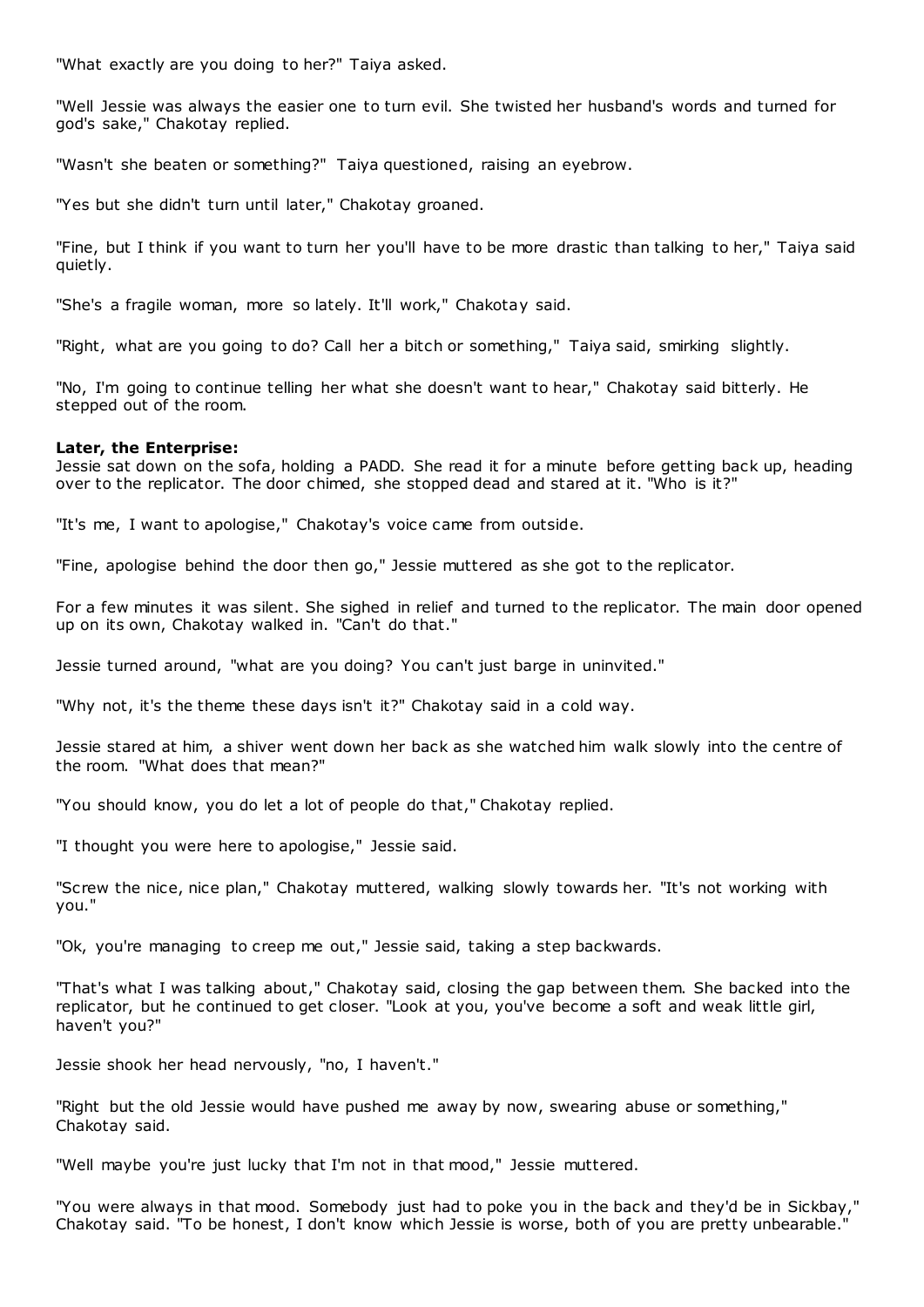"What exactly are you doing to her?" Taiya asked.

"Well Jessie was always the easier one to turn evil. She twisted her husband's words and turned for god's sake," Chakotay replied.

"Wasn't she beaten or something?" Taiya questioned, raising an eyebrow.

"Yes but she didn't turn until later," Chakotay groaned.

"Fine, but I think if you want to turn her you'll have to be more drastic than talking to her," Taiya said quietly.

"She's a fragile woman, more so lately. It'll work," Chakotay said.

"Right, what are you going to do? Call her a bitch or something," Taiya said, smirking slightly.

"No, I'm going to continue telling her what she doesn't want to hear," Chakotay said bitterly. He stepped out of the room.

**Later, the Enterprise:**
Jessie sat down on the sofa, holding a PADD. She read it for a minute before getting back up, heading over to the replicator. The door chimed, she stopped dead and stared at it. "Who is it?"

"It's me, I want to apologise," Chakotay's voice came from outside.

"Fine, apologise behind the door then go," Jessie muttered as she got to the replicator.

For a few minutes it was silent. She sighed in relief and turned to the replicator. The main door opened up on its own, Chakotay walked in. "Can't do that."

Jessie turned around, "what are you doing? You can't just barge in uninvited."

"Why not, it's the theme these days isn't it?" Chakotay said in a cold way.

Jessie stared at him, a shiver went down her back as she watched him walk slowly into the centre of the room. "What does that mean?"

"You should know, you do let a lot of people do that," Chakotay replied.

"I thought you were here to apologise," Jessie said.

"Screw the nice, nice plan," Chakotay muttered, walking slowly towards her. "It's not working with you."

"Ok, you're managing to creep me out," Jessie said, taking a step backwards.

"That's what I was talking about," Chakotay said, closing the gap between them. She backed into the replicator, but he continued to get closer. "Look at you, you've become a soft and weak little girl, haven't you?"

Jessie shook her head nervously, "no, I haven't."

"Right but the old Jessie would have pushed me away by now, swearing abuse or something," Chakotay said.

"Well maybe you're just lucky that I'm not in that mood," Jessie muttered.

"You were always in that mood. Somebody just had to poke you in the back and they'd be in Sickbay," Chakotay said. "To be honest, I don't know which Jessie is worse, both of you are pretty unbearable."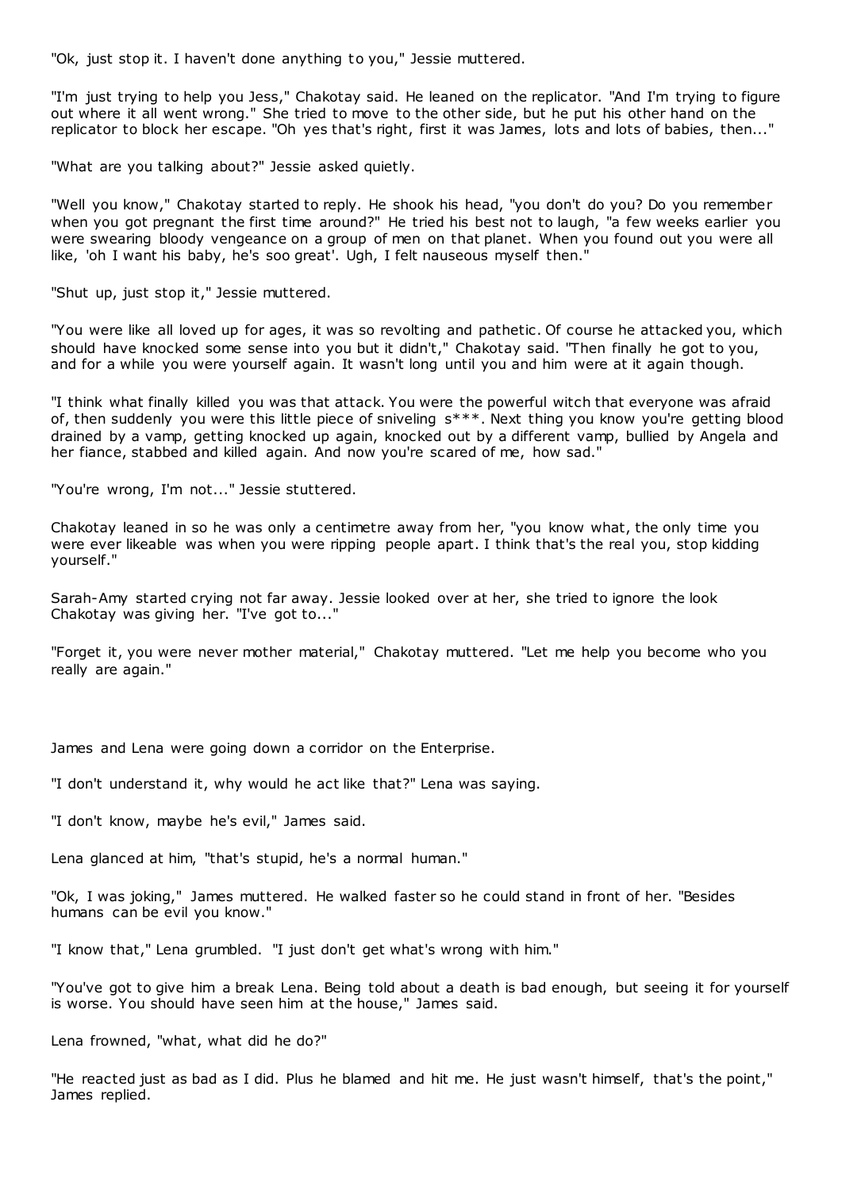"Ok, just stop it. I haven't done anything to you," Jessie muttered.

"I'm just trying to help you Jess," Chakotay said. He leaned on the replicator. "And I'm trying to figure out where it all went wrong." She tried to move to the other side, but he put his other hand on the replicator to block her escape. "Oh yes that's right, first it was James, lots and lots of babies, then..."

"What are you talking about?" Jessie asked quietly.

"Well you know," Chakotay started to reply. He shook his head, "you don't do you? Do you remember when you got pregnant the first time around?" He tried his best not to laugh, "a few weeks earlier you were swearing bloody vengeance on a group of men on that planet. When you found out you were all like, 'oh I want his baby, he's soo great'. Ugh, I felt nauseous myself then."

"Shut up, just stop it," Jessie muttered.

"You were like all loved up for ages, it was so revolting and pathetic. Of course he attacked you, which should have knocked some sense into you but it didn't," Chakotay said. "Then finally he got to you, and for a while you were yourself again. It wasn't long until you and him were at it again though.

"I think what finally killed you was that attack. You were the powerful witch that everyone was afraid of, then suddenly you were this little piece of sniveling s***. Next thing you know you're getting blood drained by a vamp, getting knocked up again, knocked out by a different vamp, bullied by Angela and her fiance, stabbed and killed again. And now you're scared of me, how sad."

"You're wrong, I'm not..." Jessie stuttered.

Chakotay leaned in so he was only a centimetre away from her, "you know what, the only time you were ever likeable was when you were ripping people apart. I think that's the real you, stop kidding yourself."

Sarah-Amy started crying not far away. Jessie looked over at her, she tried to ignore the look Chakotay was giving her. "I've got to..."

"Forget it, you were never mother material," Chakotay muttered. "Let me help you become who you really are again."

James and Lena were going down a corridor on the Enterprise.

"I don't understand it, why would he act like that?" Lena was saying.

"I don't know, maybe he's evil," James said.

Lena glanced at him, "that's stupid, he's a normal human."

"Ok, I was joking," James muttered. He walked faster so he could stand in front of her. "Besides humans can be evil you know."

"I know that," Lena grumbled. "I just don't get what's wrong with him."

"You've got to give him a break Lena. Being told about a death is bad enough, but seeing it for yourself is worse. You should have seen him at the house," James said.

Lena frowned, "what, what did he do?"

"He reacted just as bad as I did. Plus he blamed and hit me. He just wasn't himself, that's the point," James replied.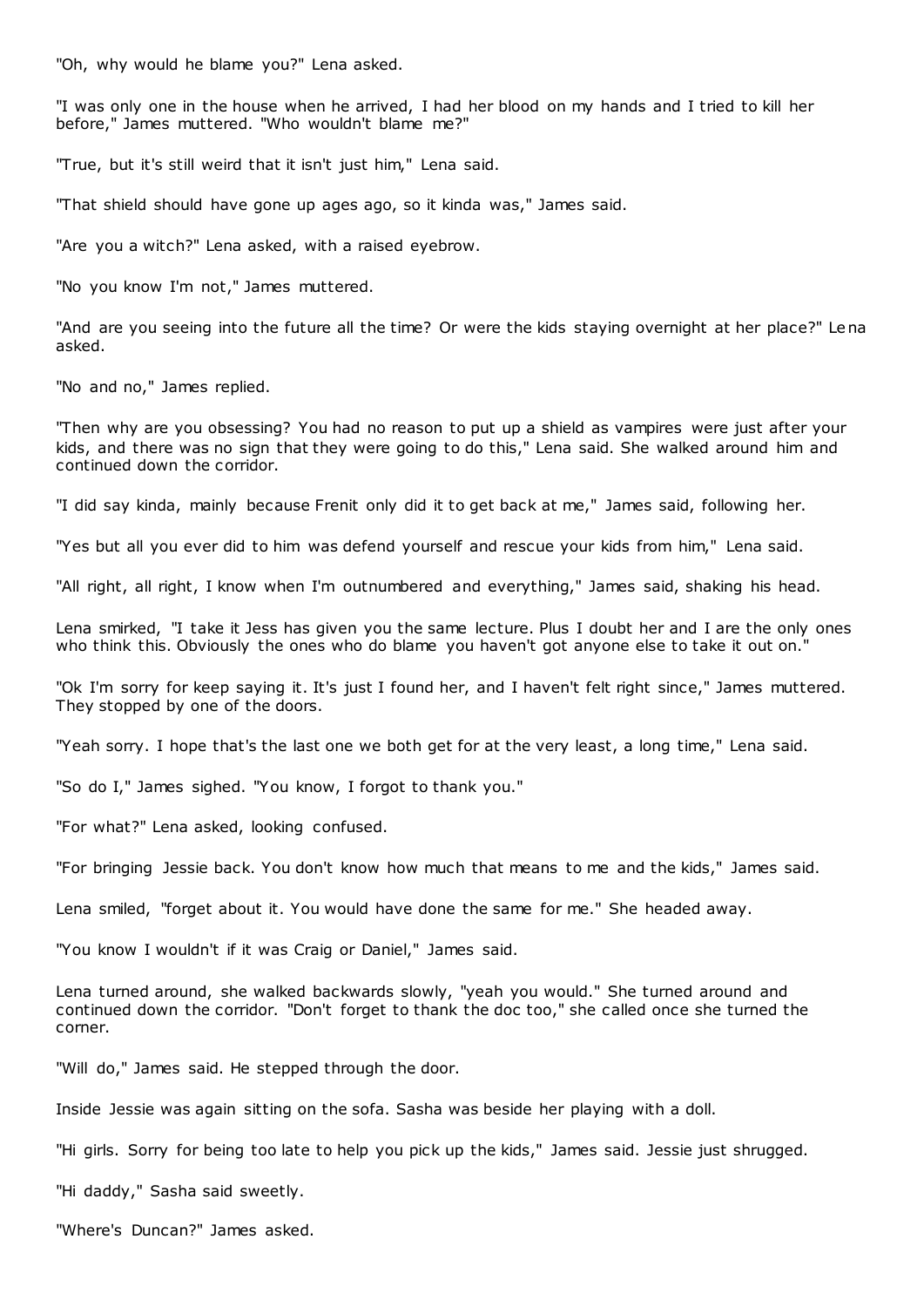"Oh, why would he blame you?" Lena asked.

"I was only one in the house when he arrived, I had her blood on my hands and I tried to kill her before," James muttered. "Who wouldn't blame me?"

"True, but it's still weird that it isn't just him," Lena said.

"That shield should have gone up ages ago, so it kinda was," James said.

"Are you a witch?" Lena asked, with a raised eyebrow.

"No you know I'm not," James muttered.

"And are you seeing into the future all the time? Or were the kids staying overnight at her place?" Lena asked.

"No and no," James replied.

"Then why are you obsessing? You had no reason to put up a shield as vampires were just after your kids, and there was no sign that they were going to do this," Lena said. She walked around him and continued down the corridor.

"I did say kinda, mainly because Frenit only did it to get back at me," James said, following her.

"Yes but all you ever did to him was defend yourself and rescue your kids from him," Lena said.

"All right, all right, I know when I'm outnumbered and everything," James said, shaking his head.

Lena smirked, "I take it Jess has given you the same lecture. Plus I doubt her and I are the only ones who think this. Obviously the ones who do blame you haven't got anyone else to take it out on."

"Ok I'm sorry for keep saying it. It's just I found her, and I haven't felt right since," James muttered. They stopped by one of the doors.

"Yeah sorry. I hope that's the last one we both get for at the very least, a long time," Lena said.

"So do I," James sighed. "You know, I forgot to thank you."

"For what?" Lena asked, looking confused.

"For bringing Jessie back. You don't know how much that means to me and the kids," James said.

Lena smiled, "forget about it. You would have done the same for me." She headed away.

"You know I wouldn't if it was Craig or Daniel," James said.

Lena turned around, she walked backwards slowly, "yeah you would." She turned around and continued down the corridor. "Don't forget to thank the doc too," she called once she turned the corner.

"Will do," James said. He stepped through the door.

Inside Jessie was again sitting on the sofa. Sasha was beside her playing with a doll.

"Hi girls. Sorry for being too late to help you pick up the kids," James said. Jessie just shrugged.

"Hi daddy," Sasha said sweetly.

"Where's Duncan?" James asked.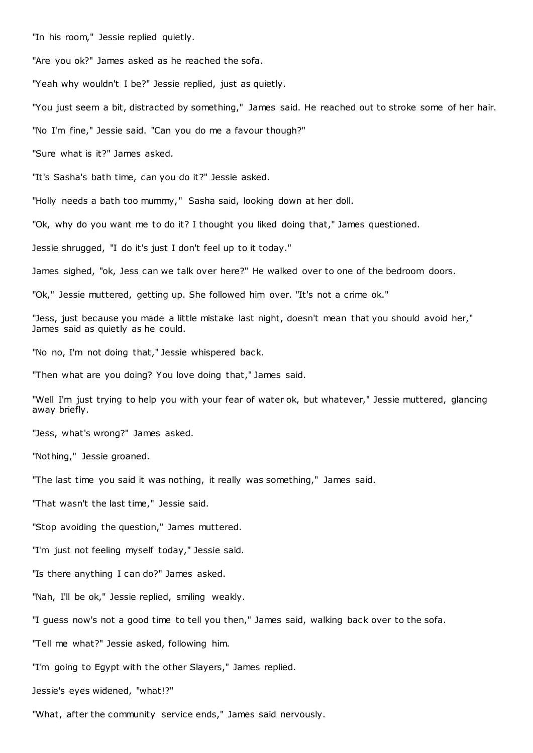"In his room," Jessie replied quietly.

"Are you ok?" James asked as he reached the sofa.

"Yeah why wouldn't I be?" Jessie replied, just as quietly.

"You just seem a bit, distracted by something," James said. He reached out to stroke some of her hair.

"No I'm fine," Jessie said. "Can you do me a favour though?"

"Sure what is it?" James asked.

"It's Sasha's bath time, can you do it?" Jessie asked.

"Holly needs a bath too mummy," Sasha said, looking down at her doll.

"Ok, why do you want me to do it? I thought you liked doing that," James questioned.

Jessie shrugged, "I do it's just I don't feel up to it today."

James sighed, "ok, Jess can we talk over here?" He walked over to one of the bedroom doors.

"Ok," Jessie muttered, getting up. She followed him over. "It's not a crime ok."

"Jess, just because you made a little mistake last night, doesn't mean that you should avoid her," James said as quietly as he could.

"No no, I'm not doing that," Jessie whispered back.

"Then what are you doing? You love doing that," James said.

"Well I'm just trying to help you with your fear of water ok, but whatever," Jessie muttered, glancing away briefly.

"Jess, what's wrong?" James asked.

"Nothing," Jessie groaned.

"The last time you said it was nothing, it really was something," James said.

"That wasn't the last time," Jessie said.

"Stop avoiding the question," James muttered.

"I'm just not feeling myself today," Jessie said.

"Is there anything I can do?" James asked.

"Nah, I'll be ok," Jessie replied, smiling weakly.

"I guess now's not a good time to tell you then," James said, walking back over to the sofa.

"Tell me what?" Jessie asked, following him.

"I'm going to Egypt with the other Slayers," James replied.

Jessie's eyes widened, "what!?"

"What, after the community service ends," James said nervously.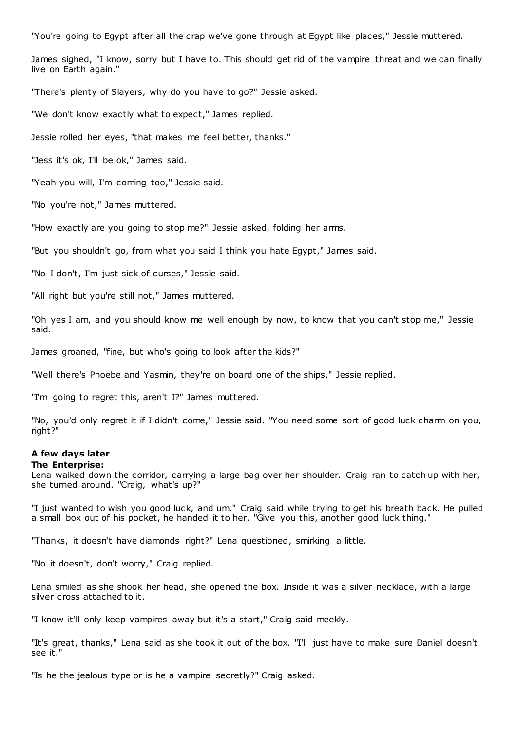"You're going to Egypt after all the crap we've gone through at Egypt like places," Jessie muttered.

James sighed, "I know, sorry but I have to. This should get rid of the vampire threat and we can finally live on Earth again."

"There's plenty of Slayers, why do you have to go?" Jessie asked.

"We don't know exactly what to expect," James replied.

Jessie rolled her eyes, "that makes me feel better, thanks."

"Jess it's ok, I'll be ok," James said.

"Yeah you will, I'm coming too," Jessie said.

"No you're not," James muttered.

"How exactly are you going to stop me?" Jessie asked, folding her arms.

"But you shouldn't go, from what you said I think you hate Egypt," James said.

"No I don't, I'm just sick of curses," Jessie said.

"All right but you're still not," James muttered.

"Oh yes I am, and you should know me well enough by now, to know that you can't stop me," Jessie said.

James groaned, "fine, but who's going to look after the kids?"

"Well there's Phoebe and Yasmin, they're on board one of the ships," Jessie replied.

"I'm going to regret this, aren't I?" James muttered.

"No, you'd only regret it if I didn't come," Jessie said. "You need some sort of good luck charm on you, right?"

**A few days later**
**The Enterprise:**
Lena walked down the corridor, carrying a large bag over her shoulder. Craig ran to catch up with her, she turned around. "Craig, what's up?"

"I just wanted to wish you good luck, and um," Craig said while trying to get his breath back. He pulled a small box out of his pocket, he handed it to her. "Give you this, another good luck thing."

"Thanks, it doesn't have diamonds right?" Lena questioned, smirking a little.

"No it doesn't, don't worry," Craig replied.

Lena smiled as she shook her head, she opened the box. Inside it was a silver necklace, with a large silver cross attached to it.

"I know it'll only keep vampires away but it's a start," Craig said meekly.

"It's great, thanks," Lena said as she took it out of the box. "I'll just have to make sure Daniel doesn't see it."

"Is he the jealous type or is he a vampire secretly?" Craig asked.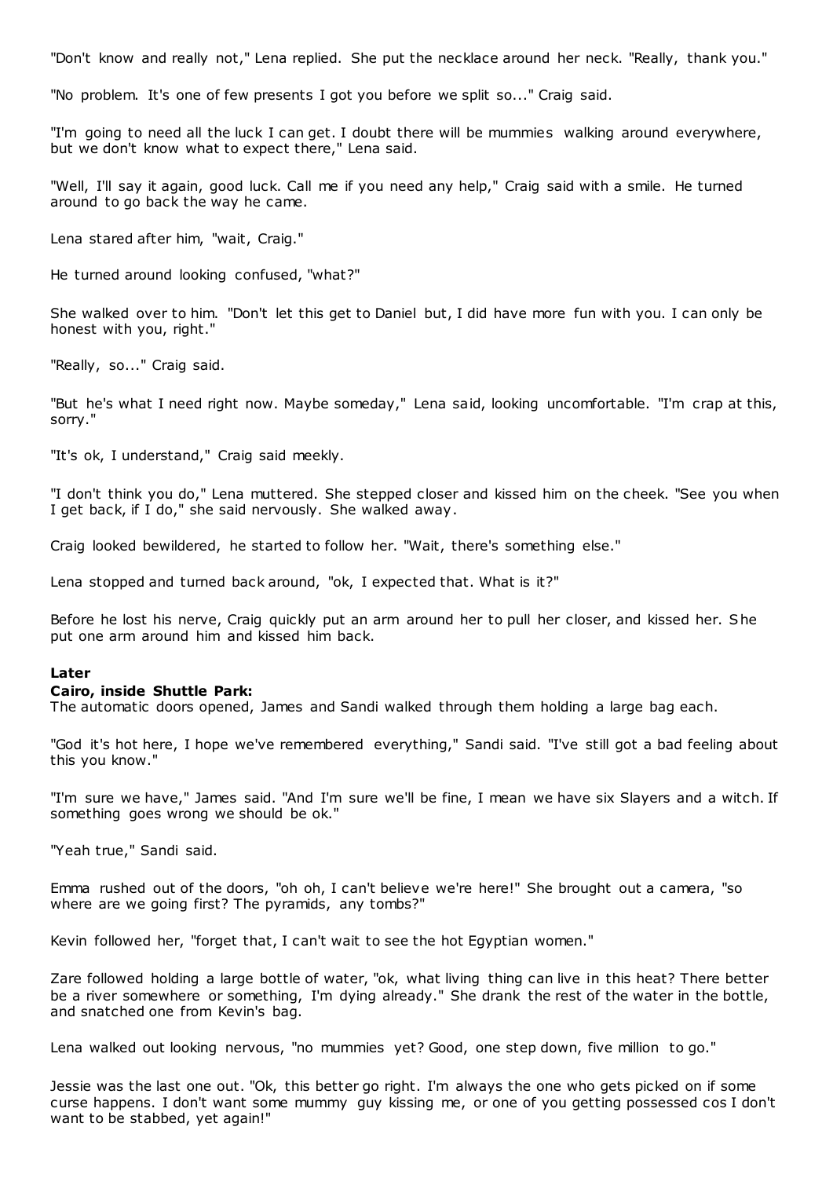"Don't know and really not," Lena replied. She put the necklace around her neck. "Really, thank you."

"No problem. It's one of few presents I got you before we split so..." Craig said.

"I'm going to need all the luck I can get. I doubt there will be mummies walking around everywhere, but we don't know what to expect there," Lena said.

"Well, I'll say it again, good luck. Call me if you need any help," Craig said with a smile. He turned around to go back the way he came.

Lena stared after him, "wait, Craig."

He turned around looking confused, "what?"

She walked over to him. "Don't let this get to Daniel but, I did have more fun with you. I can only be honest with you, right."

"Really, so..." Craig said.

"But he's what I need right now. Maybe someday," Lena said, looking uncomfortable. "I'm crap at this, sorry."

"It's ok, I understand," Craig said meekly.

"I don't think you do," Lena muttered. She stepped closer and kissed him on the cheek. "See you when I get back, if I do," she said nervously. She walked away.

Craig looked bewildered, he started to follow her. "Wait, there's something else."

Lena stopped and turned back around, "ok, I expected that. What is it?"

Before he lost his nerve, Craig quickly put an arm around her to pull her closer, and kissed her. She put one arm around him and kissed him back.

**Later**

**Cairo, inside Shuttle Park:**

The automatic doors opened, James and Sandi walked through them holding a large bag each.

"God it's hot here, I hope we've remembered everything," Sandi said. "I've still got a bad feeling about this you know."

"I'm sure we have," James said. "And I'm sure we'll be fine, I mean we have six Slayers and a witch. If something goes wrong we should be ok."

"Yeah true," Sandi said.

Emma rushed out of the doors, "oh oh, I can't believe we're here!" She brought out a camera, "so where are we going first? The pyramids, any tombs?"

Kevin followed her, "forget that, I can't wait to see the hot Egyptian women."

Zare followed holding a large bottle of water, "ok, what living thing can live in this heat? There better be a river somewhere or something, I'm dying already." She drank the rest of the water in the bottle, and snatched one from Kevin's bag.

Lena walked out looking nervous, "no mummies yet? Good, one step down, five million to go."

Jessie was the last one out. "Ok, this better go right. I'm always the one who gets picked on if some curse happens. I don't want some mummy guy kissing me, or one of you getting possessed cos I don't want to be stabbed, yet again!"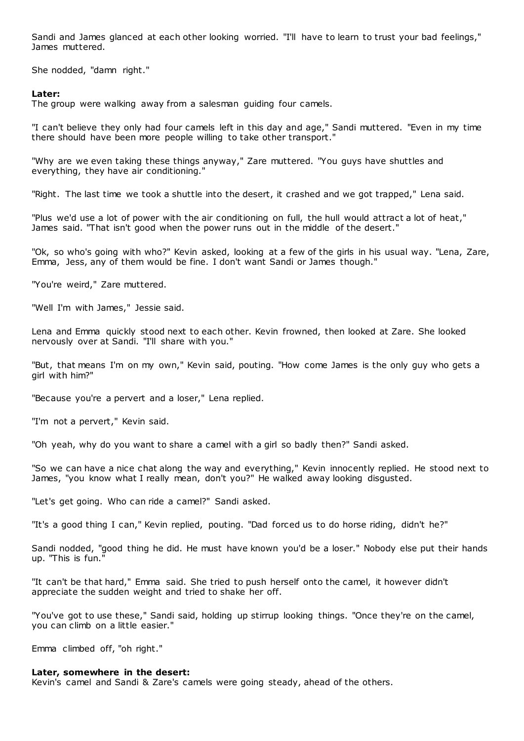Sandi and James glanced at each other looking worried. "I'll have to learn to trust your bad feelings," James muttered.

She nodded, "damn right."

**Later:**
The group were walking away from a salesman guiding four camels.

"I can't believe they only had four camels left in this day and age," Sandi muttered. "Even in my time there should have been more people willing to take other transport."

"Why are we even taking these things anyway," Zare muttered. "You guys have shuttles and everything, they have air conditioning."

"Right. The last time we took a shuttle into the desert, it crashed and we got trapped," Lena said.

"Plus we'd use a lot of power with the air conditioning on full, the hull would attract a lot of heat," James said. "That isn't good when the power runs out in the middle of the desert."

"Ok, so who's going with who?" Kevin asked, looking at a few of the girls in his usual way. "Lena, Zare, Emma, Jess, any of them would be fine. I don't want Sandi or James though."

"You're weird," Zare muttered.

"Well I'm with James," Jessie said.

Lena and Emma quickly stood next to each other. Kevin frowned, then looked at Zare. She looked nervously over at Sandi. "I'll share with you."

"But, that means I'm on my own," Kevin said, pouting. "How come James is the only guy who gets a girl with him?"

"Because you're a pervert and a loser," Lena replied.

"I'm not a pervert," Kevin said.

"Oh yeah, why do you want to share a camel with a girl so badly then?" Sandi asked.

"So we can have a nice chat along the way and everything," Kevin innocently replied. He stood next to James, "you know what I really mean, don't you?" He walked away looking disgusted.

"Let's get going. Who can ride a camel?" Sandi asked.

"It's a good thing I can," Kevin replied, pouting. "Dad forced us to do horse riding, didn't he?"

Sandi nodded, "good thing he did. He must have known you'd be a loser." Nobody else put their hands up. "This is fun."

"It can't be that hard," Emma said. She tried to push herself onto the camel, it however didn't appreciate the sudden weight and tried to shake her off.

"You've got to use these," Sandi said, holding up stirrup looking things. "Once they're on the camel, you can climb on a little easier."

Emma climbed off, "oh right."

**Later, somewhere in the desert:**
Kevin's camel and Sandi & Zare's camels were going steady, ahead of the others.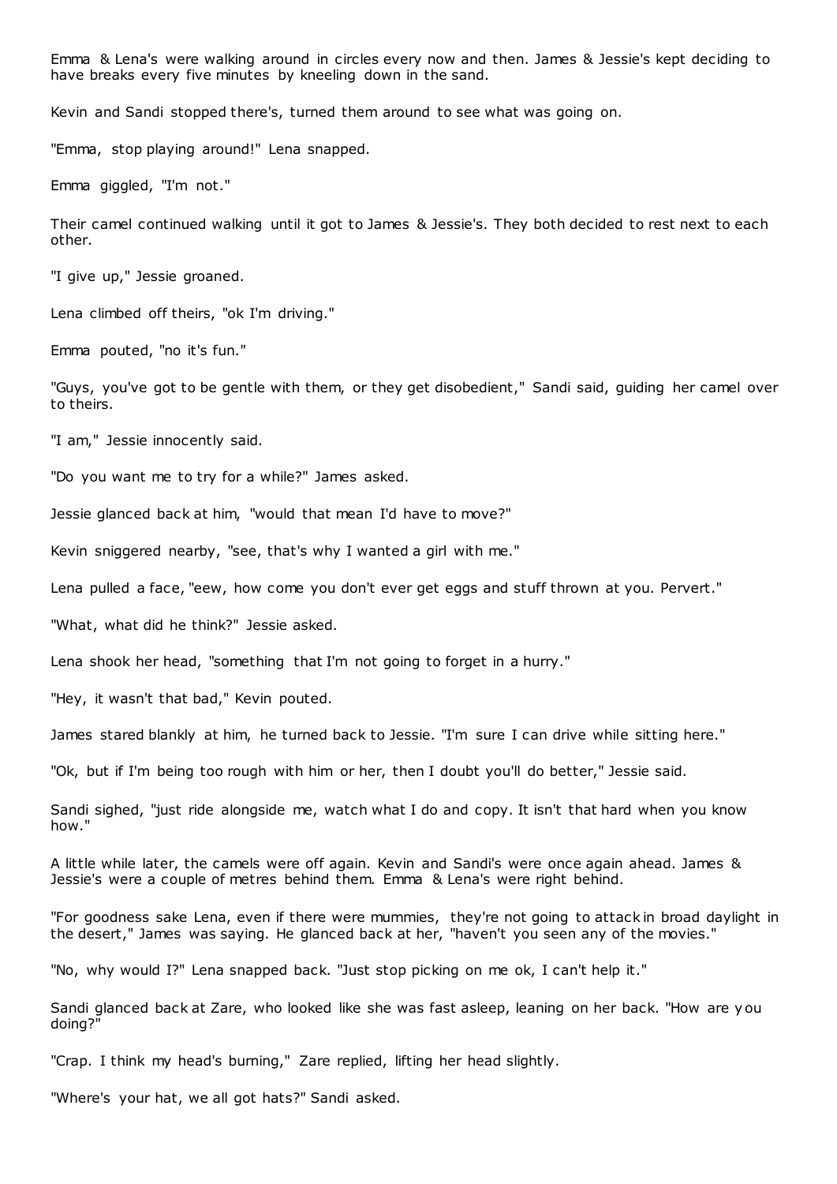Emma & Lena's were walking around in circles every now and then. James & Jessie's kept deciding to have breaks every five minutes by kneeling down in the sand.

Kevin and Sandi stopped there's, turned them around to see what was going on.

"Emma, stop playing around!" Lena snapped.

Emma giggled, "I'm not."

Their camel continued walking until it got to James & Jessie's. They both decided to rest next to each other.

"I give up," Jessie groaned.

Lena climbed off theirs, "ok I'm driving."

Emma pouted, "no it's fun."

"Guys, you've got to be gentle with them, or they get disobedient," Sandi said, guiding her camel over to theirs.

"I am," Jessie innocently said.

"Do you want me to try for a while?" James asked.

Jessie glanced back at him, "would that mean I'd have to move?"

Kevin sniggered nearby, "see, that's why I wanted a girl with me."

Lena pulled a face, "eew, how come you don't ever get eggs and stuff thrown at you. Pervert."

"What, what did he think?" Jessie asked.

Lena shook her head, "something that I'm not going to forget in a hurry."

"Hey, it wasn't that bad," Kevin pouted.

James stared blankly at him, he turned back to Jessie. "I'm sure I can drive while sitting here."

"Ok, but if I'm being too rough with him or her, then I doubt you'll do better," Jessie said.

Sandi sighed, "just ride alongside me, watch what I do and copy. It isn't that hard when you know how."

A little while later, the camels were off again. Kevin and Sandi's were once again ahead. James & Jessie's were a couple of metres behind them. Emma & Lena's were right behind.

"For goodness sake Lena, even if there were mummies, they're not going to attack in broad daylight in the desert," James was saying. He glanced back at her, "haven't you seen any of the movies."

"No, why would I?" Lena snapped back. "Just stop picking on me ok, I can't help it."

Sandi glanced back at Zare, who looked like she was fast asleep, leaning on her back. "How are you doing?"

"Crap. I think my head's burning," Zare replied, lifting her head slightly.

"Where's your hat, we all got hats?" Sandi asked.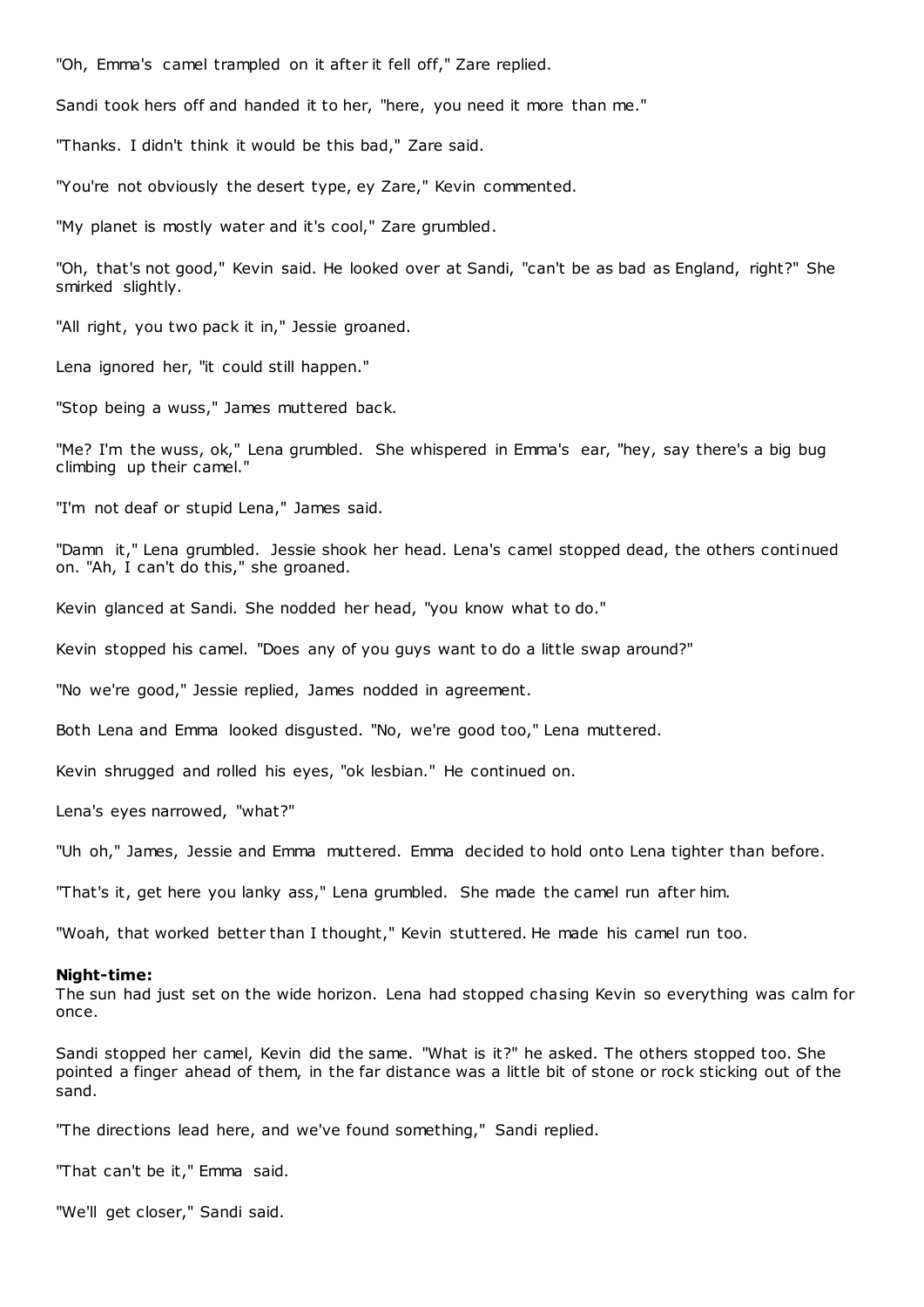"Oh, Emma's camel trampled on it after it fell off," Zare replied.

Sandi took hers off and handed it to her, "here, you need it more than me."

"Thanks. I didn't think it would be this bad," Zare said.

"You're not obviously the desert type, ey Zare," Kevin commented.

"My planet is mostly water and it's cool," Zare grumbled.

"Oh, that's not good," Kevin said. He looked over at Sandi, "can't be as bad as England, right?" She smirked slightly.

"All right, you two pack it in," Jessie groaned.

Lena ignored her, "it could still happen."

"Stop being a wuss," James muttered back.

"Me? I'm the wuss, ok," Lena grumbled. She whispered in Emma's ear, "hey, say there's a big bug climbing up their camel."

"I'm not deaf or stupid Lena," James said.

"Damn it," Lena grumbled. Jessie shook her head. Lena's camel stopped dead, the others continued on. "Ah, I can't do this," she groaned.

Kevin glanced at Sandi. She nodded her head, "you know what to do."

Kevin stopped his camel. "Does any of you guys want to do a little swap around?"

"No we're good," Jessie replied, James nodded in agreement.

Both Lena and Emma looked disgusted. "No, we're good too," Lena muttered.

Kevin shrugged and rolled his eyes, "ok lesbian." He continued on.

Lena's eyes narrowed, "what?"

"Uh oh," James, Jessie and Emma muttered. Emma decided to hold onto Lena tighter than before.

"That's it, get here you lanky ass," Lena grumbled. She made the camel run after him.

"Woah, that worked better than I thought," Kevin stuttered. He made his camel run too.

**Night-time:**
The sun had just set on the wide horizon. Lena had stopped chasing Kevin so everything was calm for once.

Sandi stopped her camel, Kevin did the same. "What is it?" he asked. The others stopped too. She pointed a finger ahead of them, in the far distance was a little bit of stone or rock sticking out of the sand.

"The directions lead here, and we've found something," Sandi replied.

"That can't be it," Emma said.

"We'll get closer," Sandi said.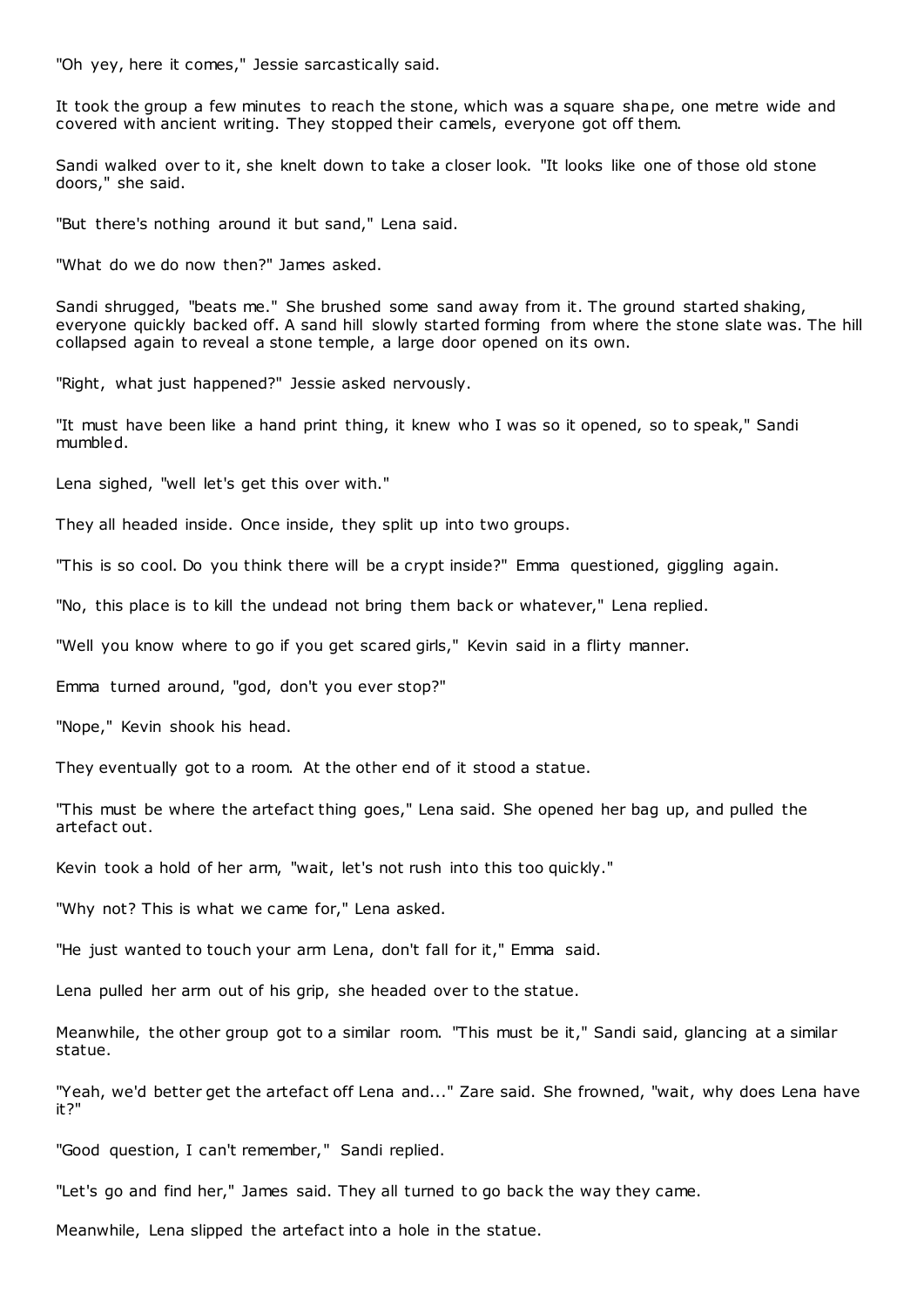"Oh yey, here it comes," Jessie sarcastically said.

It took the group a few minutes to reach the stone, which was a square shape, one metre wide and covered with ancient writing. They stopped their camels, everyone got off them.

Sandi walked over to it, she knelt down to take a closer look. "It looks like one of those old stone doors," she said.

"But there's nothing around it but sand," Lena said.

"What do we do now then?" James asked.

Sandi shrugged, "beats me." She brushed some sand away from it. The ground started shaking, everyone quickly backed off. A sand hill slowly started forming from where the stone slate was. The hill collapsed again to reveal a stone temple, a large door opened on its own.

"Right, what just happened?" Jessie asked nervously.

"It must have been like a hand print thing, it knew who I was so it opened, so to speak," Sandi mumbled.

Lena sighed, "well let's get this over with."

They all headed inside. Once inside, they split up into two groups.

"This is so cool. Do you think there will be a crypt inside?" Emma questioned, giggling again.

"No, this place is to kill the undead not bring them back or whatever," Lena replied.

"Well you know where to go if you get scared girls," Kevin said in a flirty manner.

Emma turned around, "god, don't you ever stop?"

"Nope," Kevin shook his head.

They eventually got to a room. At the other end of it stood a statue.

"This must be where the artefact thing goes," Lena said. She opened her bag up, and pulled the artefact out.

Kevin took a hold of her arm, "wait, let's not rush into this too quickly."

"Why not? This is what we came for," Lena asked.

"He just wanted to touch your arm Lena, don't fall for it," Emma said.

Lena pulled her arm out of his grip, she headed over to the statue.

Meanwhile, the other group got to a similar room. "This must be it," Sandi said, glancing at a similar statue.

"Yeah, we'd better get the artefact off Lena and..." Zare said. She frowned, "wait, why does Lena have it?"

"Good question, I can't remember," Sandi replied.

"Let's go and find her," James said. They all turned to go back the way they came.

Meanwhile, Lena slipped the artefact into a hole in the statue.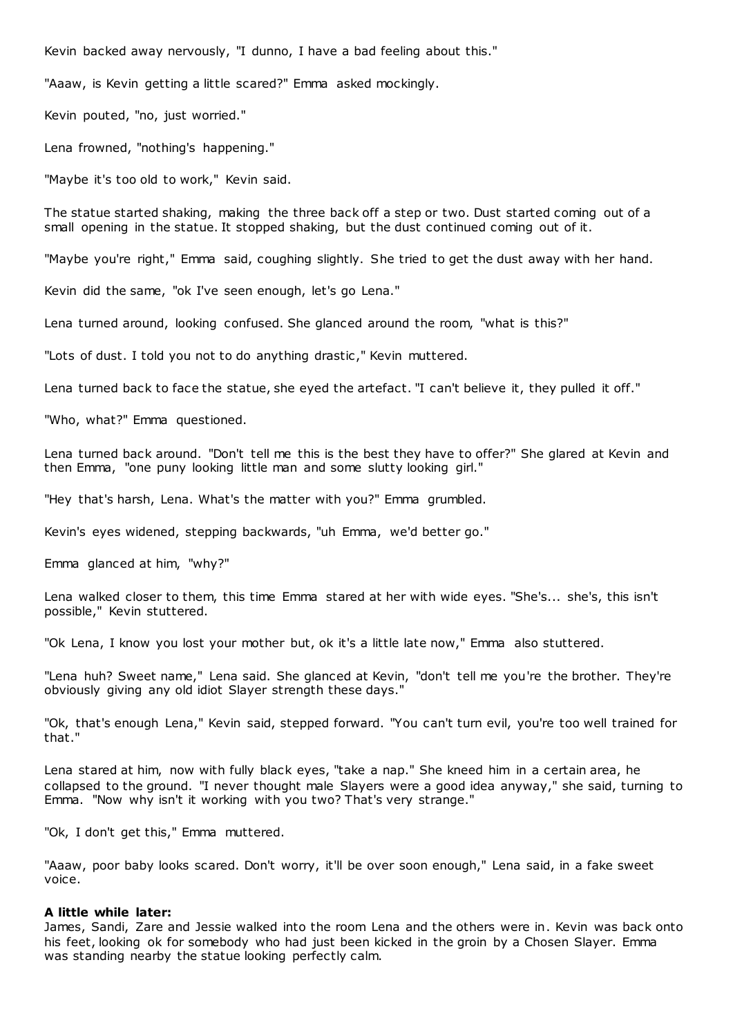Kevin backed away nervously, "I dunno, I have a bad feeling about this."

"Aaaw, is Kevin getting a little scared?" Emma asked mockingly.

Kevin pouted, "no, just worried."

Lena frowned, "nothing's happening."

"Maybe it's too old to work," Kevin said.

The statue started shaking, making the three back off a step or two. Dust started coming out of a small opening in the statue. It stopped shaking, but the dust continued coming out of it.

"Maybe you're right," Emma said, coughing slightly. She tried to get the dust away with her hand.

Kevin did the same, "ok I've seen enough, let's go Lena."

Lena turned around, looking confused. She glanced around the room, "what is this?"

"Lots of dust. I told you not to do anything drastic," Kevin muttered.

Lena turned back to face the statue, she eyed the artefact. "I can't believe it, they pulled it off."

"Who, what?" Emma questioned.

Lena turned back around. "Don't tell me this is the best they have to offer?" She glared at Kevin and then Emma, "one puny looking little man and some slutty looking girl."

"Hey that's harsh, Lena. What's the matter with you?" Emma grumbled.

Kevin's eyes widened, stepping backwards, "uh Emma, we'd better go."

Emma glanced at him, "why?"

Lena walked closer to them, this time Emma stared at her with wide eyes. "She's... she's, this isn't possible," Kevin stuttered.

"Ok Lena, I know you lost your mother but, ok it's a little late now," Emma also stuttered.

"Lena huh? Sweet name," Lena said. She glanced at Kevin, "don't tell me you're the brother. They're obviously giving any old idiot Slayer strength these days."

"Ok, that's enough Lena," Kevin said, stepped forward. "You can't turn evil, you're too well trained for that."

Lena stared at him, now with fully black eyes, "take a nap." She kneed him in a certain area, he collapsed to the ground. "I never thought male Slayers were a good idea anyway," she said, turning to Emma. "Now why isn't it working with you two? That's very strange."

"Ok, I don't get this," Emma muttered.

"Aaaw, poor baby looks scared. Don't worry, it'll be over soon enough," Lena said, in a fake sweet voice.

**A little while later:**
James, Sandi, Zare and Jessie walked into the room Lena and the others were in. Kevin was back onto his feet, looking ok for somebody who had just been kicked in the groin by a Chosen Slayer. Emma was standing nearby the statue looking perfectly calm.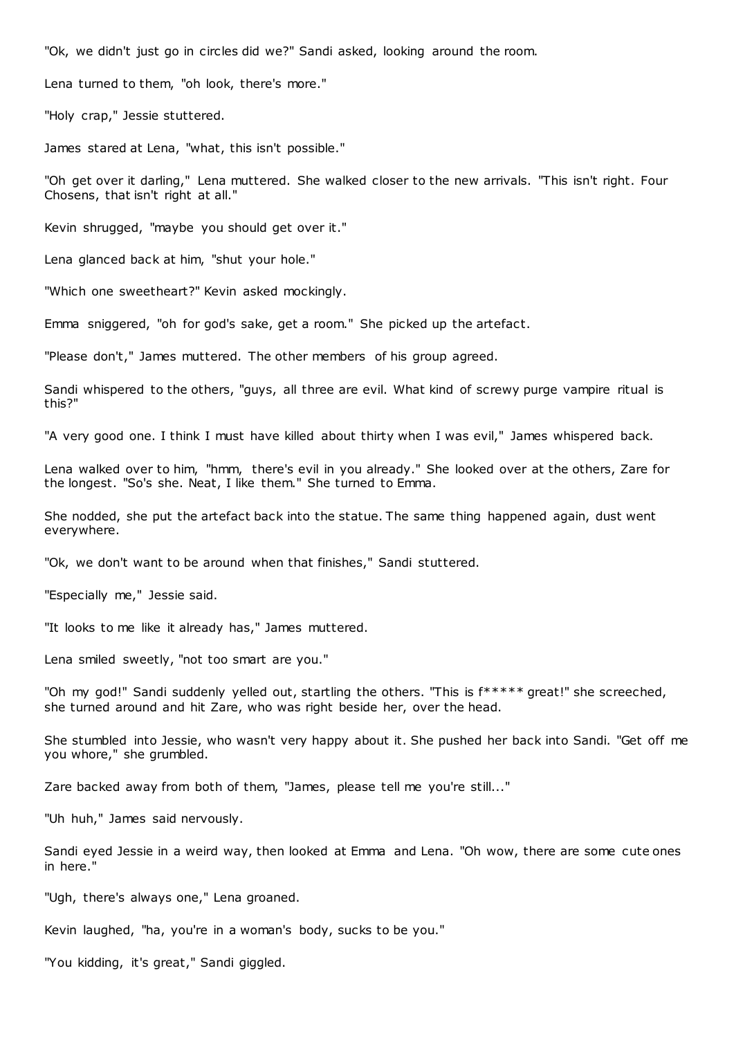"Ok, we didn't just go in circles did we?" Sandi asked, looking around the room.

Lena turned to them, "oh look, there's more."

"Holy crap," Jessie stuttered.

James stared at Lena, "what, this isn't possible."

"Oh get over it darling," Lena muttered. She walked closer to the new arrivals. "This isn't right. Four Chosens, that isn't right at all."

Kevin shrugged, "maybe you should get over it."

Lena glanced back at him, "shut your hole."

"Which one sweetheart?" Kevin asked mockingly.

Emma sniggered, "oh for god's sake, get a room." She picked up the artefact.

"Please don't," James muttered. The other members of his group agreed.

Sandi whispered to the others, "guys, all three are evil. What kind of screwy purge vampire ritual is this?"

"A very good one. I think I must have killed about thirty when I was evil," James whispered back.

Lena walked over to him, "hmm, there's evil in you already." She looked over at the others, Zare for the longest. "So's she. Neat, I like them." She turned to Emma.

She nodded, she put the artefact back into the statue. The same thing happened again, dust went everywhere.

"Ok, we don't want to be around when that finishes," Sandi stuttered.

"Especially me," Jessie said.

"It looks to me like it already has," James muttered.

Lena smiled sweetly, "not too smart are you."

"Oh my god!" Sandi suddenly yelled out, startling the others. "This is f***** great!" she screeched, she turned around and hit Zare, who was right beside her, over the head.

She stumbled into Jessie, who wasn't very happy about it. She pushed her back into Sandi. "Get off me you whore," she grumbled.

Zare backed away from both of them, "James, please tell me you're still..."

"Uh huh," James said nervously.

Sandi eyed Jessie in a weird way, then looked at Emma and Lena. "Oh wow, there are some cute ones in here."

"Ugh, there's always one," Lena groaned.

Kevin laughed, "ha, you're in a woman's body, sucks to be you."

"You kidding, it's great," Sandi giggled.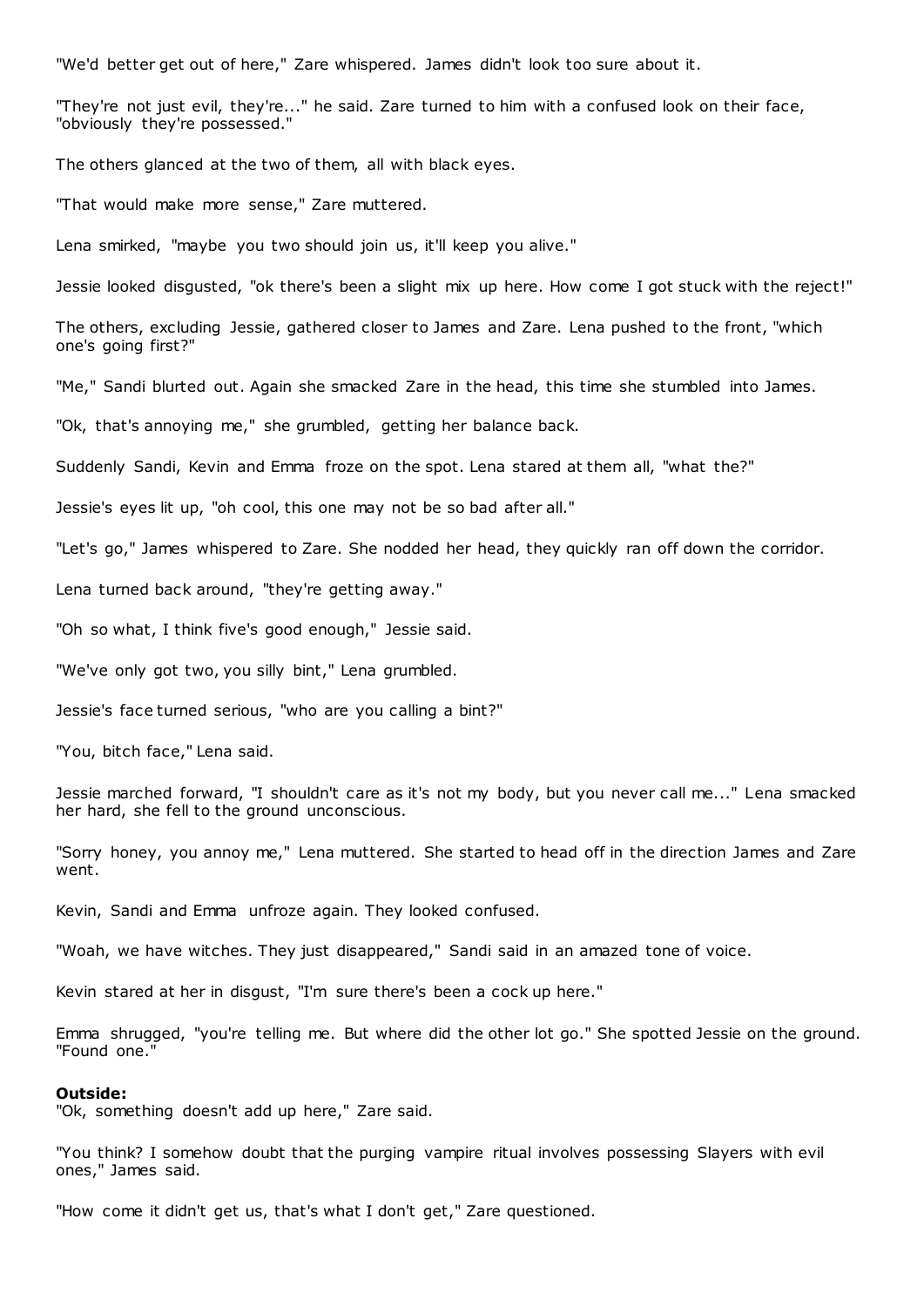"We'd better get out of here," Zare whispered. James didn't look too sure about it.

"They're not just evil, they're..." he said. Zare turned to him with a confused look on their face, "obviously they're possessed."

The others glanced at the two of them, all with black eyes.

"That would make more sense," Zare muttered.

Lena smirked, "maybe you two should join us, it'll keep you alive."

Jessie looked disgusted, "ok there's been a slight mix up here. How come I got stuck with the reject!"

The others, excluding Jessie, gathered closer to James and Zare. Lena pushed to the front, "which one's going first?"

"Me," Sandi blurted out. Again she smacked Zare in the head, this time she stumbled into James.

"Ok, that's annoying me," she grumbled, getting her balance back.

Suddenly Sandi, Kevin and Emma froze on the spot. Lena stared at them all, "what the?"

Jessie's eyes lit up, "oh cool, this one may not be so bad after all."

"Let's go," James whispered to Zare. She nodded her head, they quickly ran off down the corridor.

Lena turned back around, "they're getting away."

"Oh so what, I think five's good enough," Jessie said.

"We've only got two, you silly bint," Lena grumbled.

Jessie's face turned serious, "who are you calling a bint?"

"You, bitch face," Lena said.

Jessie marched forward, "I shouldn't care as it's not my body, but you never call me..." Lena smacked her hard, she fell to the ground unconscious.

"Sorry honey, you annoy me," Lena muttered. She started to head off in the direction James and Zare went.

Kevin, Sandi and Emma unfroze again. They looked confused.

"Woah, we have witches. They just disappeared," Sandi said in an amazed tone of voice.

Kevin stared at her in disgust, "I'm sure there's been a cock up here."

Emma shrugged, "you're telling me. But where did the other lot go." She spotted Jessie on the ground. "Found one."

**Outside:**
"Ok, something doesn't add up here," Zare said.

"You think? I somehow doubt that the purging vampire ritual involves possessing Slayers with evil ones," James said.

"How come it didn't get us, that's what I don't get," Zare questioned.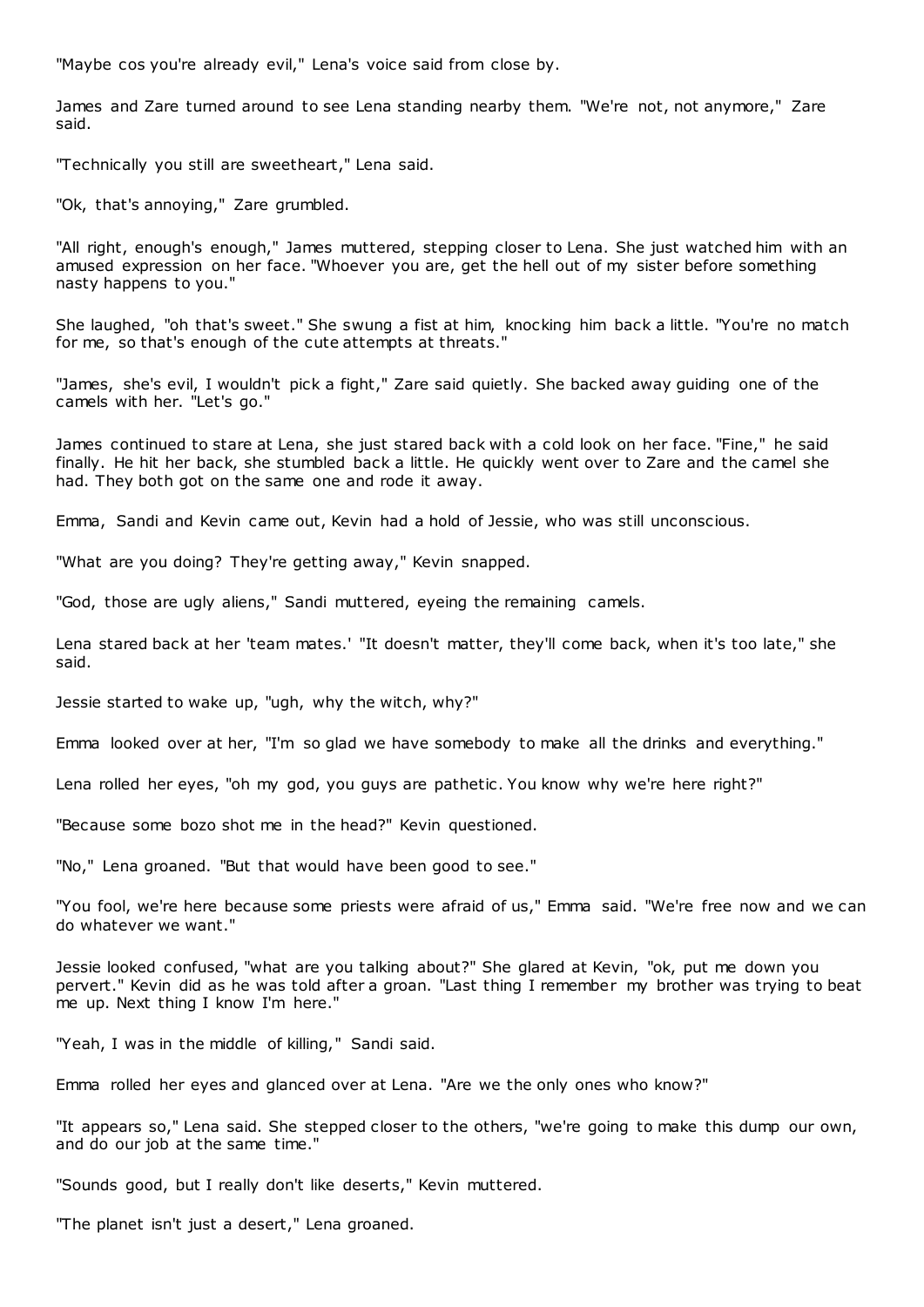"Maybe cos you're already evil," Lena's voice said from close by.

James and Zare turned around to see Lena standing nearby them. "We're not, not anymore," Zare said.

"Technically you still are sweetheart," Lena said.

"Ok, that's annoying," Zare grumbled.

"All right, enough's enough," James muttered, stepping closer to Lena. She just watched him with an amused expression on her face. "Whoever you are, get the hell out of my sister before something nasty happens to you."

She laughed, "oh that's sweet." She swung a fist at him, knocking him back a little. "You're no match for me, so that's enough of the cute attempts at threats."

"James, she's evil, I wouldn't pick a fight," Zare said quietly. She backed away guiding one of the camels with her. "Let's go."

James continued to stare at Lena, she just stared back with a cold look on her face. "Fine," he said finally. He hit her back, she stumbled back a little. He quickly went over to Zare and the camel she had. They both got on the same one and rode it away.

Emma, Sandi and Kevin came out, Kevin had a hold of Jessie, who was still unconscious.

"What are you doing? They're getting away," Kevin snapped.

"God, those are ugly aliens," Sandi muttered, eyeing the remaining camels.

Lena stared back at her 'team mates.' "It doesn't matter, they'll come back, when it's too late," she said.

Jessie started to wake up, "ugh, why the witch, why?"

Emma looked over at her, "I'm so glad we have somebody to make all the drinks and everything."

Lena rolled her eyes, "oh my god, you guys are pathetic. You know why we're here right?"

"Because some bozo shot me in the head?" Kevin questioned.

"No," Lena groaned. "But that would have been good to see."

"You fool, we're here because some priests were afraid of us," Emma said. "We're free now and we can do whatever we want."

Jessie looked confused, "what are you talking about?" She glared at Kevin, "ok, put me down you pervert." Kevin did as he was told after a groan. "Last thing I remember my brother was trying to beat me up. Next thing I know I'm here."

"Yeah, I was in the middle of killing," Sandi said.

Emma rolled her eyes and glanced over at Lena. "Are we the only ones who know?"

"It appears so," Lena said. She stepped closer to the others, "we're going to make this dump our own, and do our job at the same time."

"Sounds good, but I really don't like deserts," Kevin muttered.

"The planet isn't just a desert," Lena groaned.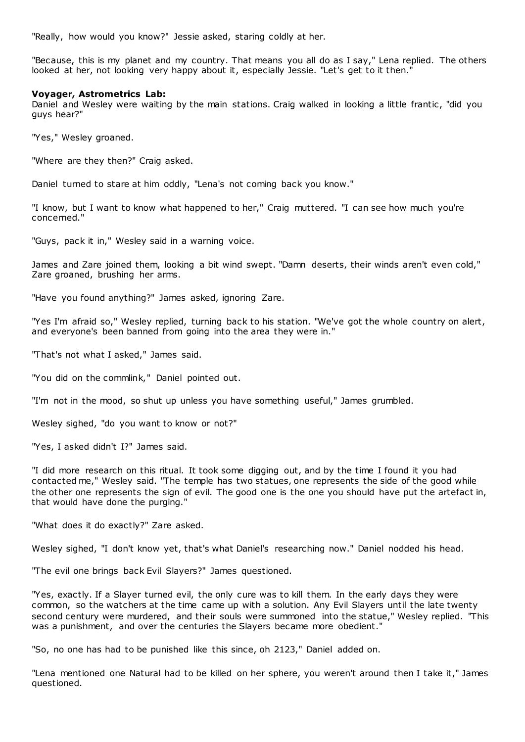"Really, how would you know?" Jessie asked, staring coldly at her.

"Because, this is my planet and my country. That means you all do as I say," Lena replied. The others looked at her, not looking very happy about it, especially Jessie. "Let's get to it then."

**Voyager, Astrometrics Lab:**
Daniel and Wesley were waiting by the main stations. Craig walked in looking a little frantic, "did you guys hear?"

"Yes," Wesley groaned.

"Where are they then?" Craig asked.

Daniel turned to stare at him oddly, "Lena's not coming back you know."

"I know, but I want to know what happened to her," Craig muttered. "I can see how much you're concerned."

"Guys, pack it in," Wesley said in a warning voice.

James and Zare joined them, looking a bit wind swept. "Damn deserts, their winds aren't even cold," Zare groaned, brushing her arms.

"Have you found anything?" James asked, ignoring Zare.

"Yes I'm afraid so," Wesley replied, turning back to his station. "We've got the whole country on alert, and everyone's been banned from going into the area they were in."

"That's not what I asked," James said.

"You did on the commlink," Daniel pointed out.

"I'm not in the mood, so shut up unless you have something useful," James grumbled.

Wesley sighed, "do you want to know or not?"

"Yes, I asked didn't I?" James said.

"I did more research on this ritual. It took some digging out, and by the time I found it you had contacted me," Wesley said. "The temple has two statues, one represents the side of the good while the other one represents the sign of evil. The good one is the one you should have put the artefact in, that would have done the purging."

"What does it do exactly?" Zare asked.

Wesley sighed, "I don't know yet, that's what Daniel's researching now." Daniel nodded his head.

"The evil one brings back Evil Slayers?" James questioned.

"Yes, exactly. If a Slayer turned evil, the only cure was to kill them. In the early days they were common, so the watchers at the time came up with a solution. Any Evil Slayers until the late twenty second century were murdered, and their souls were summoned into the statue," Wesley replied. "This was a punishment, and over the centuries the Slayers became more obedient."

"So, no one has had to be punished like this since, oh 2123," Daniel added on.

"Lena mentioned one Natural had to be killed on her sphere, you weren't around then I take it," James questioned.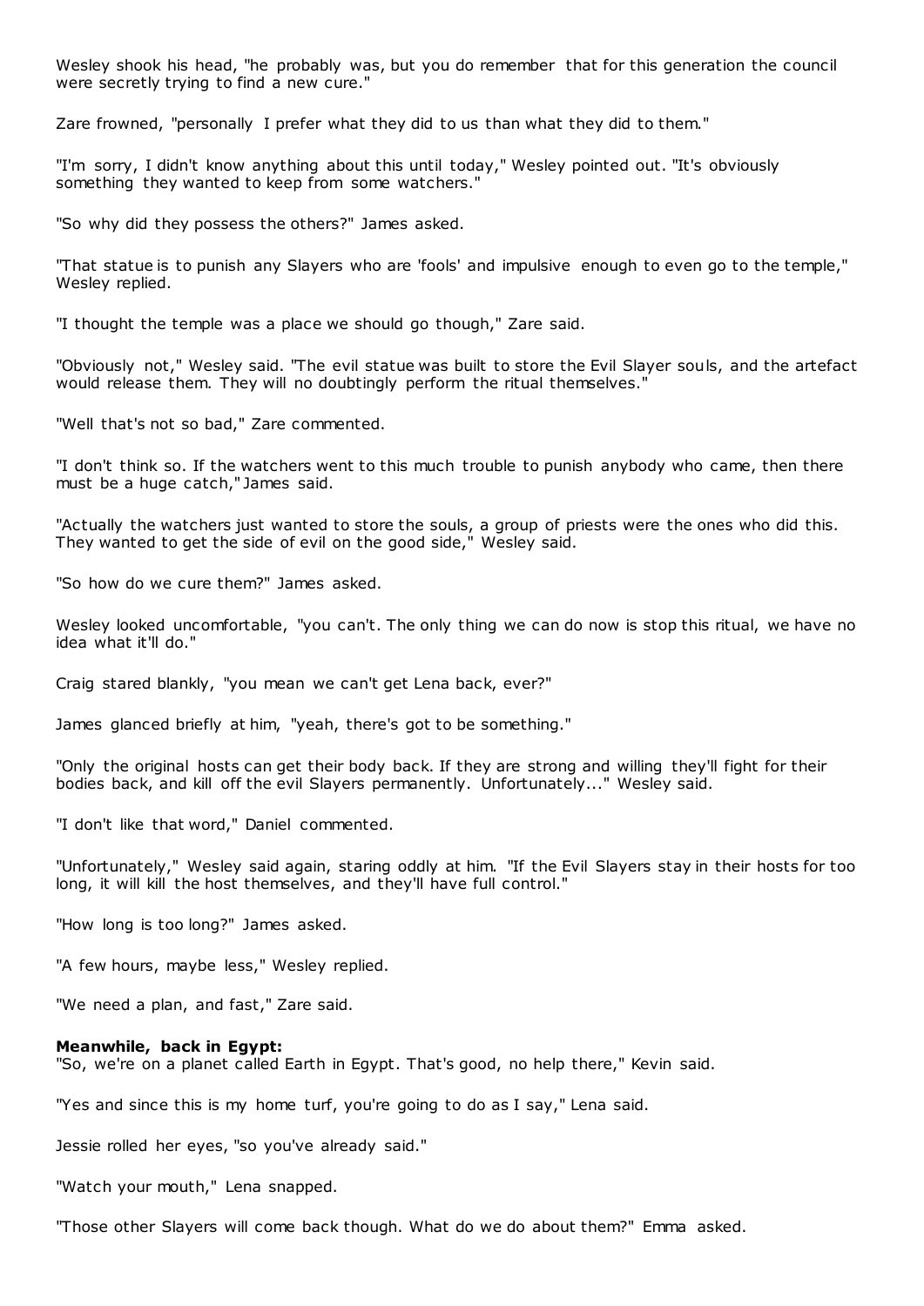Wesley shook his head, "he probably was, but you do remember that for this generation the council were secretly trying to find a new cure."

Zare frowned, "personally I prefer what they did to us than what they did to them."

"I'm sorry, I didn't know anything about this until today," Wesley pointed out. "It's obviously something they wanted to keep from some watchers."

"So why did they possess the others?" James asked.

"That statue is to punish any Slayers who are 'fools' and impulsive enough to even go to the temple," Wesley replied.

"I thought the temple was a place we should go though," Zare said.

"Obviously not," Wesley said. "The evil statue was built to store the Evil Slayer souls, and the artefact would release them. They will no doubtingly perform the ritual themselves."

"Well that's not so bad," Zare commented.

"I don't think so. If the watchers went to this much trouble to punish anybody who came, then there must be a huge catch," James said.

"Actually the watchers just wanted to store the souls, a group of priests were the ones who did this. They wanted to get the side of evil on the good side," Wesley said.

"So how do we cure them?" James asked.

Wesley looked uncomfortable, "you can't. The only thing we can do now is stop this ritual, we have no idea what it'll do."

Craig stared blankly, "you mean we can't get Lena back, ever?"

James glanced briefly at him, "yeah, there's got to be something."

"Only the original hosts can get their body back. If they are strong and willing they'll fight for their bodies back, and kill off the evil Slayers permanently. Unfortunately..." Wesley said.

"I don't like that word," Daniel commented.

"Unfortunately," Wesley said again, staring oddly at him. "If the Evil Slayers stay in their hosts for too long, it will kill the host themselves, and they'll have full control."

"How long is too long?" James asked.

"A few hours, maybe less," Wesley replied.

"We need a plan, and fast," Zare said.

**Meanwhile, back in Egypt:**
"So, we're on a planet called Earth in Egypt. That's good, no help there," Kevin said.

"Yes and since this is my home turf, you're going to do as I say," Lena said.

Jessie rolled her eyes, "so you've already said."

"Watch your mouth," Lena snapped.

"Those other Slayers will come back though. What do we do about them?" Emma asked.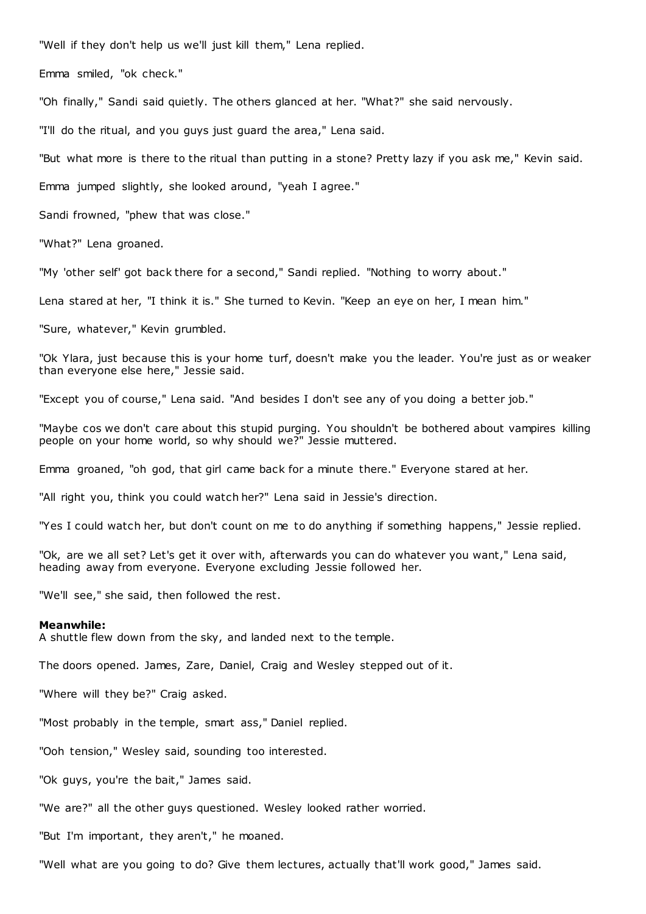"Well if they don't help us we'll just kill them," Lena replied.

Emma smiled, "ok check."

"Oh finally," Sandi said quietly. The others glanced at her. "What?" she said nervously.

"I'll do the ritual, and you guys just guard the area," Lena said.

"But what more is there to the ritual than putting in a stone? Pretty lazy if you ask me," Kevin said.

Emma jumped slightly, she looked around, "yeah I agree."

Sandi frowned, "phew that was close."

"What?" Lena groaned.

"My 'other self' got back there for a second," Sandi replied. "Nothing to worry about."

Lena stared at her, "I think it is." She turned to Kevin. "Keep an eye on her, I mean him."

"Sure, whatever," Kevin grumbled.

"Ok Ylara, just because this is your home turf, doesn't make you the leader. You're just as or weaker than everyone else here," Jessie said.

"Except you of course," Lena said. "And besides I don't see any of you doing a better job."

"Maybe cos we don't care about this stupid purging. You shouldn't be bothered about vampires killing people on your home world, so why should we?" Jessie muttered.

Emma groaned, "oh god, that girl came back for a minute there." Everyone stared at her.

"All right you, think you could watch her?" Lena said in Jessie's direction.

"Yes I could watch her, but don't count on me to do anything if something happens," Jessie replied.

"Ok, are we all set? Let's get it over with, afterwards you can do whatever you want," Lena said, heading away from everyone. Everyone excluding Jessie followed her.

"We'll see," she said, then followed the rest.

**Meanwhile:**
A shuttle flew down from the sky, and landed next to the temple.

The doors opened. James, Zare, Daniel, Craig and Wesley stepped out of it.

"Where will they be?" Craig asked.

"Most probably in the temple, smart ass," Daniel replied.

"Ooh tension," Wesley said, sounding too interested.

"Ok guys, you're the bait," James said.

"We are?" all the other guys questioned. Wesley looked rather worried.

"But I'm important, they aren't," he moaned.

"Well what are you going to do? Give them lectures, actually that'll work good," James said.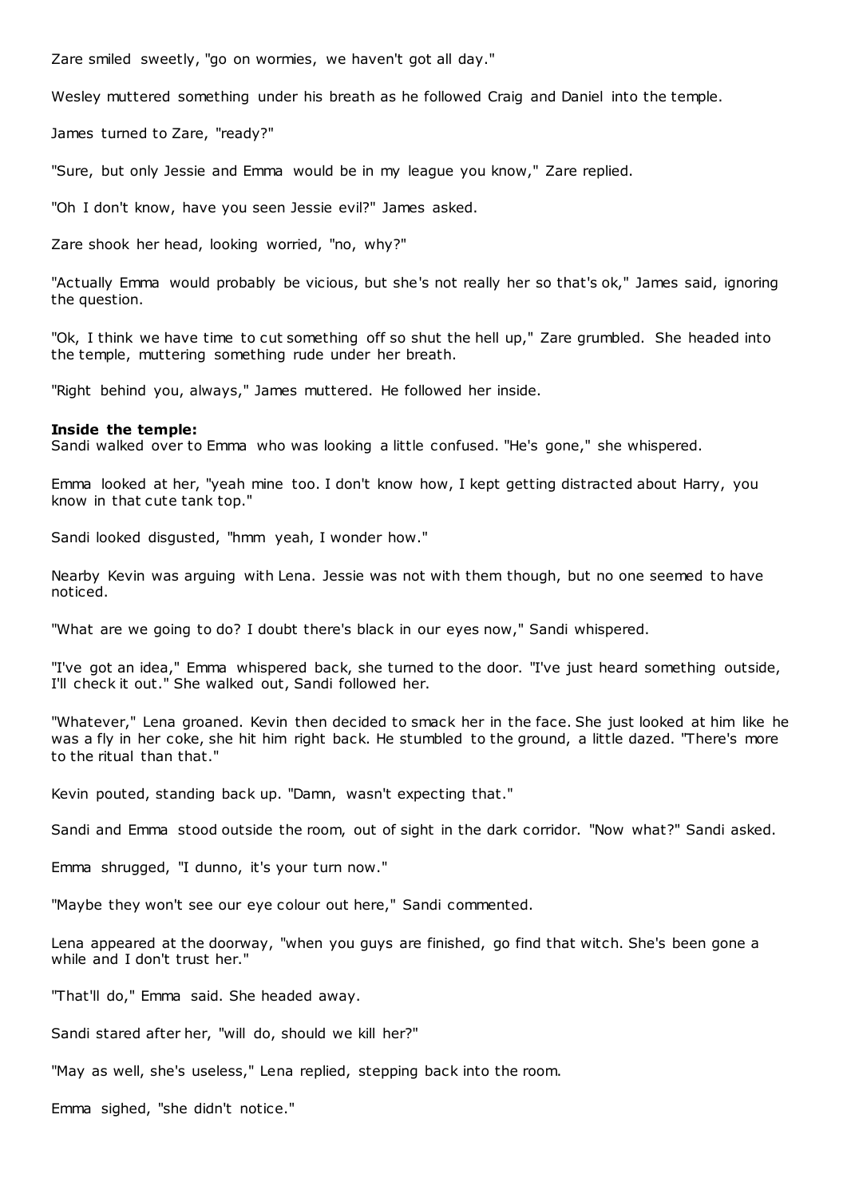Zare smiled sweetly, "go on wormies, we haven't got all day."

Wesley muttered something under his breath as he followed Craig and Daniel into the temple.

James turned to Zare, "ready?"

"Sure, but only Jessie and Emma would be in my league you know," Zare replied.

"Oh I don't know, have you seen Jessie evil?" James asked.

Zare shook her head, looking worried, "no, why?"

"Actually Emma would probably be vicious, but she's not really her so that's ok," James said, ignoring the question.

"Ok, I think we have time to cut something off so shut the hell up," Zare grumbled. She headed into the temple, muttering something rude under her breath.

"Right behind you, always," James muttered. He followed her inside.

**Inside the temple:**
Sandi walked over to Emma who was looking a little confused. "He's gone," she whispered.

Emma looked at her, "yeah mine too. I don't know how, I kept getting distracted about Harry, you know in that cute tank top."

Sandi looked disgusted, "hmm yeah, I wonder how."

Nearby Kevin was arguing with Lena. Jessie was not with them though, but no one seemed to have noticed.

"What are we going to do? I doubt there's black in our eyes now," Sandi whispered.

"I've got an idea," Emma whispered back, she turned to the door. "I've just heard something outside, I'll check it out." She walked out, Sandi followed her.

"Whatever," Lena groaned. Kevin then decided to smack her in the face. She just looked at him like he was a fly in her coke, she hit him right back. He stumbled to the ground, a little dazed. "There's more to the ritual than that."

Kevin pouted, standing back up. "Damn, wasn't expecting that."

Sandi and Emma stood outside the room, out of sight in the dark corridor. "Now what?" Sandi asked.

Emma shrugged, "I dunno, it's your turn now."

"Maybe they won't see our eye colour out here," Sandi commented.

Lena appeared at the doorway, "when you guys are finished, go find that witch. She's been gone a while and I don't trust her."

"That'll do," Emma said. She headed away.

Sandi stared after her, "will do, should we kill her?"

"May as well, she's useless," Lena replied, stepping back into the room.

Emma sighed, "she didn't notice."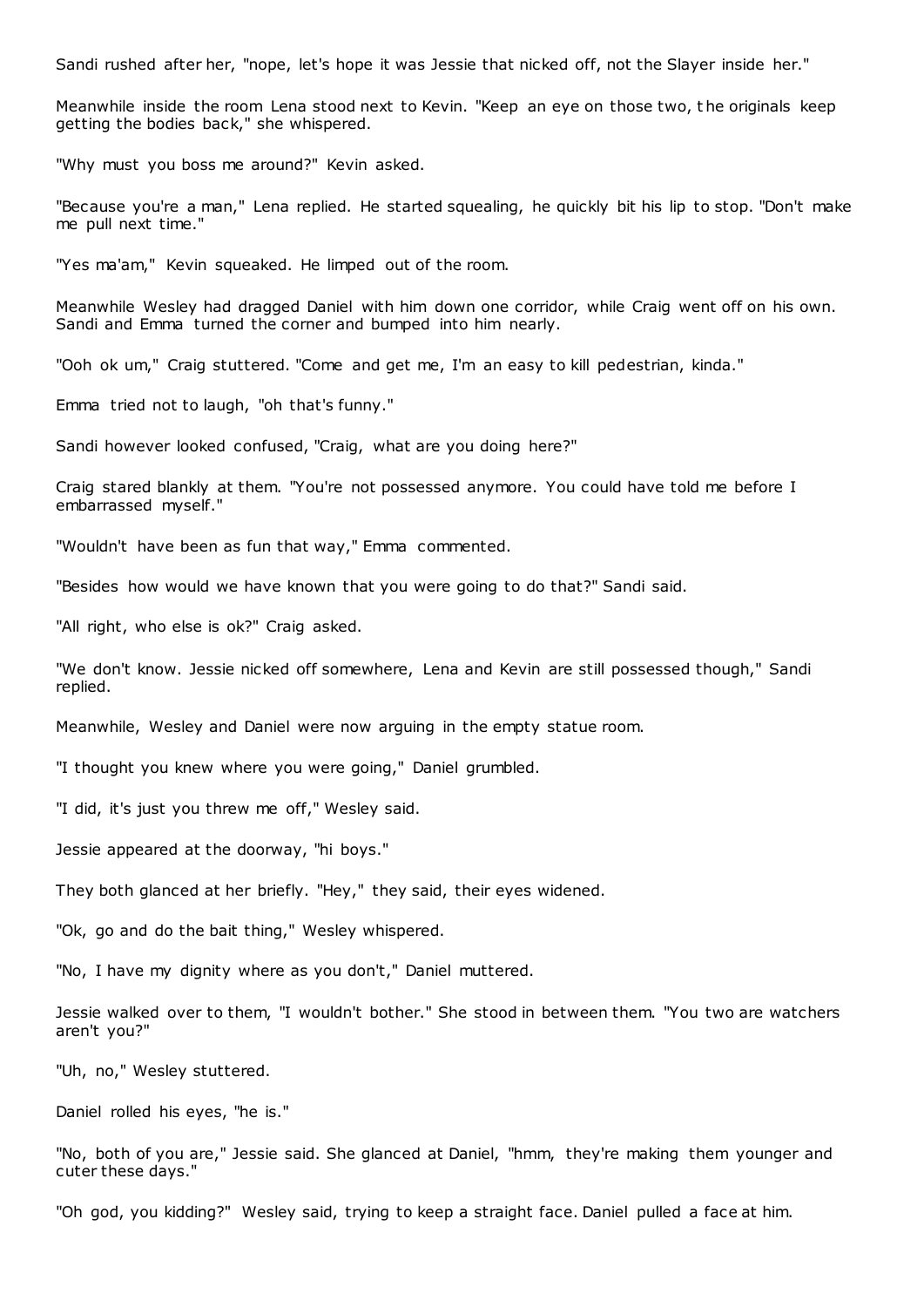Sandi rushed after her, "nope, let's hope it was Jessie that nicked off, not the Slayer inside her."

Meanwhile inside the room Lena stood next to Kevin. "Keep an eye on those two, the originals keep getting the bodies back," she whispered.

"Why must you boss me around?" Kevin asked.

"Because you're a man," Lena replied. He started squealing, he quickly bit his lip to stop. "Don't make me pull next time."

"Yes ma'am," Kevin squeaked. He limped out of the room.

Meanwhile Wesley had dragged Daniel with him down one corridor, while Craig went off on his own. Sandi and Emma turned the corner and bumped into him nearly.

"Ooh ok um," Craig stuttered. "Come and get me, I'm an easy to kill pedestrian, kinda."

Emma tried not to laugh, "oh that's funny."

Sandi however looked confused, "Craig, what are you doing here?"

Craig stared blankly at them. "You're not possessed anymore. You could have told me before I embarrassed myself."

"Wouldn't have been as fun that way," Emma commented.

"Besides how would we have known that you were going to do that?" Sandi said.

"All right, who else is ok?" Craig asked.

"We don't know. Jessie nicked off somewhere, Lena and Kevin are still possessed though," Sandi replied.

Meanwhile, Wesley and Daniel were now arguing in the empty statue room.

"I thought you knew where you were going," Daniel grumbled.

"I did, it's just you threw me off," Wesley said.

Jessie appeared at the doorway, "hi boys."

They both glanced at her briefly. "Hey," they said, their eyes widened.

"Ok, go and do the bait thing," Wesley whispered.

"No, I have my dignity where as you don't," Daniel muttered.

Jessie walked over to them, "I wouldn't bother." She stood in between them. "You two are watchers aren't you?"

"Uh, no," Wesley stuttered.

Daniel rolled his eyes, "he is."

"No, both of you are," Jessie said. She glanced at Daniel, "hmm, they're making them younger and cuter these days."

"Oh god, you kidding?" Wesley said, trying to keep a straight face. Daniel pulled a face at him.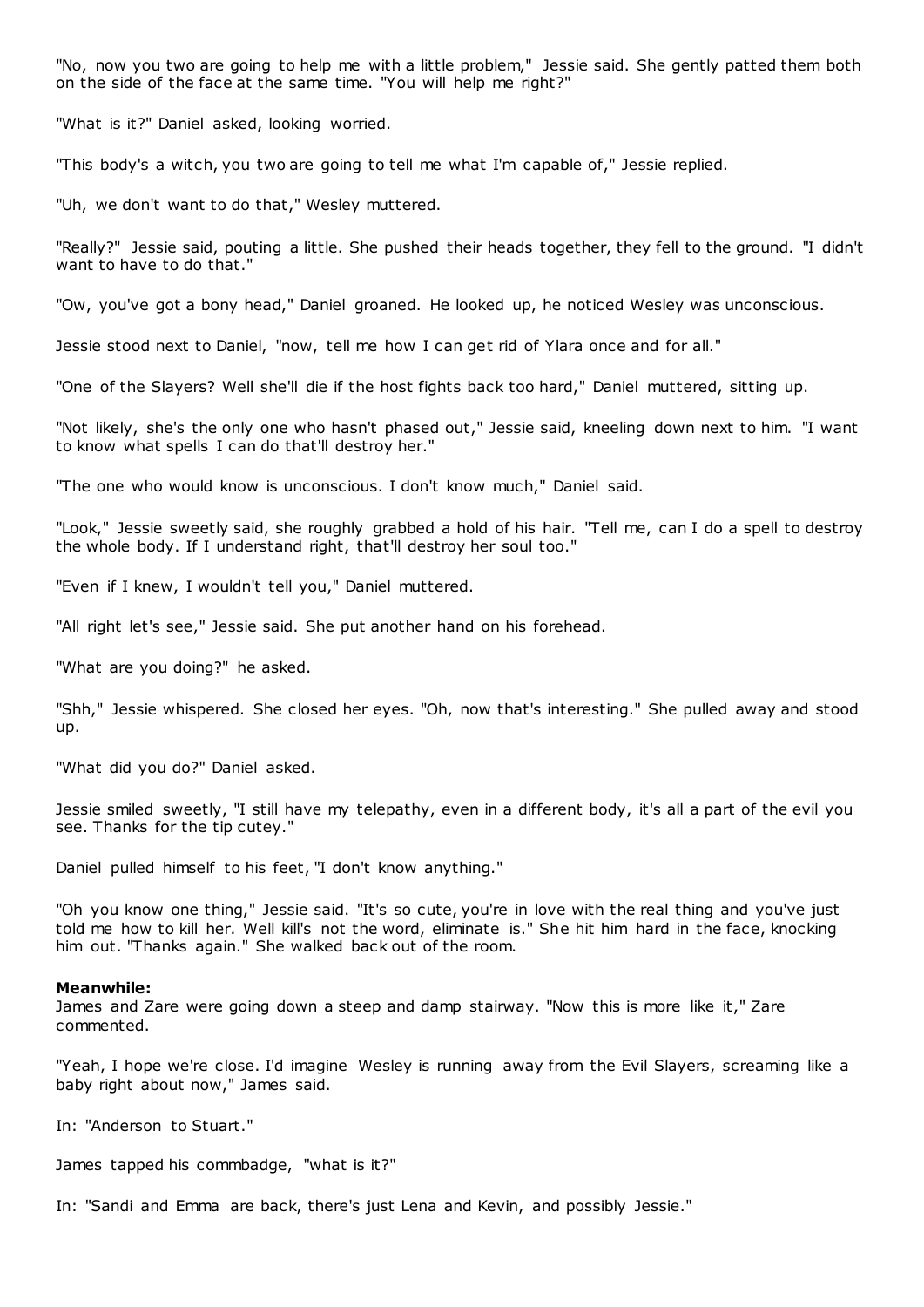"No, now you two are going to help me with a little problem," Jessie said. She gently patted them both on the side of the face at the same time. "You will help me right?"

"What is it?" Daniel asked, looking worried.

"This body's a witch, you two are going to tell me what I'm capable of," Jessie replied.

"Uh, we don't want to do that," Wesley muttered.

"Really?" Jessie said, pouting a little. She pushed their heads together, they fell to the ground. "I didn't want to have to do that."

"Ow, you've got a bony head," Daniel groaned. He looked up, he noticed Wesley was unconscious.

Jessie stood next to Daniel, "now, tell me how I can get rid of Ylara once and for all."

"One of the Slayers? Well she'll die if the host fights back too hard," Daniel muttered, sitting up.

"Not likely, she's the only one who hasn't phased out," Jessie said, kneeling down next to him. "I want to know what spells I can do that'll destroy her."

"The one who would know is unconscious. I don't know much," Daniel said.

"Look," Jessie sweetly said, she roughly grabbed a hold of his hair. "Tell me, can I do a spell to destroy the whole body. If I understand right, that'll destroy her soul too."

"Even if I knew, I wouldn't tell you," Daniel muttered.

"All right let's see," Jessie said. She put another hand on his forehead.

"What are you doing?" he asked.

"Shh," Jessie whispered. She closed her eyes. "Oh, now that's interesting." She pulled away and stood up.

"What did you do?" Daniel asked.

Jessie smiled sweetly, "I still have my telepathy, even in a different body, it's all a part of the evil you see. Thanks for the tip cutey."

Daniel pulled himself to his feet, "I don't know anything."

"Oh you know one thing," Jessie said. "It's so cute, you're in love with the real thing and you've just told me how to kill her. Well kill's not the word, eliminate is." She hit him hard in the face, knocking him out. "Thanks again." She walked back out of the room.

**Meanwhile:**
James and Zare were going down a steep and damp stairway. "Now this is more like it," Zare commented.

"Yeah, I hope we're close. I'd imagine Wesley is running away from the Evil Slayers, screaming like a baby right about now," James said.

In: "Anderson to Stuart."

James tapped his commbadge, "what is it?"

In: "Sandi and Emma are back, there's just Lena and Kevin, and possibly Jessie."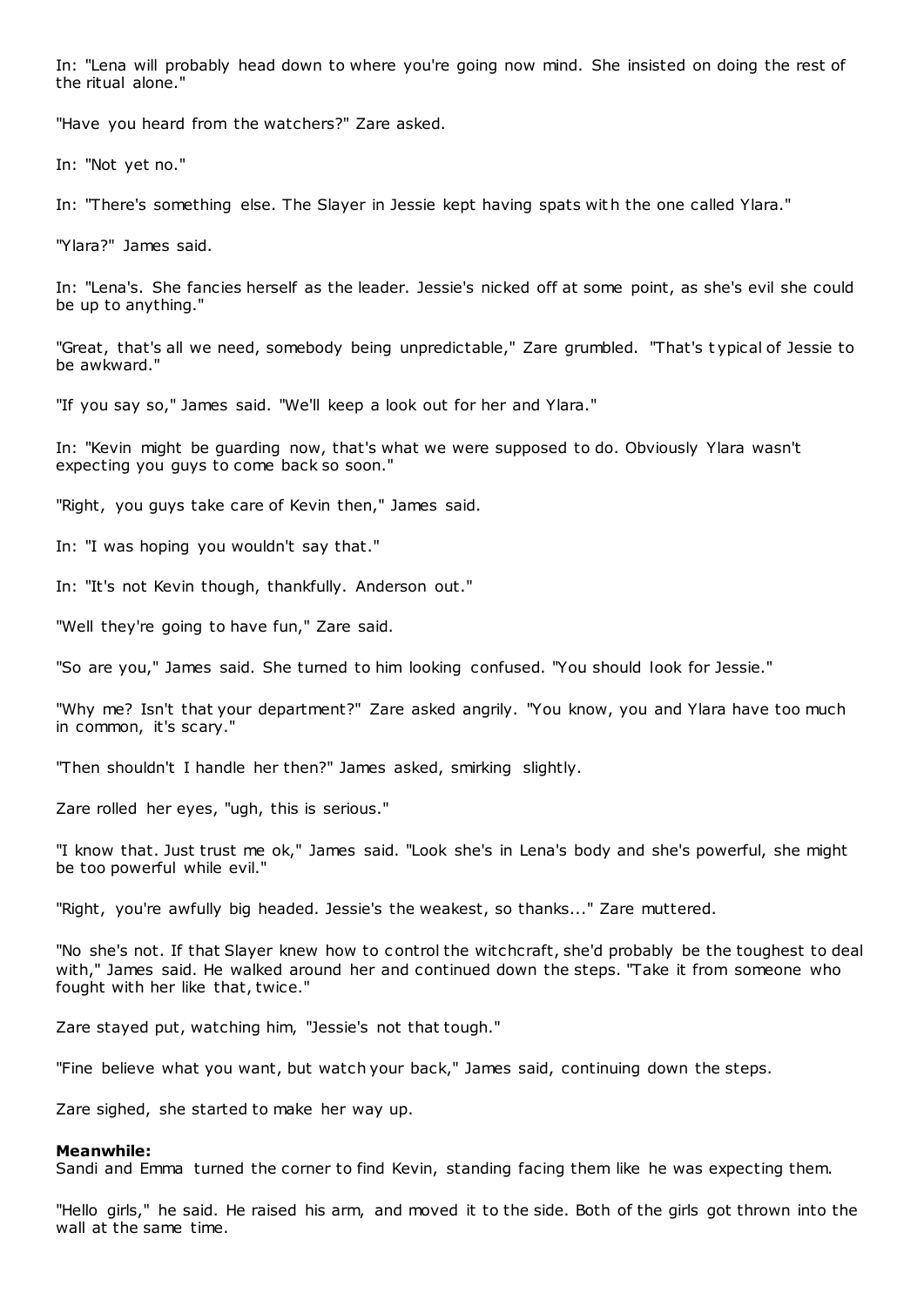In: "Lena will probably head down to where you're going now mind. She insisted on doing the rest of the ritual alone."

"Have you heard from the watchers?" Zare asked.

In: "Not yet no."

In: "There's something else. The Slayer in Jessie kept having spats with the one called Ylara."

"Ylara?" James said.

In: "Lena's. She fancies herself as the leader. Jessie's nicked off at some point, as she's evil she could be up to anything."

"Great, that's all we need, somebody being unpredictable," Zare grumbled. "That's typical of Jessie to be awkward."

"If you say so," James said. "We'll keep a look out for her and Ylara."

In: "Kevin might be guarding now, that's what we were supposed to do. Obviously Ylara wasn't expecting you guys to come back so soon."

"Right, you guys take care of Kevin then," James said.

In: "I was hoping you wouldn't say that."

In: "It's not Kevin though, thankfully. Anderson out."

"Well they're going to have fun," Zare said.

"So are you," James said. She turned to him looking confused. "You should look for Jessie."

"Why me? Isn't that your department?" Zare asked angrily. "You know, you and Ylara have too much in common, it's scary."

"Then shouldn't I handle her then?" James asked, smirking slightly.

Zare rolled her eyes, "ugh, this is serious."

"I know that. Just trust me ok," James said. "Look she's in Lena's body and she's powerful, she might be too powerful while evil."

"Right, you're awfully big headed. Jessie's the weakest, so thanks..." Zare muttered.

"No she's not. If that Slayer knew how to control the witchcraft, she'd probably be the toughest to deal with," James said. He walked around her and continued down the steps. "Take it from someone who fought with her like that, twice."

Zare stayed put, watching him, "Jessie's not that tough."

"Fine believe what you want, but watch your back," James said, continuing down the steps.

Zare sighed, she started to make her way up.

**Meanwhile:**
Sandi and Emma turned the corner to find Kevin, standing facing them like he was expecting them.

"Hello girls," he said. He raised his arm, and moved it to the side. Both of the girls got thrown into the wall at the same time.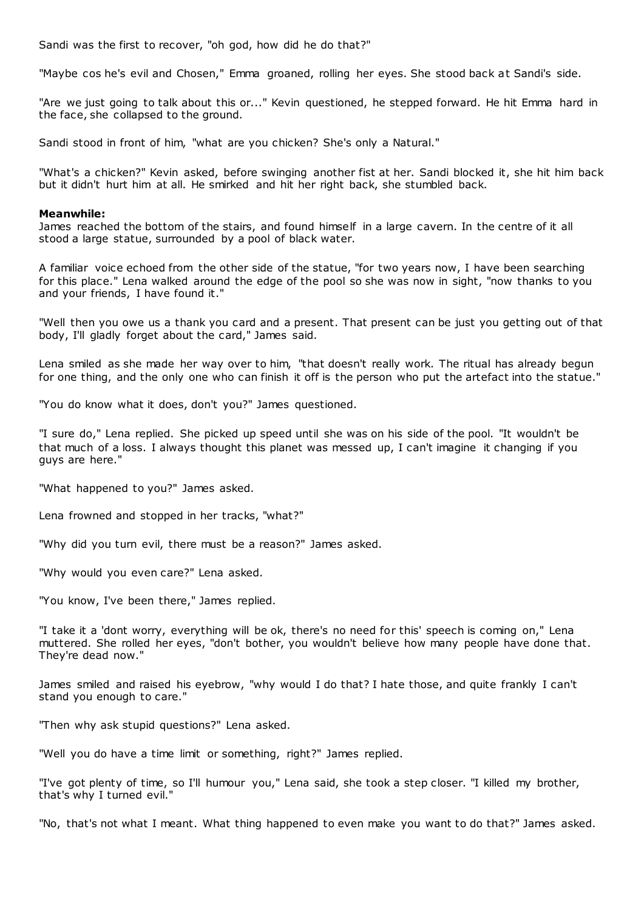Sandi was the first to recover, "oh god, how did he do that?"

"Maybe cos he's evil and Chosen," Emma groaned, rolling her eyes. She stood back at Sandi's side.

"Are we just going to talk about this or..." Kevin questioned, he stepped forward. He hit Emma hard in the face, she collapsed to the ground.

Sandi stood in front of him, "what are you chicken? She's only a Natural."

"What's a chicken?" Kevin asked, before swinging another fist at her. Sandi blocked it, she hit him back but it didn't hurt him at all. He smirked and hit her right back, she stumbled back.

**Meanwhile:**
James reached the bottom of the stairs, and found himself in a large cavern. In the centre of it all stood a large statue, surrounded by a pool of black water.

A familiar voice echoed from the other side of the statue, "for two years now, I have been searching for this place." Lena walked around the edge of the pool so she was now in sight, "now thanks to you and your friends, I have found it."

"Well then you owe us a thank you card and a present. That present can be just you getting out of that body, I'll gladly forget about the card," James said.

Lena smiled as she made her way over to him, "that doesn't really work. The ritual has already begun for one thing, and the only one who can finish it off is the person who put the artefact into the statue."

"You do know what it does, don't you?" James questioned.

"I sure do," Lena replied. She picked up speed until she was on his side of the pool. "It wouldn't be that much of a loss. I always thought this planet was messed up, I can't imagine it changing if you guys are here."

"What happened to you?" James asked.

Lena frowned and stopped in her tracks, "what?"

"Why did you turn evil, there must be a reason?" James asked.

"Why would you even care?" Lena asked.

"You know, I've been there," James replied.

"I take it a 'dont worry, everything will be ok, there's no need for this' speech is coming on," Lena muttered. She rolled her eyes, "don't bother, you wouldn't believe how many people have done that. They're dead now."

James smiled and raised his eyebrow, "why would I do that? I hate those, and quite frankly I can't stand you enough to care."

"Then why ask stupid questions?" Lena asked.

"Well you do have a time limit or something, right?" James replied.

"I've got plenty of time, so I'll humour you," Lena said, she took a step closer. "I killed my brother, that's why I turned evil."

"No, that's not what I meant. What thing happened to even make you want to do that?" James asked.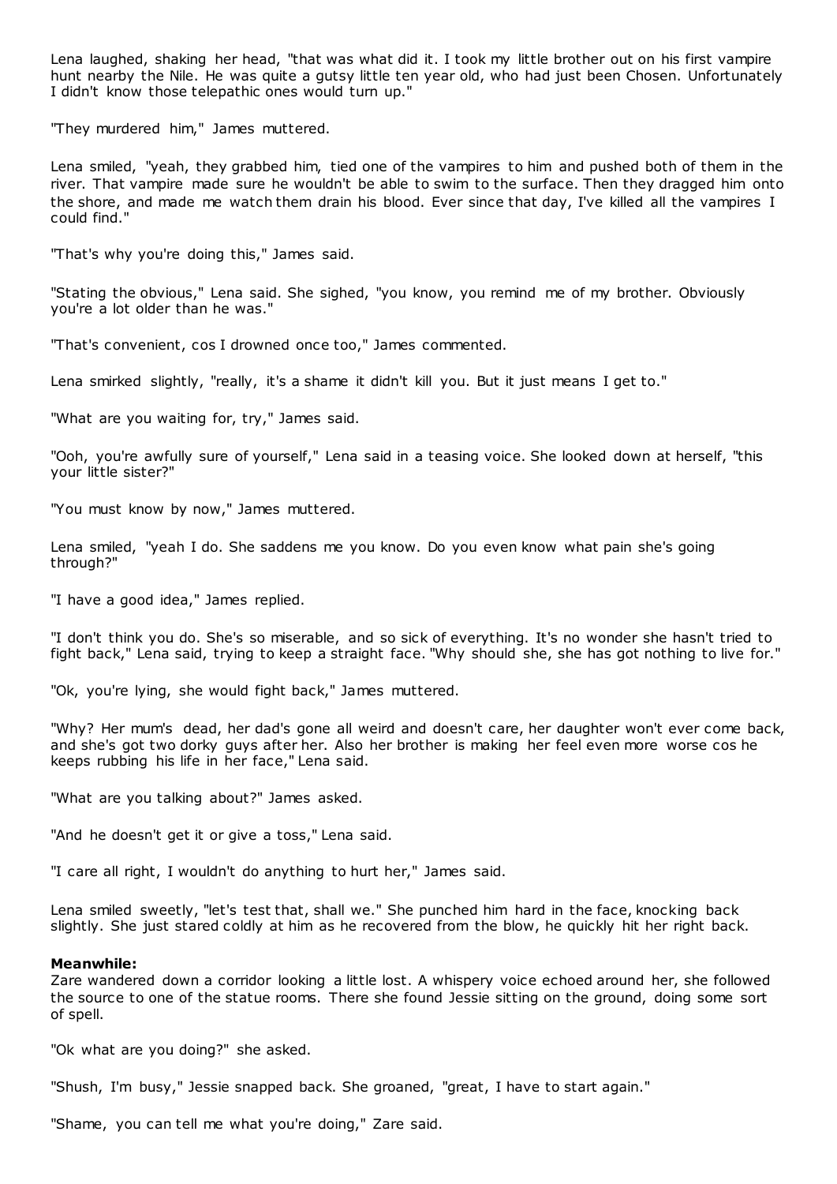Lena laughed, shaking her head, "that was what did it. I took my little brother out on his first vampire hunt nearby the Nile. He was quite a gutsy little ten year old, who had just been Chosen. Unfortunately I didn't know those telepathic ones would turn up."

"They murdered him," James muttered.

Lena smiled, "yeah, they grabbed him, tied one of the vampires to him and pushed both of them in the river. That vampire made sure he wouldn't be able to swim to the surface. Then they dragged him onto the shore, and made me watch them drain his blood. Ever since that day, I've killed all the vampires I could find."

"That's why you're doing this," James said.

"Stating the obvious," Lena said. She sighed, "you know, you remind me of my brother. Obviously you're a lot older than he was."

"That's convenient, cos I drowned once too," James commented.

Lena smirked slightly, "really, it's a shame it didn't kill you. But it just means I get to."

"What are you waiting for, try," James said.

"Ooh, you're awfully sure of yourself," Lena said in a teasing voice. She looked down at herself, "this your little sister?"

"You must know by now," James muttered.

Lena smiled, "yeah I do. She saddens me you know. Do you even know what pain she's going through?"

"I have a good idea," James replied.

"I don't think you do. She's so miserable, and so sick of everything. It's no wonder she hasn't tried to fight back," Lena said, trying to keep a straight face. "Why should she, she has got nothing to live for."

"Ok, you're lying, she would fight back," James muttered.

"Why? Her mum's dead, her dad's gone all weird and doesn't care, her daughter won't ever come back, and she's got two dorky guys after her. Also her brother is making her feel even more worse cos he keeps rubbing his life in her face," Lena said.

"What are you talking about?" James asked.

"And he doesn't get it or give a toss," Lena said.

"I care all right, I wouldn't do anything to hurt her," James said.

Lena smiled sweetly, "let's test that, shall we." She punched him hard in the face, knocking back slightly. She just stared coldly at him as he recovered from the blow, he quickly hit her right back.

**Meanwhile:**
Zare wandered down a corridor looking a little lost. A whispery voice echoed around her, she followed the source to one of the statue rooms. There she found Jessie sitting on the ground, doing some sort of spell.

"Ok what are you doing?" she asked.

"Shush, I'm busy," Jessie snapped back. She groaned, "great, I have to start again."

"Shame, you can tell me what you're doing," Zare said.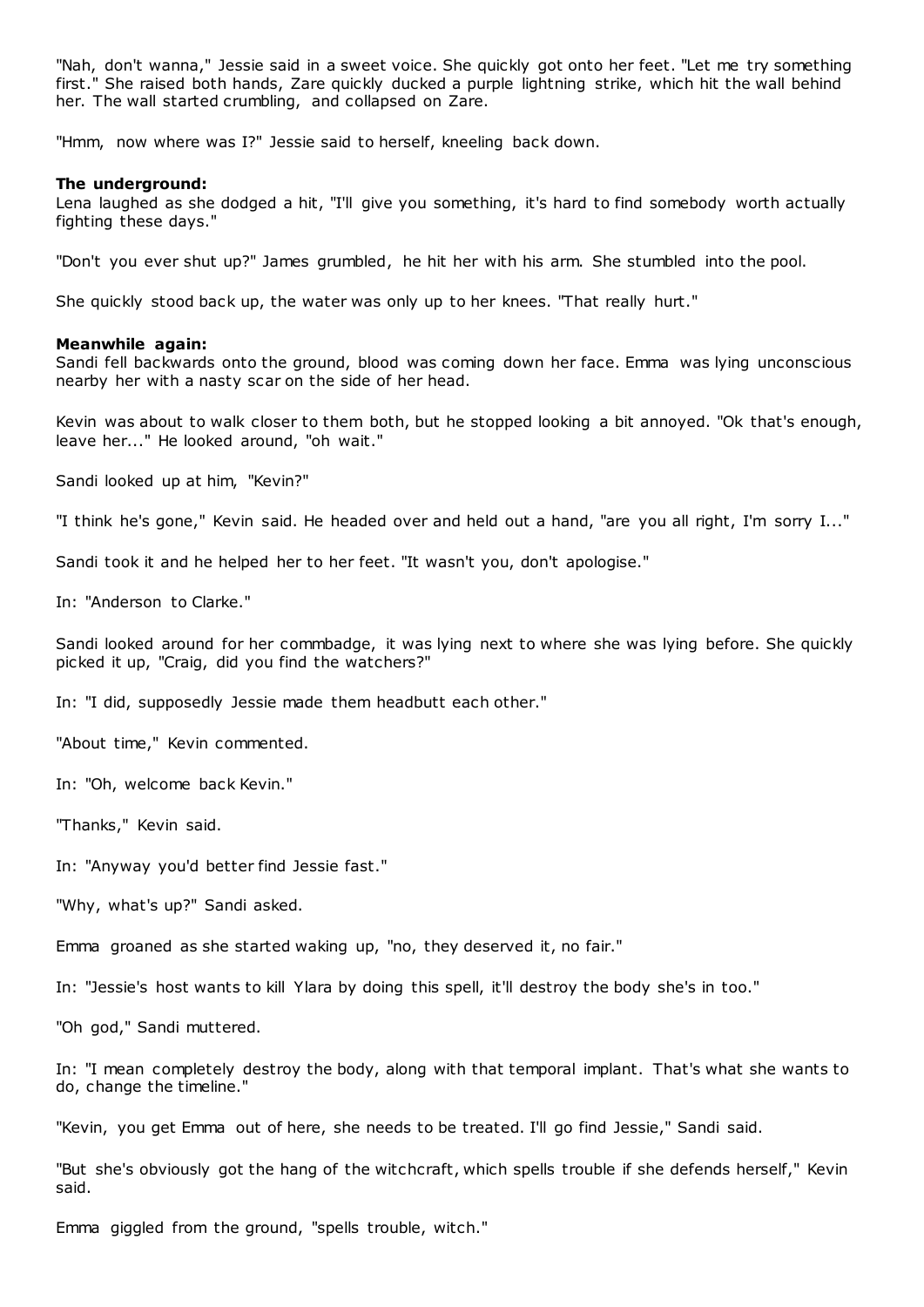"Nah, don't wanna," Jessie said in a sweet voice. She quickly got onto her feet. "Let me try something first." She raised both hands, Zare quickly ducked a purple lightning strike, which hit the wall behind her. The wall started crumbling, and collapsed on Zare.

"Hmm, now where was I?" Jessie said to herself, kneeling back down.

**The underground:**
Lena laughed as she dodged a hit, "I'll give you something, it's hard to find somebody worth actually fighting these days."

"Don't you ever shut up?" James grumbled, he hit her with his arm. She stumbled into the pool.

She quickly stood back up, the water was only up to her knees. "That really hurt."

**Meanwhile again:**
Sandi fell backwards onto the ground, blood was coming down her face. Emma was lying unconscious nearby her with a nasty scar on the side of her head.

Kevin was about to walk closer to them both, but he stopped looking a bit annoyed. "Ok that's enough, leave her..." He looked around, "oh wait."

Sandi looked up at him, "Kevin?"

"I think he's gone," Kevin said. He headed over and held out a hand, "are you all right, I'm sorry I..."

Sandi took it and he helped her to her feet. "It wasn't you, don't apologise."

In: "Anderson to Clarke."

Sandi looked around for her commbadge, it was lying next to where she was lying before. She quickly picked it up, "Craig, did you find the watchers?"

In: "I did, supposedly Jessie made them headbutt each other."

"About time," Kevin commented.

In: "Oh, welcome back Kevin."

"Thanks," Kevin said.

In: "Anyway you'd better find Jessie fast."

"Why, what's up?" Sandi asked.

Emma groaned as she started waking up, "no, they deserved it, no fair."

In: "Jessie's host wants to kill Ylara by doing this spell, it'll destroy the body she's in too."

"Oh god," Sandi muttered.

In: "I mean completely destroy the body, along with that temporal implant. That's what she wants to do, change the timeline."

"Kevin, you get Emma out of here, she needs to be treated. I'll go find Jessie," Sandi said.

"But she's obviously got the hang of the witchcraft, which spells trouble if she defends herself," Kevin said.

Emma giggled from the ground, "spells trouble, witch."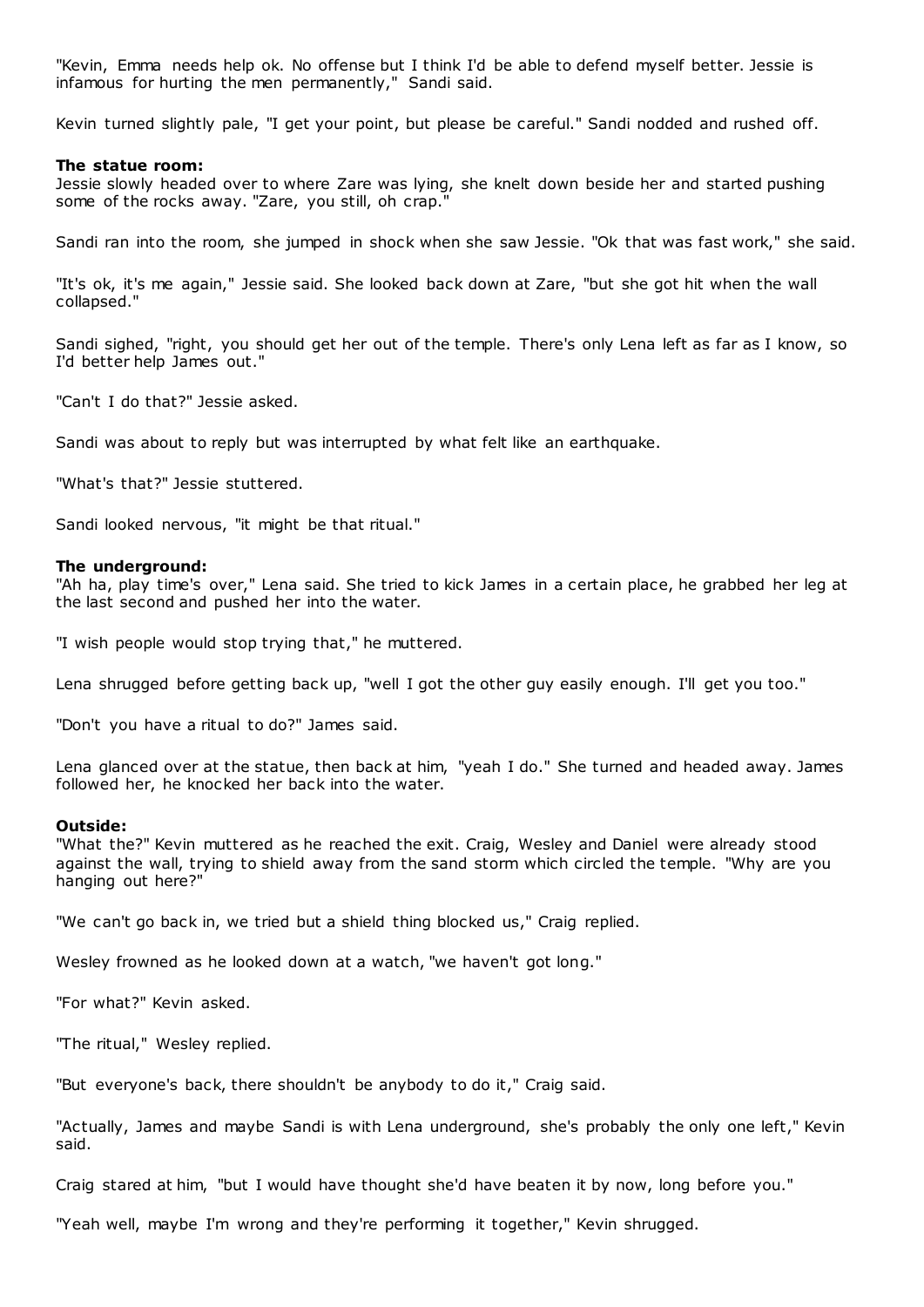"Kevin, Emma needs help ok. No offense but I think I'd be able to defend myself better. Jessie is infamous for hurting the men permanently," Sandi said.

Kevin turned slightly pale, "I get your point, but please be careful." Sandi nodded and rushed off.

**The statue room:**
Jessie slowly headed over to where Zare was lying, she knelt down beside her and started pushing some of the rocks away. "Zare, you still, oh crap."

Sandi ran into the room, she jumped in shock when she saw Jessie. "Ok that was fast work," she said.

"It's ok, it's me again," Jessie said. She looked back down at Zare, "but she got hit when the wall collapsed."

Sandi sighed, "right, you should get her out of the temple. There's only Lena left as far as I know, so I'd better help James out."

"Can't I do that?" Jessie asked.

Sandi was about to reply but was interrupted by what felt like an earthquake.

"What's that?" Jessie stuttered.

Sandi looked nervous, "it might be that ritual."

**The underground:**
"Ah ha, play time's over," Lena said. She tried to kick James in a certain place, he grabbed her leg at the last second and pushed her into the water.

"I wish people would stop trying that," he muttered.

Lena shrugged before getting back up, "well I got the other guy easily enough. I'll get you too."

"Don't you have a ritual to do?" James said.

Lena glanced over at the statue, then back at him, "yeah I do." She turned and headed away. James followed her, he knocked her back into the water.

**Outside:**
"What the?" Kevin muttered as he reached the exit. Craig, Wesley and Daniel were already stood against the wall, trying to shield away from the sand storm which circled the temple. "Why are you hanging out here?"

"We can't go back in, we tried but a shield thing blocked us," Craig replied.

Wesley frowned as he looked down at a watch, "we haven't got long."

"For what?" Kevin asked.

"The ritual," Wesley replied.

"But everyone's back, there shouldn't be anybody to do it," Craig said.

"Actually, James and maybe Sandi is with Lena underground, she's probably the only one left," Kevin said.

Craig stared at him, "but I would have thought she'd have beaten it by now, long before you."

"Yeah well, maybe I'm wrong and they're performing it together," Kevin shrugged.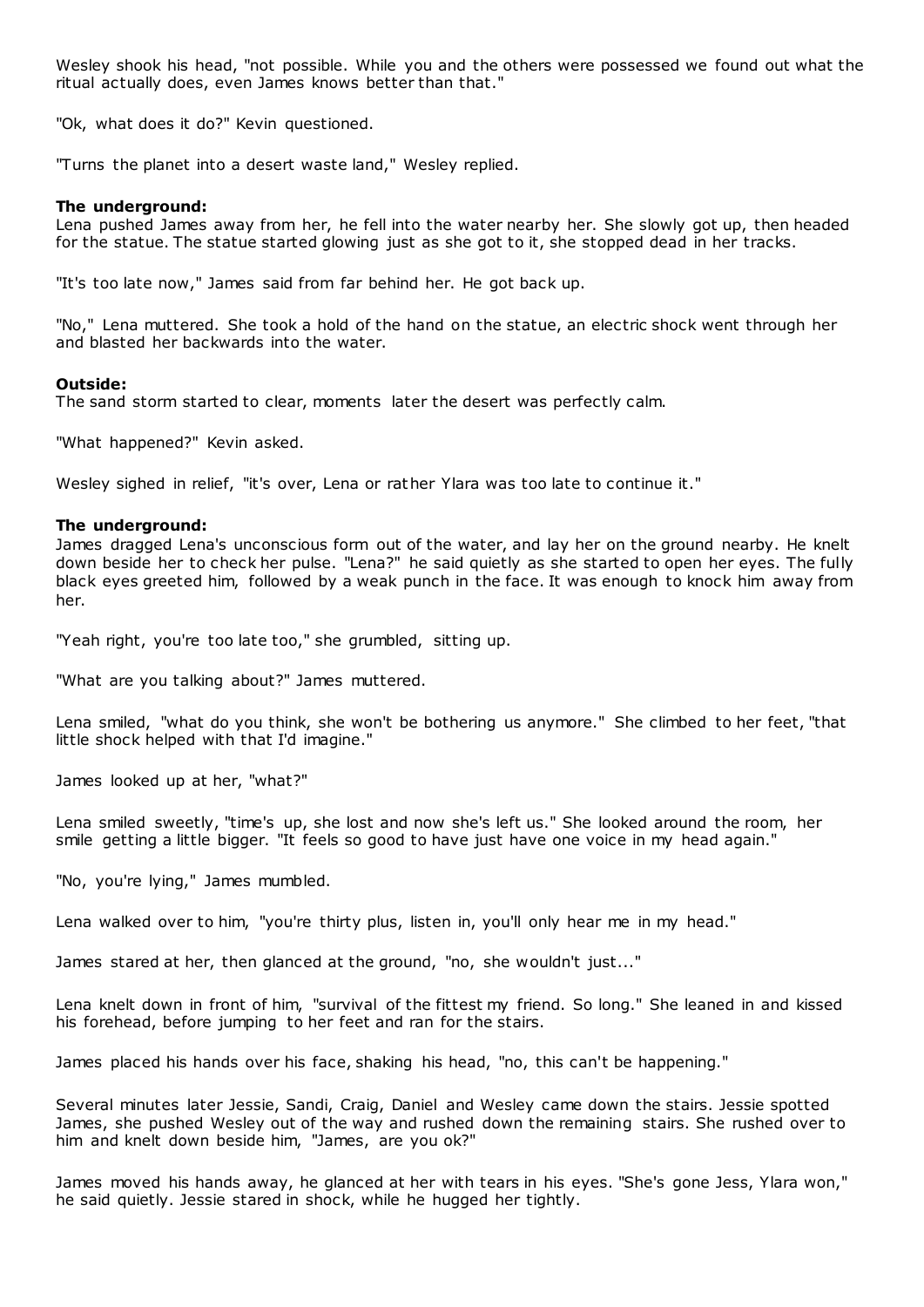Wesley shook his head, "not possible. While you and the others were possessed we found out what the ritual actually does, even James knows better than that."

"Ok, what does it do?" Kevin questioned.

"Turns the planet into a desert waste land," Wesley replied.

**The underground:**
Lena pushed James away from her, he fell into the water nearby her. She slowly got up, then headed for the statue. The statue started glowing just as she got to it, she stopped dead in her tracks.

"It's too late now," James said from far behind her. He got back up.

"No," Lena muttered. She took a hold of the hand on the statue, an electric shock went through her and blasted her backwards into the water.

**Outside:**
The sand storm started to clear, moments later the desert was perfectly calm.

"What happened?" Kevin asked.

Wesley sighed in relief, "it's over, Lena or rather Ylara was too late to continue it."

**The underground:**
James dragged Lena's unconscious form out of the water, and lay her on the ground nearby. He knelt down beside her to check her pulse. "Lena?" he said quietly as she started to open her eyes. The fully black eyes greeted him, followed by a weak punch in the face. It was enough to knock him away from her.

"Yeah right, you're too late too," she grumbled, sitting up.

"What are you talking about?" James muttered.

Lena smiled, "what do you think, she won't be bothering us anymore." She climbed to her feet, "that little shock helped with that I'd imagine."

James looked up at her, "what?"

Lena smiled sweetly, "time's up, she lost and now she's left us." She looked around the room, her smile getting a little bigger. "It feels so good to have just have one voice in my head again."

"No, you're lying," James mumbled.

Lena walked over to him, "you're thirty plus, listen in, you'll only hear me in my head."

James stared at her, then glanced at the ground, "no, she wouldn't just..."

Lena knelt down in front of him, "survival of the fittest my friend. So long." She leaned in and kissed his forehead, before jumping to her feet and ran for the stairs.

James placed his hands over his face, shaking his head, "no, this can't be happening."

Several minutes later Jessie, Sandi, Craig, Daniel and Wesley came down the stairs. Jessie spotted James, she pushed Wesley out of the way and rushed down the remaining stairs. She rushed over to him and knelt down beside him, "James, are you ok?"

James moved his hands away, he glanced at her with tears in his eyes. "She's gone Jess, Ylara won," he said quietly. Jessie stared in shock, while he hugged her tightly.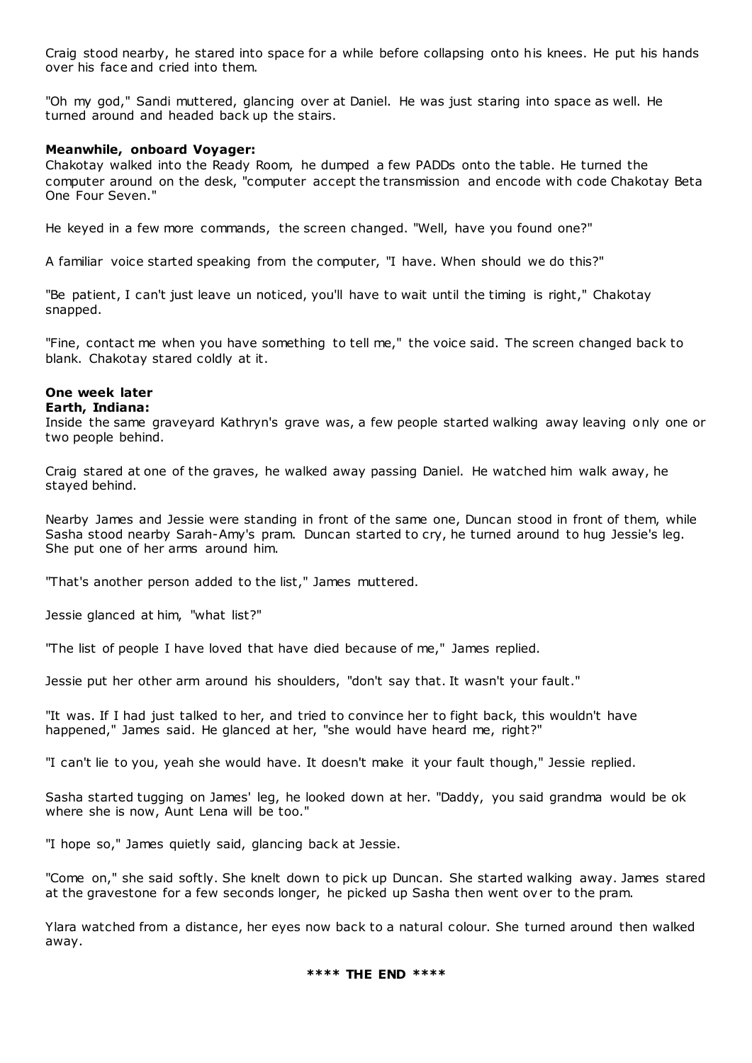Craig stood nearby, he stared into space for a while before collapsing onto his knees. He put his hands over his face and cried into them.

"Oh my god," Sandi muttered, glancing over at Daniel. He was just staring into space as well. He turned around and headed back up the stairs.

**Meanwhile, onboard Voyager:**
Chakotay walked into the Ready Room, he dumped a few PADDs onto the table. He turned the computer around on the desk, "computer accept the transmission and encode with code Chakotay Beta One Four Seven."

He keyed in a few more commands, the screen changed. "Well, have you found one?"

A familiar voice started speaking from the computer, "I have. When should we do this?"

"Be patient, I can't just leave un noticed, you'll have to wait until the timing is right," Chakotay snapped.

"Fine, contact me when you have something to tell me," the voice said. The screen changed back to blank. Chakotay stared coldly at it.

**One week later**
**Earth, Indiana:**
Inside the same graveyard Kathryn's grave was, a few people started walking away leaving only one or two people behind.

Craig stared at one of the graves, he walked away passing Daniel. He watched him walk away, he stayed behind.

Nearby James and Jessie were standing in front of the same one, Duncan stood in front of them, while Sasha stood nearby Sarah-Amy's pram. Duncan started to cry, he turned around to hug Jessie's leg. She put one of her arms around him.

"That's another person added to the list," James muttered.

Jessie glanced at him, "what list?"

"The list of people I have loved that have died because of me," James replied.

Jessie put her other arm around his shoulders, "don't say that. It wasn't your fault."

"It was. If I had just talked to her, and tried to convince her to fight back, this wouldn't have happened," James said. He glanced at her, "she would have heard me, right?"

"I can't lie to you, yeah she would have. It doesn't make it your fault though," Jessie replied.

Sasha started tugging on James' leg, he looked down at her. "Daddy, you said grandma would be ok where she is now, Aunt Lena will be too."

"I hope so," James quietly said, glancing back at Jessie.

"Come on," she said softly. She knelt down to pick up Duncan. She started walking away. James stared at the gravestone for a few seconds longer, he picked up Sasha then went over to the pram.

Ylara watched from a distance, her eyes now back to a natural colour. She turned around then walked away.

**\*\*\*\* THE END \*\*\*\***